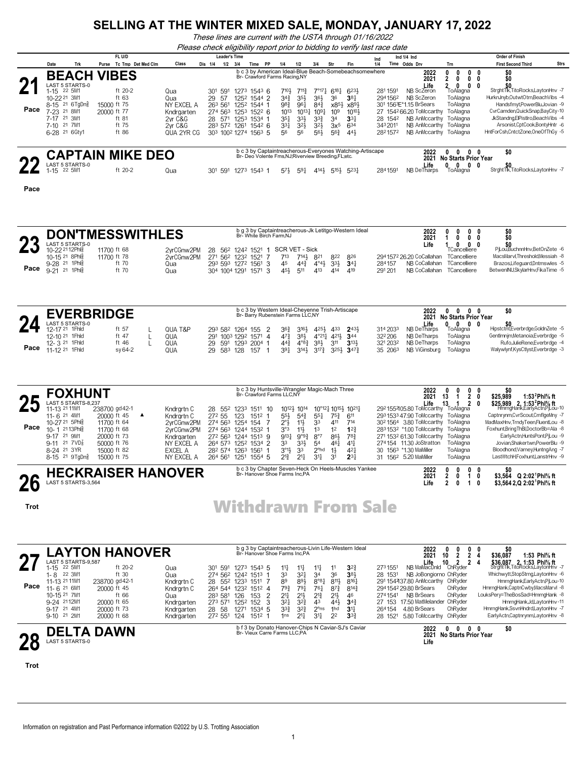# SELLING AT THE WINTER MIXED SALE, MONDAY, JANUARY 17, 2022

*These lines are current with the USTA through 01/16/2022*

*Please check eligibility report prior to bidding to verify last race date*

---

## 21 BEACH VIBES — Pace

b c 3 by American Ideal-Blue Beach-Somebeachsomewhere
Br- Crawford Farms Racing,NY

LAST 5 STARTS-0

| Year | Starts | 1st | 2nd | 3rd | Earnings |
|---|---|---|---|---|---|
| 2022 | 0 | 0 | 0 | 0 | $0 |
| 2021 | 2 | 0 | 0 | 0 | $0 |
| Life | 2 | 0 | 0 | 0 | $0 |

| Date | Trk | Purse | FL U/D Tc Tmp Det Med Clm | Class | Dis 1/4 | 1/2 | 3/4 | Time | PP | 1/4 | 1/2 | 3/4 | Str | Fin | Ind 1/4 | Ind Time | Odds Drv | Trn | Order of Finish | Strs |
|---|---|---|---|---|---|---|---|---|---|---|---|---|---|---|---|---|---|---|---|---|
| 1-15 22 | 5M1 | | ft 20-2 | Qua | 30¹ | 59¹ | 127³ | 154³ | 6 | 7¹⁰½ | 7¹¹¾ | 7°¹⁷¼ | 6¹⁸¼ | 6²³½ | 28¹ | 159¹ | NB ScZeron | ToAlagna | StrghtTlk,TitoRocks,LaytonHnv | 7 |
| 10-22 21 | 3M1 | | ft 63 | Qua | 29 | 57 | 125² | 154⁴ | 2 | 3⁴¾ | 3⁵½ | 3⁶½ | 3⁶ | 3⁸¾ | 29⁴ | 156² | NB ScZeron | ToAlagna | HurknJnyb,OutwtOtrn,BeachVibs | 4 |
| 8-15 21 | 6TgDn⅝ | 15000 | ft 75 | NY EXCEL A | 26³ | 56¹ | 125² | 154⁴ | 1 | 9⁸¾ | 9⁶¼ | 8⁴¾ | x8⁵½ | x8⁹½ | 30¹ | 156³ | E*1.15 BrSears | ToAlagna | Handsfmyt,PowerBlu,Jovian | 9 |
| 7-23 21 | 8M1 | 20000 | ft 77 | Kndrgarten | 27⁴ | 56³ | 125³ | 152² | 6 | 10¹³ | 10¹³¼ | 10⁹¼ | 10⁹ | 10¹⁰½ | 27 | 154² | 66.20 ToMccarthy | ToAlagna | CvrCamden,QuickSnap,BayCity | 10 |
| 7-17 21 | 3M1 | | ft 81 | 2yr C&G | 28 | 57¹ | 125³ | 153⁴ | 1 | 3⁵½ | 3³½ | 3³¾ | 3⁴ | 3³¼ | 28 | 154² | NB AnMccarthy | ToAlagna | JkStandng,ElPistlro,BeachVibs | 4 |
| 7-10 21 | 7M1 | | ft 75 | 2yr C&G | 28³ | 57² | 126¹ | 154² | 6 | 3³¼ | 3²½ | 3²½ | 3x⁵ | 6³⁴ | 34³ | 201¹ | NB AnMccarthy | ToAlagna | Arsonist,CptCook,BontyHntr | 6 |
| 6-28 21 | 6Gty1 | | ft 86 | QUA 2YR CG | 30³ | 100² | 127⁴ | 156³ | 5 | 5⁶ | 5⁶ | 5⁶½ | 5⁶¾ | 4⁴½ | 28² | 157² | NB AnMccarthy | ToAlagna | HntForCsh,CntctZone,OneOfThGy | 5 |

---

## 22 CAPTAIN MIKE DEO — Pace

b c 3 by Captaintreacherous-Everyones Watching-Artiscape
Br- Deo Volente Fms,NJ;Riverview Breeding,FL;etc.

LAST 5 STARTS-0

| Year | Starts | 1st | 2nd | 3rd | Earnings |
|---|---|---|---|---|---|
| 2022 | 0 | 0 | 0 | 0 | $0 |
| 2021 | No Starts Prior Year | | | | |
| Life | 0 | 0 | 0 | 0 | $0 |

| Date | Trk | Purse | FL U/D Tc Tmp Det Med Clm | Class | Dis 1/4 | 1/2 | 3/4 | Time | PP | 1/4 | 1/2 | 3/4 | Str | Fin | Ind 1/4 | Ind Time | Odds Drv | Trn | Order of Finish | Strs |
|---|---|---|---|---|---|---|---|---|---|---|---|---|---|---|---|---|---|---|---|---|
| 1-15 22 | 5M1 | | ft 20-2 | Qua | 30¹ | 59¹ | 127³ | 154³ | 1 | 5⁷½ | 5⁹¼ | 4¹⁴½ | 5¹⁵½ | 5²³¼ | 28⁴ | 159¹ | NB DeTharps | ToAlagna | StrghtTlk,TitoRocks,LaytonHnv | 7 |

---

## 23 DON'TMESSWITHLES — Pace

b g 3 by Captaintreacherous-Jk Letitgo-Western Ideal
Br- White Birch Farm,NJ

LAST 5 STARTS-0

| Year | Starts | 1st | 2nd | 3rd | Earnings |
|---|---|---|---|---|---|
| 2022 | 0 | 0 | 0 | 0 | $0 |
| 2021 | 1 | 0 | 0 | 0 | $0 |
| Life | 1 | 0 | 0 | 0 | $0 |

| Date | Trk | Purse | FL U/D Tc Tmp Det Med Clm | Class | Dis 1/4 | 1/2 | 3/4 | Time | PP | 1/4 | 1/2 | 3/4 | Str | Fin | Ind 1/4 | Ind Time | Odds Drv | Trn | Order of Finish | Strs |
|---|---|---|---|---|---|---|---|---|---|---|---|---|---|---|---|---|---|---|---|---|
| 10-22 21 | 12Phl⅝ | 11700 | ft 68 | 2yrCGnw2PM | 28 | 56² | 124² | 152¹ | 1 | SCR VET - Sick | | | | | | | | TCancelliere | PjLou,BuchnnHnv,BetOnZete | 6 |
| 10-15 21 | 8Phl⅝ | 11700 | ft 78 | 2yrCGnw2PM | 27¹ | 56² | 123² | 152¹ | 7 | 7¹³ | 7¹⁴½ | 8²¹ | 8²² | 8²⁶ | 29⁴ | 157² | 26.20 CoCallahan | TCancelliere | MacsMarvl,Threshold,Messiah | 8 |
| 9-28 21 | 1Phl⅝ | | ft 70 | Qua | 29³ | 59³ | 127² | 156¹ | 3 | 4⁵ | 4⁴¾ | 4°⁴½ | 3³½ | 3⁴¼ | 28⁴ | 157 | NB CoCallahan | TCancelliere | Brazos,Lifeguard,Dntmswles | 5 |
| 9-21 21 | 1Phl⅝ | | ft 70 | Qua | 30⁴ | 100⁴ | 129¹ | 157¹ | 3 | 4⁵½ | 5¹¹ | 4¹³ | 4¹⁴ | 4¹⁹ | 29¹ | 201 | NB CoCallahan | TCancelliere | BetweenINU,SkylarHnv,FikaTime | 5 |

---

## 24 EVERBRIDGE — Pace

b c 3 by Western Ideal-Cheyenne Trish-Artiscape
Br- Barry Rubenstein Farms LLC,NY

LAST 5 STARTS-0

| Year | Starts | 1st | 2nd | 3rd | Earnings |
|---|---|---|---|---|---|
| 2022 | 0 | 0 | 0 | 0 | $0 |
| 2021 | No Starts Prior Year | | | | |
| Life | 0 | 0 | 0 | 0 | $0 |

| Date | Trk | Purse | FL U/D Tc Tmp Det Med Clm | Class | Dis 1/4 | 1/2 | 3/4 | Time | PP | 1/4 | 1/2 | 3/4 | Str | Fin | Ind 1/4 | Ind Time | Odds Drv | Trn | Order of Finish | Strs |
|---|---|---|---|---|---|---|---|---|---|---|---|---|---|---|---|---|---|---|---|---|
| 12-17 21 | 1Fhld | | ft 57 L | QUA T&P | 29³ | 58² | 126⁴ | 155 | 2 | 3⁶¾ | 3¹⁶½ | 4²⁵½ | 4³³ | 2⁴³½ | 31⁴ | 203³ | NB DeTharps | ToAlagna | Hipstctnt,Everbrdge,GoldnZete | 5 |
| 12-10 21 | 1Fhld | | ft 47 L | QUA | 29¹ | 100³ | 129² | 157¹ | 4 | 4⁷¾ | 3⁸½ | 4°²¹¼ | 4²¹½ | 3⁴⁴ | 32² | 206 | NB DeTharps | ToAlagna | Gentlmnjm,Metanoia,Everbrdge | 5 |
| 12- 3 21 | 1Fhld | | ft 46 L | QUA | 29 | 59¹ | 129³ | 200⁴ | 1 | 4⁴¾ | 4°⁶¾ | 3⁸½ | 3¹¹ | 3¹³½ | 32¹ | 203² | NB DeTharps | ToAlagna | Rufo,JulieRene,Everbrdge | 4 |
| 11-12 21 | 1Fhld | | sy 64-2 | QUA | 29 | 58³ | 128 | 157 | 1 | 3⁹¼ | 3¹⁴½ | 3¹⁷¾ | 3²⁵½ | 3⁴⁷¾ | 35 | 206³ | NB ViGinsburg | ToAlagna | Walywlynf,KysCtlyst,Everbrdge | 3 |

---

## 25 FOXHUNT — Pace

b c 3 by Huntsville-Wrangler Magic-Mach Three
Br- Crawford Farms LLC,NY

LAST 5 STARTS-8,237

| Year | Starts | 1st | 2nd | 3rd | Earnings | Mark |
|---|---|---|---|---|---|---|
| 2022 | 0 | 0 | 0 | 0 | $0 | |
| 2021 | 13 | 1 | 2 | 0 | $25,989 | 1:53²Phl⅝ ft |
| Life | 13 | 1 | 2 | 0 | $25,989 | 2, 1:53²Phl⅝ ft |

| Date | Trk | Purse | FL U/D Tc Tmp Det Med Clm | Class | Dis 1/4 | 1/2 | 3/4 | Time | PP | 1/4 | 1/2 | 3/4 | Str | Fin | Ind 1/4 | Ind Time | Odds Drv | Trn | Order of Finish | Strs |
|---|---|---|---|---|---|---|---|---|---|---|---|---|---|---|---|---|---|---|---|---|
| 11-13 21 | 11M1 | 238700 | gd 42-1 | Kndrgrtn C | 28 | 55² | 123³ | 151¹ | 10 | 10¹²½ | 10¹⁴ | 10°¹²¼ | 10¹⁵½ | 10²¹¼ | 29² | 155² | 105.80 ToMccarthy | ToAlagna | HmrngHank,EarlyActn,PjLou | 10 |
| 11- 6 21 | 4M1 | 20000 | ft 45 ▲ | Kndrgrtn C | 27² | 55 | 123 | 151² | 1 | 5⁵½ | 5⁴¾ | 5⁵¾ | 7⁵¾ | 6¹¹ | 29³ | 153³ | 47.90 ToMccarthy | ToAlagna | Captnrynm,CvrScout,CmflgeMny | 7 |
| 10-27 21 | 5Phl⅝ | 11700 | ft 64 | 2yrCGnw2PM | 27⁴ | 56³ | 125⁴ | 154 | 7 | 2°½ | 1½ | 3³ | 4¹¹ | 7¹⁴ | 30² | 156⁴ | 3.80 ToMccarthy | ToAlagna | MadMaxHnv,TrndyTeen,FluentLou | 8 |
| 10- 1 21 | 13Phl⅝ | 11700 | ft 68 | 2yrCGnw2PM | 27⁴ | 56³ | 124⁴ | 153² | 1 | 3°³ | 1½ | 1³ | 1² | 1²¾ | 28³ | 153² | *1.00 ToMccarthy | ToAlagna | Foxhunt,BringThBl,DoctorBb=Ala | 8 |
| 9-17 21 | 9M1 | 20000 | ft 73 | Kndrgarten | 27² | 56³ | 124⁴ | 151³ | 9 | 9¹³¼ | 9°⁹¾ | 8°⁷ | 8⁶½ | 7⁸¾ | 27¹ | 153² | 61.30 ToMccarthy | ToAlagna | EarlyActn,HuntsPont,PjLou | 9 |
| 9-11 21 | 7VD⅞ | 50000 | ft 76 | NY EXCEL A | 26⁴ | 57³ | 125² | 153⁴ | 2 | 3³ | 3³½ | 5⁴ | 4⁶¼ | 4¹½ | 27⁴ | 154 | 11.30 JoStratton | ToAlagna | Jovian,Shakertwn,PowerBlu | 9 |
| 8-24 21 | 3YR | 15000 | ft 82 | EXCEL A | 28² | 57⁴ | 126³ | 156¹ | 1 | 3°1½ | 3³ | 2°hd | 1½ | 4²¼ | 30 | 156³ | *1.30 MaMiller | ToAlagna | Bloodhond,Varney,HuntngAng | 7 |
| 8-15 21 | 9TgDn⅝ | 15000 | ft 75 | NY EXCEL A | 26⁴ | 56¹ | 125¹ | 155⁴ | 5 | 2¹¾ | 2¹½ | 3¹¾ | 3¹ | 2³¼ | 31 | 156² | 5.20 MaMiller | ToAlagna | LastWtchH,Foxhunt,LanstrHnv | 9 |

---

## 26 HECKRAISER HANOVER — Trot

b c 3 by Chapter Seven-Heck On Heels-Muscles Yankee
Br- Hanover Shoe Farms Inc,PA

LAST 5 STARTS-3,564

| Year | Starts | 1st | 2nd | 3rd | Earnings | Mark |
|---|---|---|---|---|---|---|
| 2022 | 0 | 0 | 0 | 0 | $0 | |
| 2021 | 2 | 0 | 1 | 0 | $3,564 | Q 2:02¹Phl⅝ ft |
| Life | 2 | 0 | 1 | 0 | $3,564 | 2,Q 2:02¹Phl⅝ ft |

**Withdrawn From Sale**

---

## 27 LAYTON HANOVER — Pace

b g 3 by Captaintreacherous-Livin Life-Western Ideal
Br- Hanover Shoe Farms Inc,PA

LAST 5 STARTS-9,587

| Year | Starts | 1st | 2nd | 3rd | Earnings | Mark |
|---|---|---|---|---|---|---|
| 2022 | 0 | 0 | 0 | 0 | $0 | |
| 2021 | 10 | 2 | 2 | 4 | $36,087 | 1:53 Phl⅝ ft |
| Life | 10 | 2 | 2 | 4 | $36,087 | 2, 1:53 Phl⅝ ft |

| Date | Trk | Purse | FL U/D Tc Tmp Det Med Clm | Class | Dis 1/4 | 1/2 | 3/4 | Time | PP | 1/4 | 1/2 | 3/4 | Str | Fin | Ind 1/4 | Ind Time | Odds Drv | Trn | Order of Finish | Strs |
|---|---|---|---|---|---|---|---|---|---|---|---|---|---|---|---|---|---|---|---|---|
| 1-15 22 | 5M1 | | ft 20-2 | Qua | 30¹ | 59¹ | 127³ | 154³ | 5 | 1¹¼ | 1¹½ | 1¹¾ | 1¹ | 3²¾ | 27³ | 155¹ | NB MaMacDnld | ChRyder | StrghtTlk,TitoRocks,LaytonHnv | 7 |
| 1- 8 22 | 3M1 | | ft 30 | Qua | 27⁴ | 56² | 124² | 151³ | 1 | 3³ | 3²¼ | 3⁴ | 3⁶ | 3⁸½ | 28 | 153¹ | NB JoBongiorno | ChRyder | Whichwytt,StopStrng,LaytonHnv | 6 |
| 11-13 21 | 11M1 | 238700 | gd 42-1 | Kndrgrtn C | 28 | 55² | 123³ | 151¹ | 7 | 8⁹ | 8⁹½ | 8°⁸¼ | 8¹¹½ | 8¹⁶¼ | 29¹ | 154² | 37.80 AnMccarthy | ChRyder | HmrngHank,EarlyActn,PjLou | 10 |
| 11- 6 21 | 6M1 | 20000 | ft 45 | Kndrgrtn C | 26⁴ | 54⁴ | 123² | 151² | 4 | 7⁹¾ | 7⁹½ | 7⁶¼ | 8⁷¾ | 8¹⁴¾ | 29⁴ | 154² | 29.80 BrSears | ChRyder | HmrngHank,CaptnCwby,MacsMarvl | 8 |
| 10-15 21 | 7M1 | | ft 66 | Qua | 28³ | 58¹ | 126 | 153 | 2 | 2¹½ | 2¹½ | 2¹¾ | 2¹½ | 4⁶ | 27⁴ | 154¹ | NB BrSears | ChRyder | LouksPery=TheBosSad=HmrngHank | 8 |
| 9-24 21 | 12M1 | 20000 | ft 65 | Kndrgarten | 27³ | 57¹ | 125² | 152 | 3 | 3²½ | 3²¾ | 4³ | 4⁴½ | 3⁴¾ | 27 | 153 | 17.50 MatMelander | ChRyder | HmrngHank,Jd,LaytonHnv | 11 |
| 9-17 21 | 4M1 | 20000 | ft 73 | Kndrgarten | 28 | 58 | 127¹ | 153⁴ | 5 | 3³¾ | 3²¾ | 2°ns | 1hd | 3¹¼ | 26⁴ | 154 | 4.80 BrSears | ChRyder | HmrngHank,SsvnHndrd,LaytonHnv | 7 |
| 9-10 21 | 2M1 | 20000 | ft 68 | Kndrgarten | 27² | 55¹ | 124 | 151² | 1 | 1ns | 2¹½ | 3¹¼ | 2² | 3³¾ | 28 | 152¹ | 5.80 ToMccarthy | ChRyder | EarlyActn,Captnrynm,LaytonHnv | 8 |

---

## 28 DELTA DAWN — Trot

b f 3 by Donato Hanover-Chips N Caviar-SJ's Caviar
Br- Vieux Carre Farms LLC,PA

LAST 5 STARTS-0

| Year | Starts | 1st | 2nd | 3rd | Earnings |
|---|---|---|---|---|---|
| 2022 | 0 | 0 | 0 | 0 | $0 |
| 2021 | No Starts Prior Year | | | | |
| Life | | | | | |

---

Information on registration and Past Performance information ©2022 by U.S. Trotting Association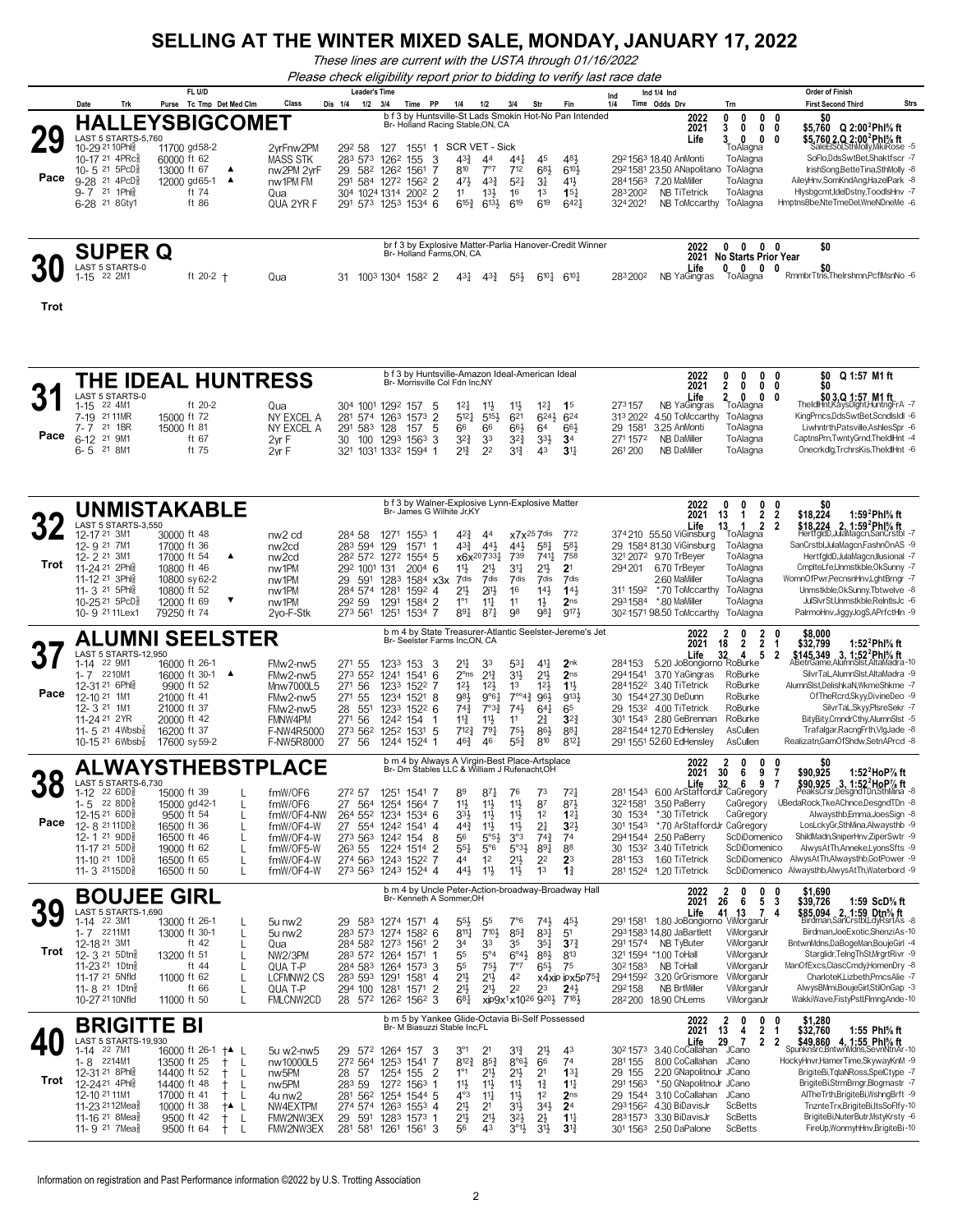# SELLING AT THE WINTER MIXED SALE, MONDAY, JANUARY 17, 2022

*These lines are current with the USTA through 01/16/2022*
*Please check eligibility report prior to bidding to verify last race date*

---

## 29 HALLEYSBIGCOMET — Pace

b f 3 by Huntsville-St Lads Smokin Hot-No Pan Intended
Br- Holland Racing Stable,ON, CA

LAST 5 STARTS-5,760

| Year | Starts | 1st | 2nd | 3rd | Earnings | Mark |
|---|---|---|---|---|---|---|
| 2022 | 0 | 0 | 0 | 0 | $0 | |
| 2021 | 3 | 0 | 0 | 0 | $5,760 | Q 2:00²Phl⅝ ft |
| Life | 3 | 0 | 0 | 0 | $5,760 | 2 Q 2:00²Phl⅝ ft |

| Date | Trk | Purse | Tc Tmp Det | Class | Leader's Time | PP | 1/4 | 1/2 | 3/4 | Str | Fin | Ind Time | Odds | Drv | Trn | Order of Finish |
|---|---|---|---|---|---|---|---|---|---|---|---|---|---|---|---|---|
| 10-29 21 | 10Phl⅝ | 11700 | gd58-2 | 2yrFnw2PM | 29² 58 127 155¹ | 1 | SCR VET - Sick | | | | | | | | ToAlagna | SaleBSol,SthMolly,MikiRose -5 |
| 10-17 21 | 4PRc⅝ | 60000 | ft 62 | MASS STK | 28³ 57³ 126² 155 | 3 | 4³¾ | 4⁴ | 4⁴½ | 4⁵ | 4⁸½ | 29²156³ | 18.40 | AnMonti | ToAlagna | SoFlo,DdsSwtBet,Shaktfscr -7 |
| 10-5 21 | 5PcD⅝ | 13000 | ft 67 ▲ | nw2PM 2yrF | 29 58² 126² 156¹ | 7 | 8¹⁰ | 7°⁷ | 7¹² | 6⁸½ | 6¹⁰½ | 29²158¹ | 23.50 | ANapolitano | ToAlagna | IrishSong,BetteTina,SthMolly -8 |
| 9-28 21 | 4PcD⅝ | 12000 | gd65-1 ▲ | nw1PM FM | 29¹ 58⁴ 127² 156² | 2 | 4⁷½ | 4³¾ | 5²¼ | 3¾ | 4¹½ | 28⁴156³ | 7.20 | MaMiller | ToAlagna | AileyHnv,SomKndAng,HazelPark -8 |
| 9-7 21 | 1Phl⅝ | | ft 74 | Qua | 30⁴ 102⁴ 131⁴ 200² | 2 | 1¹ | 1³½ | 1⁶ | 1³ | 1⁵¾ | 28³200² | NB | TiTetrick | ToAlagna | Hlysbgcmt,IdelDstny,ToodlsHnv -7 |
| 6-28 21 | 8Gty1 | | ft 86 | QUA 2YR F | 29¹ 57³ 125³ 153⁴ | 6 | 6¹⁵¾ | 6¹³½ | 6¹⁹ | 6¹⁹ | 6⁴²¼ | 32⁴202¹ | NB | ToMccarthy | ToAlagna | HmptnsBbe,NteTmeDel,WneNDneMe -6 |

---

## 30 SUPER Q — Trot

br f 3 by Explosive Matter-Parlia Hanover-Credit Winner
Br- Holland Farms,ON, CA

LAST 5 STARTS-0

| Year | Starts | 1st | 2nd | 3rd | Earnings |
|---|---|---|---|---|---|
| 2022 | 0 | 0 | 0 | 0 | $0 |
| 2021 | No Starts Prior Year | | | | |
| Life | 0 | 0 | 0 | 0 | $0 |

| Date | Trk | Purse | Tc Tmp Det | Class | Leader's Time | PP | 1/4 | 1/2 | 3/4 | Str | Fin | Ind Time | Odds | Drv | Trn | Order of Finish |
|---|---|---|---|---|---|---|---|---|---|---|---|---|---|---|---|---|
| 1-15 22 | 2M1 | | ft 20-2 † | Qua | 31 100³ 130⁴ 158² | 2 | 4³¼ | 4³¾ | 5⁵½ | 6¹⁰¼ | 6¹⁰¼ | 28³200² | NB | YaGingras | ToAlagna | RmmbrTtns,TheIrshmn,PcflMsnNo -6 |

---

## 31 THE IDEAL HUNTRESS — Pace

b f 3 by Huntsville-Amazon Ideal-American Ideal
Br- Morrisville Col Fdn Inc,NY

LAST 5 STARTS-0

| Year | Starts | 1st | 2nd | 3rd | Earnings | Mark |
|---|---|---|---|---|---|---|
| 2022 | 0 | 0 | 0 | 0 | $0 | Q 1:57 M1 ft |
| 2021 | 2 | 0 | 0 | 0 | $0 | |
| Life | 2 | 0 | 0 | 0 | $0 | 3,Q 1:57 M1 ft |

| Date | Trk | Purse | Tc Tmp Det | Class | Leader's Time | PP | 1/4 | 1/2 | 3/4 | Str | Fin | Ind Time | Odds | Drv | Trn | Order of Finish |
|---|---|---|---|---|---|---|---|---|---|---|---|---|---|---|---|---|
| 1-15 22 | 4M1 | | ft 20-2 | Qua | 30⁴ 100¹ 129² 157 | 5 | 1²½ | 1¹½ | 1¹½ | 1²¼ | 1⁵ | 27³157 | NB | YaGingras | ToAlagna | TheIdlHnt,KaysDlght,HuntngFrA -7 |
| 7-19 21 | 11MR | 15000 | ft 72 | NY EXCEL A | 28¹ 57⁴ 126³ 157³ | 2 | 5¹²½ | 5¹⁵½ | 6²¹ | 6²⁴½ | 6²⁴ | 31³202² | 4.50 | ToMccarthy | ToAlagna | KingPrncs,DdsSwtBet,ScndlsIdl -6 |
| 7-7 21 | 1BR | 15000 | ft 81 | NY EXCEL A | 29¹ 58³ 128 157 | 5 | 6⁶ | 6⁶ | 6⁶½ | 6⁴ | 6⁶½ | 29 158¹ | 3.25 | AnMonti | ToAlagna | Liwhntrth,Patsville,AshlesSpr -6 |
| 6-12 21 | 9M1 | | ft 67 | 2yr F | 30 100 129³ 156³ | 3 | 3²¾ | 3³ | 3²¾ | 3³½ | 3⁴ | 27¹157² | NB | DaMiller | ToAlagna | CaptnsPrn,TwntyGrnd,TheIdlHnt -4 |
| 6-5 21 | 8M1 | | ft 75 | 2yr F | 32¹ 103¹ 133² 159⁴ | 1 | 2¹¾ | 2² | 3¹¾ | 4³ | 3¹¾ | 26¹200 | NB | DaMiller | ToAlagna | Onecrkdlg,TrchrsKis,TheIdlHnt -6 |

---

## 32 UNMISTAKABLE — Trot

b f 3 by Walner-Explosive Lynn-Explosive Matter
Br- James G Wilhite Jr,KY

LAST 5 STARTS-3,550

| Year | Starts | 1st | 2nd | 3rd | Earnings | Mark |
|---|---|---|---|---|---|---|
| 2022 | 0 | 0 | 0 | 0 | $0 | |
| 2021 | 13 | 1 | 2 | 2 | $18,224 | 1:59²Phl⅝ ft |
| Life | 13 | 1 | 2 | 2 | $18,224 | 2, 1:59²Phl⅝ ft |

| Date | Trk | Purse | Tc Tmp Det | Class | Leader's Time | PP | 1/4 | 1/2 | 3/4 | Str | Fin | Ind Time | Odds | Drv | Trn | Order of Finish |
|---|---|---|---|---|---|---|---|---|---|---|---|---|---|---|---|---|
| 12-17 21 | 3M1 | 30000 | ft 48 | nw2 cd | 28⁴ 58 127¹ 155³ | 1 | 4²¾ | 4⁴ | x7x²⁵ | 7dis | 7⁷² | 37⁴210 | 55.50 | ViGinsburg | ToAlagna | HertfgldD,JulaMagcn,SanCrstbl -7 |
| 12-9 21 | 7M1 | 17000 | ft 36 | nw2cd | 28³ 59⁴ 129 157¹ | 1 | 4³¾ | 4⁴½ | 4⁴½ | 5⁸¼ | 5⁸¾ | 29 158⁴ | 81.30 | ViGinsburg | ToAlagna | SanCrstbl,JulaMagcn,FashnOnAS -9 |
| 12-2 21 | 3M1 | 17000 | ft 54 ▲ | nw2cd | 28² 57² 127² 155⁴ | 5 | x6x²⁰ | 7³³¼ | 7³⁹ | 7⁴¹¼ | 7⁵⁸ | 32¹207² | 9.70 | TrBeyer | ToAlagna | HertfgldD,JulaMagcn,Ilusional -7 |
| 11-24 21 | 2Phl⅝ | 10800 | ft 46 | nw1PM | 29² 100¹ 131 200⁴ | 6 | 1¹½ | 2¹½ | 3¹¼ | 2¹½ | 2¹ | 29⁴201 | 6.70 | TrBeyer | ToAlagna | CmplteLfe,Unmstkble,OkSunny -7 |
| 11-12 21 | 3Phl⅝ | 10800 | sy62-2 | nw1PM | 29 59¹ 128³ 158⁴ | x3x | 7dis | 7dis | 7dis | 7dis | 7dis | | 2.60 | MaMiller | ToAlagna | WomnOfPwr,PecnsnHnv,LghtBrngr -7 |
| 11-3 21 | 5Phl⅝ | 10800 | ft 52 | nw1PM | 28⁴ 57⁴ 128¹ 159² | 4 | 2¹½ | 2¹½ | 1⁶ | 1⁴½ | 1⁴½ | 31¹159² | *.70 | ToMccarthy | ToAlagna | Unmstkble,OkSunny,Tbtwelve -8 |
| 10-25 21 | 5PcD⅝ | 12000 | ft 69 ▼ | nw1PM | 29² 59 129¹ 158⁴ | 2 | 1°¹ | 1¹½ | 1¹ | 1½ | 2ns | 29³158⁴ | *.80 | MaMiller | ToAlagna | JulSlvrSt,Unmstkble,ReIntlsJc -6 |
| 10-9 21 | 11Lex1 | 79250 | ft 74 | 2yo-F-Stk | 27³ 56¹ 125¹ 153⁴ | 7 | 8⁹¾ | 8⁷½ | 9⁸ | 9⁸½ | 9¹⁷½ | 30²157¹ | 98.50 | ToMccarthy | ToAlagna | PalrmoHnv,JiggyJogS,APrfctHn -9 |

---

## 37 ALUMNI SEELSTER — Pace

b m 4 by State Treasurer-Atlantic Seelster-Jereme's Jet
Br- Seelster Farms Inc,ON, CA

LAST 5 STARTS-12,950

| Year | Starts | 1st | 2nd | 3rd | Earnings | Mark |
|---|---|---|---|---|---|---|
| 2022 | 2 | 0 | 2 | 0 | $8,000 | |
| 2021 | 18 | 2 | 2 | 1 | $32,799 | 1:52²Phl⅝ ft |
| Life | 32 | 4 | 5 | 2 | $145,349 | 3, 1:52²Phl⅝ ft |

| Date | Trk | Purse | Tc Tmp Det | Class | Leader's Time | PP | 1/4 | 1/2 | 3/4 | Str | Fin | Ind Time | Odds | Drv | Trn | Order of Finish |
|---|---|---|---|---|---|---|---|---|---|---|---|---|---|---|---|---|
| 1-14 22 | 9M1 | 16000 | ft 26-1 | FMw2-nw5 | 27¹ 55 123³ 153 | 3 | 2¹¾ | 3³ | 5³¾ | 4¹½ | 2nk | 28⁴153 | 5.20 | JoBongiorno | RoBurke | ABetrGame,AlumnSlst,AltaMadra-10 |
| 1-7 22 | 10M1 | 16000 | ft 30-1 ▲ | FMw2-nw5 | 27³ 55² 124¹ 154¹ | 6 | 2°ns | 2¹¾ | 3¹½ | 2¹½ | 2ns | 29⁴154¹ | 3.70 | YaGingras | RoBurke | SilvrTaL,AlumnSlst,AltaMadra -9 |
| 12-31 21 | 6Phl⅝ | 9900 | ft 52 | Mnw7000L5 | 27¹ 56 123³ 152² | 7 | 1²½ | 1²½ | 1³ | 1²½ | 1¹½ | 28⁴152² | 3.40 | TiTetrick | RoBurke | AlumnSlst,DelishkaN,WkmeShkme -7 |
| 12-10 21 | 1M1 | 21000 | ft 41 | FMw2-nw5 | 27¹ 55 123⁴ 152¹ | 8 | 9⁸½ | 9°⁶¼ | 7°°⁴¾ | 9⁶½ | 9¹³½ | 30 154⁴ | 27.30 | DeDunn | RoBurke | OfTheRcrd,Skyy,DivineDeo -9 |
| 12-3 21 | 1M1 | 21000 | ft 37 | FMw2-nw5 | 28 55¹ 123³ 152² | 6 | 7⁴¾ | 7°³¾ | 7⁴½ | 6⁴¼ | 6⁵ | 29 153² | 4.00 | TiTetrick | RoBurke | SilvrTaL,Skyy,PlsreSekr -7 |
| 11-24 21 | 2YR | 20000 | ft 42 | FMNW4PM | 27¹ 56 124² 154 | 1 | 1¹¾ | 1¹½ | 1¹ | 2¾ | 3²¾ | 30¹154³ | 2.80 | GeBrennan | RoBurke | BityBity,CmndrCthy,AlumnSlst -5 |
| 11-5 21 | 4Wbsb⅞ | 16200 | ft 37 | F-NW4R5000 | 27³ 56² 125² 153¹ | 5 | 7¹²¾ | 7⁹½ | 7⁵½ | 8⁶½ | 8⁸¼ | 28²154⁴ | 12.70 | EdHensley | AsCullen | Trafalgar,RacngFrth,VlgJade -8 |
| 10-15 21 | 6Wbsb⅞ | 17600 | sy59-2 | F-NW5R8000 | 27 56 124⁴ 152⁴ | 1 | 4⁶¾ | 4⁶ | 5⁵¾ | 8¹⁰ | 8¹²¼ | 29¹155¹ | 52.60 | EdHensley | AsCullen | Realizatn,GamOfShdw,SetnAPrcd -8 |

---

## 38 ALWAYSTHEBSTPLACE — Pace

b m 4 by Always A Virgin-Best Place-Artsplace
Br- Dm Stables LLC & William J Rufenacht,OH

LAST 5 STARTS-6,730

| Year | Starts | 1st | 2nd | 3rd | Earnings | Mark |
|---|---|---|---|---|---|---|
| 2022 | 2 | 0 | 0 | 0 | $0 | |
| 2021 | 30 | 6 | 9 | 7 | $90,925 | 1:52²HoP⅞ ft |
| Life | 32 | 6 | 9 | 7 | $90,925 | 3, 1:52²HoP⅞ ft |

| Date | Trk | Purse | Tc Tmp Det | Class | Leader's Time | PP | 1/4 | 1/2 | 3/4 | Str | Fin | Ind Time | Odds | Drv | Trn | Order of Finish |
|---|---|---|---|---|---|---|---|---|---|---|---|---|---|---|---|---|
| 1-12 22 | 6DD⅝ | 15000 | ft 39 L | fmW/OF6 | 27² 57 125¹ 154¹ | 7 | 8⁹ | 8⁷½ | 7⁶ | 7³ | 7²¼ | 28¹154³ | 6.00 | ArStaffordJr | CaGregory | PeaksCrsr,DesgndTDn,SthMlna -8 |
| 1-5 22 | 8DD⅝ | 15000 | gd42-1 L | fmW/OF6 | 27 56⁴ 125⁴ 156⁴ | 7 | 1¹½ | 1¹½ | 1¹½ | 8⁷ | 8⁷½ | 32²158¹ | 3.50 | PaBerry | CaGregory | UBedaRock,TkeAChnce,DesgndTDn -8 |
| 12-15 21 | 6DD⅝ | 9500 | ft 54 L | fmW/OF4-NW | 26⁴ 55² 123⁴ 153⁴ | 6 | 3³½ | 1¹½ | 1¹½ | 1² | 1²¼ | 30 153⁴ | *.30 | TiTetrick | CaGregory | Alwaysthb,Emma,JoesSign -8 |
| 12-8 21 | 11DD⅝ | 16500 | ft 36 L | fmW/OF4-W | 27 55⁴ 124² 154¹ | 4 | 4⁴¾ | 1¹½ | 1¹½ | 2¾ | 3²½ | 30¹154³ | *.70 | ArStaffordJr | CaGregory | LosLckyGr,SthMlna,Alwaysthb -9 |
| 12-1 21 | 9DD⅝ | 16500 | ft 46 L | fmW/OF4-W | 27³ 56³ 124² 154 | 8 | 5⁶ | 5°⁶½ | 3°³ | 7⁴¾ | 7⁴ | 29⁴154⁴ | 2.50 | PaBerry | ScDiDomenico | ShildMadn,SniperHnv,ZiperSwtr -9 |
| 11-17 21 | 5DD⅝ | 19000 | ft 62 L | fmW/OF5-W | 26³ 55 122⁴ 151⁴ | 2 | 5⁵½ | 5°⁶ | 5°³½ | 8⁹½ | 8⁸ | 30 153² | 3.40 | TiTetrick | ScDiDomenico | AlwysAtTh,Anneke,LyonsSfts -9 |
| 11-10 21 | 1DD⅝ | 16500 | ft 65 L | fmW/OF4-W | 27⁴ 56³ 124³ 152² | 7 | 4⁴ | 1² | 2¹½ | 2² | 2³ | 28¹153 | 1.60 | TiTetrick | ScDiDomenico | AlwysAtTh,Alwaysthb,GotPower -9 |
| 11-3 21 | 15DD⅝ | 16500 | ft 50 L | fmW/OF4-W | 27³ 56³ 124³ 152⁴ | 4 | 4⁴½ | 1¹½ | 1¹½ | 1³ | 1¾ | 28¹152⁴ | 1.20 | TiTetrick | ScDiDomenico | Alwaysthb,AlwysAtTh,Waterbord -9 |

---

## 39 BOUJEE GIRL — Trot

b m 4 by Uncle Peter-Action-broadway-Broadway Hall
Br- Kenneth A Sommer,OH

LAST 5 STARTS-1,690

| Year | Starts | 1st | 2nd | 3rd | Earnings | Mark |
|---|---|---|---|---|---|---|
| 2022 | 2 | 0 | 0 | 0 | $1,690 | |
| 2021 | 26 | 6 | 5 | 3 | $39,726 | 1:59 ScD⅝ ft |
| Life | 41 | 13 | 7 | 4 | $85,094 | 2, 1:59 Dtn⅝ ft |

| Date | Trk | Purse | Tc Tmp Det | Class | Leader's Time | PP | 1/4 | 1/2 | 3/4 | Str | Fin | Ind Time | Odds | Drv | Trn | Order of Finish |
|---|---|---|---|---|---|---|---|---|---|---|---|---|---|---|---|---|
| 1-14 22 | 3M1 | 13000 | ft 26-1 L | 5u nw2 | 29 58³ 127⁴ 157¹ | 4 | 5⁵½ | 5⁵ | 7°⁶ | 7⁴½ | 4⁵½ | 29¹158¹ | 1.80 | JoBongiorno | ViMorganJr | Birdman,SanCrstbl,LdyRsrtAs -8 |
| 1-7 22 | 11M1 | 13000 | ft 30-1 L | 5u nw2 | 28³ 57³ 127⁴ 158² | 6 | 8¹¹½ | 7¹⁰½ | 8⁵¾ | 8³½ | 5¹ | 29³158³ | 14.80 | JaBartlett | ViMorganJr | Birdman,JoeExotic,ShenziAs-10 |
| 12-18 21 | 3M1 | | ft 42 L | Qua | 28⁴ 58² 127³ 156¹ | 2 | 3⁴ | 3³ | 3⁵ | 3⁵½ | 3⁷¾ | 29¹157⁴ | NB | TyButer | ViMorganJr | BntwnWdns,DaBogeMan,BoujeGirl -4 |
| 12-3 21 | 5Dtn⅝ | 13200 | ft 51 L | NW2/3PM | 28³ 57² 126⁴ 157¹ | 1 | 5⁵ | 5°⁴ | 6°⁴¼ | 8⁸½ | 8¹³ | 32¹159⁴ | *1.00 | ToHall | ViMorganJr | Starglidr,TelngThSt,MrgrtRivr -9 |
| 11-23 21 | 1Dtn⅝ | | ft 44 L | QUA T-P | 28⁴ 58³ 126⁴ 157³ | 3 | 5⁵ | 7⁵½ | 7°⁷ | 6⁵½ | 7⁵ | 30²158³ | NB | ToHall | ViMorganJr | ManOfExcs,ClascCmdy,HomenDry -8 |
| 11-17 21 | 5Nfld | 11000 | ft 62 L | LCFMNW2 CS | 28³ 59³ 129¹ 158¹ | 4 | 2¹½ | 2¹½ | 4² | x4xip | iPx5P⁷⁵¾ | 29⁴159² | 3.20 | GrGrismore | ViMorganJr | CharloteK,Lizbeth,PrncsAlie -7 |
| 11-8 21 | 1Dtn⅝ | | ft 66 L | QUA T-P | 29⁴ 100 128¹ 157¹ | 2 | 2¹½ | 2¹½ | 2² | 2³ | 2⁴½ | 29²158 | NB | BrtMiller | ViMorganJr | AlwysBMmi,BoujeGirl,StilOnGap -3 |
| 10-27 21 | 10Nfld | 11000 | ft 50 L | FMLCNW2CD | 28 57² 126² 156² | 3 | 6⁸¼ | xip9x¹x10²⁶ | 9²⁰½ | 7¹⁸½ | | 28²200 | 18.90 | ChLems | ViMorganJr | WakkiWave,FistyPstl,FlmngAnde-10 |

---

## 40 BRIGITTE BI — Trot

b m 5 by Yankee Glide-Octavia Bi-Self Possessed
Br- M Biasuzzi Stable Inc,FL

LAST 5 STARTS-19,930

| Year | Starts | 1st | 2nd | 3rd | Earnings | Mark |
|---|---|---|---|---|---|---|
| 2022 | 2 | 0 | 0 | 0 | $1,280 | |
| 2021 | 13 | 4 | 2 | 1 | $32,760 | 1:55 Phl⅝ ft |
| Life | 29 | 7 | 2 | 2 | $49,860 | 4, 1:55 Phl⅝ ft |

| Date | Trk | Purse | Tc Tmp Det | Class | Leader's Time | PP | 1/4 | 1/2 | 3/4 | Str | Fin | Ind Time | Odds | Drv | Trn | Order of Finish |
|---|---|---|---|---|---|---|---|---|---|---|---|---|---|---|---|---|
| 1-14 22 | 7M1 | 16000 | ft 26-1 †▲ L | 5u w2-nw5 | 29 57² 126⁴ 157 | 3 | 3°¹ | 2¹ | 3¹¾ | 2¹½ | 4³ | 30²157³ | 3.40 | CoCallahan | JCano | Spunknsrc,BntwnWdns,SevnNtnAr-10 |
| 1-8 22 | 14M1 | 13500 | ft 25 † L | nw10000L5 | 27² 56⁴ 125³ 154¹ | 7 | 8¹²¾ | 8⁵¾ | 8°⁶½ | 6⁶ | 7⁴ | 28¹155 | 8.00 | CoCallahan | JCano | HockyHnvr,HamerTime,SkywayKnM -9 |
| 12-31 21 | 8Phl⅝ | 14400 | ft 52 † L | nw5PM | 28 57 125⁴ 155 | 2 | 1°¹ | 2¹½ | 2¹½ | 2¹ | 1³¼ | 29 155 | 2.20 | GNapolitnoJr | JCano | BrigiteBi,TqlaNRoss,SpelCtype -7 |
| 12-24 21 | 4Phl⅝ | 14400 | ft 48 † L | nw5PM | 28³ 59 127² 156³ | 1 | 1¹½ | 1¹½ | 1¹½ | 1¾ | 1¹¾ | 29¹156³ | *.50 | GNapolitnoJr | JCano | BrigiteBi,StrmBrngr,Blogmastr -7 |
| 12-10 21 | 11M1 | 17000 | ft 41 † L | 4u nw2 | 28¹ 56² 125⁴ 154⁴ | 5 | 4°³ | 1¹½ | 1¹½ | 1² | 2ns | 29 154⁴ | 3.10 | CoCallahan | JCano | AlTheTrth,BrigiteBi,WshngBrft -9 |
| 11-23 21 | 12Mea⅝ | 10000 | ft 38 †▲ L | NW4EXTPM | 27⁴ 57⁴ 126³ 155³ | 4 | 2¹½ | 2¹ | 3¹½ | 3⁴¾ | 2⁴ | 29³156² | 4.30 | BiDavisJr | ScBetts | TnznteTrx,BrigiteBi,ItsSoFlfy-10 |
| 11-16 21 | 8Mea⅝ | 9500 | ft 42 † L | FMW2NW3EX | 29 59¹ 128³ 157³ | 1 | 2¹½ | 2¹½ | 3²½ | 2½ | 1¹½ | 28³157³ | 3.30 | BiDavisJr | ScBetts | BrigiteBi,NuterButr,MstyKrsty -6 |
| 11-9 21 | 7Mea⅝ | 9500 | ft 64 † L | FMW2NW3EX | 28¹ 58¹ 126¹ 156¹ | 3 | 5⁶ | 4³ | 3°¹½ | 3¹½ | 3¹¾ | 30¹156³ | 2.50 | DaPalone | ScBetts | FireUp,WonmyhHnv,BrigiteBi-10 |

---

Information on registration and Past Performance information ©2022 by U.S. Trotting Association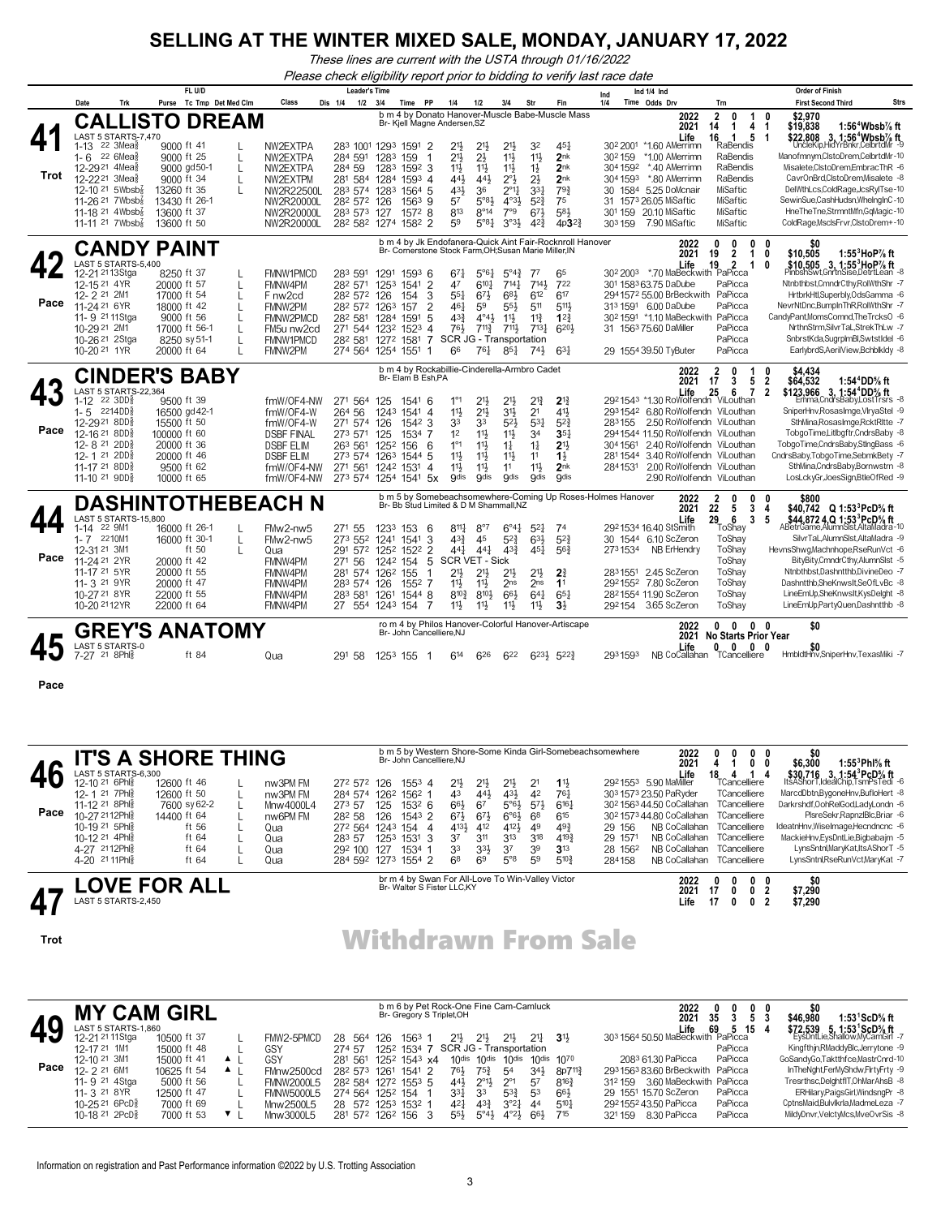# SELLING AT THE WINTER MIXED SALE, MONDAY, JANUARY 17, 2022

*These lines are current with the USTA through 01/16/2022*

*Please check eligibility report prior to bidding to verify last race date*

## 41 — CALLISTO DREAM (Trot)

b m 4 by Donato Hanover-Muscle Babe-Muscle Mass
Br- Kjell Magne Andersen,SZ

LAST 5 STARTS-7,470

| Year | Starts | 1st | 2nd | 3rd | Earnings | Record |
|---|---|---|---|---|---|---|
| 2022 | 2 | 0 | 1 | 0 | $2,970 | |
| 2021 | 14 | 1 | 4 | 1 | $19,838 | 1:56⁴Wbsb⅞ ft |
| Life | 16 | 1 | 5 | 1 | $22,808 | 3, 1:56⁴Wbsb⅞ ft |

| Date | Trk | Purse | Tc Tmp Det Med Clm | Class | Leader's Time | PP | 1/4 | 1/2 | 3/4 | Str | Fin | Ind Time Odds Drv | Trn | Order of Finish |
|---|---|---|---|---|---|---|---|---|---|---|---|---|---|---|
| 1-13 22 | 3Mea⅝ | 9000 | ft 41 L | NW2EXTPA | 28³ 100¹ 129³ 159¹ | 2 | 2½ | 2½ | 2½ | 3² | 45¼ | 30² 200¹ *1.60 AMerrimn | RaBendis | UncleKip,HidYrBnkr,CelbrtdMr -9 |
| 1-6 22 | 6Mea⅝ | 9000 | ft 25 L | NW2EXTPA | 28⁴ 59¹ 128³ 159 | 1 | 2½ | 2½ | 1½ | 1½ | 2nk | 30² 159 *1.00 AMerrimn | RaBendis | Manofmnym,ClstoDrem,CelbrtdMr -10 |
| 12-29 21 | 4Mea⅝ | 9000 | gd50-1 L | NW2EXTPA | 28⁴ 59 128³ 159² | 3 | 1½ | 1½ | 1½ | 1½ | 2nk | 30⁴ 159² *.40 AMerrimn | RaBendis | Misalete,ClstoDrem,EmbracThR -6 |
| 12-22 21 | 3Mea⅝ | 9000 | ft 34 L | NW2EXTPM | 28¹ 58⁴ 128⁴ 159³ | 4 | 44¼ | 44½ | 2°½ | 2½ | 2nk | 30⁴ 159³ *.80 AMerrimn | RaBendis | CavrOnBrd,ClstoDrem,Misalete -8 |
| 12-10 21 | 5Wbsb⅞ | 13260 | ft 35 L | NW2R22500L | 28³ 57⁴ 128³ 156⁴ | 5 | 43¾ | 3⁶ | 2°¹¼ | 33¼ | 79¾ | 30 158⁴ 5.25 DoMcnair | MiSaftic | DelWthLcs,ColdRage,JcsRylTse -10 |
| 11-26 21 | 7Wbsb⅞ | 13430 | ft 26-1 | NW2R20000L | 28² 57² 126 156³ | 9 | 5⁷ | 5°⁸¼ | 4°³½ | 5²¾ | 7⁵ | 31 157³ 26.05 MiSaftic | MiSaftic | SewinSue,CashHudsn,WhelngInC -10 |
| 11-18 21 | 4Wbsb⅞ | 13600 | ft 37 | NW2R20000L | 28³ 57³ 127 157² | 8 | 8¹³ | 8°¹⁴ | 7°⁹ | 6⁷½ | 58½ | 30¹ 159 20.10 MiSaftic | MiSaftic | HneTheTne,StrmntMfn,GqMagic -10 |
| 11-11 21 | 7Wbsb⅞ | 13600 | ft 50 | NW2R20000L | 28² 58² 127⁴ 158² | 2 | 5⁹ | 5°⁸¼ | 3°³½ | 4²¾ | 4p3²¾ | 30³ 159 7.90 MiSaftic | MiSaftic | ColdRage,MsclsFrvr,ClstoDrem+ -10 |

## 42 — CANDY PAINT (Pace)

b m 4 by Jk Endofanera-Quick Aint Fair-Rocknroll Hanover
Br- Cornerstone Stock Farm,OH;Susan Marie Miller,IN

LAST 5 STARTS-5,400

| Year | Starts | 1st | 2nd | 3rd | Earnings | Record |
|---|---|---|---|---|---|---|
| 2022 | 0 | 0 | 0 | 0 | $0 | |
| 2021 | 19 | 2 | 1 | 0 | $10,505 | 1:55³HoP⅞ ft |
| Life | 19 | 2 | 1 | 0 | $10,505 | 3, 1:55³HoP⅞ ft |

| Date | Trk | Purse | Tc Tmp Det Med Clm | Class | Leader's Time | PP | 1/4 | 1/2 | 3/4 | Str | Fin | Ind Time Odds Drv | Trn | Order of Finish |
|---|---|---|---|---|---|---|---|---|---|---|---|---|---|---|
| 12-21 21 | 13Stga | 8250 | ft 37 L | FMNW1PMCD | 28³ 59¹ 129¹ 159³ | 6 | 6⁷¼ | 5°⁶¼ | 5°⁴¾ | 7⁷ | 6⁵ | 30² 200³ *.70 MaBeckwith | PaPicca | PinbshSwt,GnrlnSise,DetrtLean -8 |
| 12-15 21 | 4YR | 20000 | ft 57 L | FMNW4PM | 28² 57¹ 125³ 154¹ | 2 | 4⁷ | 6¹⁰¼ | 7¹⁴¼ | 7¹⁴½ | 7²² | 30¹ 158³ 63.75 DaDube | PaPicca | Ntnbthbst,CmndrCthy,RolWthShr -7 |
| 12-2 21 | 2M1 | 17000 | ft 54 L | F nw2cd | 28² 57² 126 154 | 3 | 5⁵¼ | 6⁷½ | 6⁸½ | 6¹² | 6¹⁷ | 29⁴ 157² 55.00 BrBeckwith | PaPicca | HrtbrkHll,Superbly,OdsGamma -6 |
| 11-24 21 | 6YR | 18000 | ft 42 L | FMNW2PM | 28² 57² 126³ 157 | 2 | 4⁶¼ | 5⁹ | 5⁵½ | 5¹¹ | 5¹¹½ | 31³ 159¹ 6.00 DaDube | PaPicca | NevrNtDnc,BumplnThR,RolWthShr -7 |
| 11-9 21 | 11Stga | 9000 | ft 56 L | FMNW2PMCD | 28² 58¹ 128⁴ 159¹ | 5 | 4³¾ | 4°⁴½ | 1½ | 1¾ | 1²¾ | 30² 159¹ *1.10 MaBeckwith | PaPicca | CandyPant,MomsComnd,TheTrcksO -6 |
| 10-29 21 | 2M1 | 17000 | ft 56-1 L | FM5u nw2cd | 27¹ 54⁴ 123² 152³ | 4 | 7⁶¼ | 7¹¹¾ | 7¹¹½ | 7¹³¼ | 6²⁰¼ | 31 156³ 75.60 DaMiller | PaPicca | NrthnStrm,SilvrTaL,StrekThLw -7 |
| 10-26 21 | 2Stga | 8250 | sy51-1 L | FMNW1PMCD | 28² 58¹ 127² 158¹ | 7 | SCR JG - Transportation | | | | | | PaPicca | SnbrstKda,SugrplmBl,SwtstIdel -6 |
| 10-20 21 | 1YR | 20000 | ft 64 L | FMNW2PM | 27⁴ 56⁴ 125⁴ 155¹ | 1 | 6⁶ | 7⁶½ | 8⁵½ | 7⁴½ | 6³¾ | 29 155⁴ 39.50 TyButer | PaPicca | EarlybrdS,AerilView,Bchblkldy -8 |

## 43 — CINDER'S BABY (Pace)

b m 4 by Rockabillie-Cinderella-Armbro Cadet
Br- Elam B Esh,PA

LAST 5 STARTS-22,364

| Year | Starts | 1st | 2nd | 3rd | Earnings | Record |
|---|---|---|---|---|---|---|
| 2022 | 2 | 0 | 1 | 0 | $4,434 | |
| 2021 | 17 | 3 | 5 | 2 | $64,532 | 1:54⁴DD⅝ ft |
| Life | 25 | 6 | 7 | 2 | $123,966 | 3, 1:54⁴DD⅝ ft |

| Date | Trk | Purse | Tc Tmp Det Med Clm | Class | Leader's Time | PP | 1/4 | 1/2 | 3/4 | Str | Fin | Ind Time Odds Drv | Trn | Order of Finish |
|---|---|---|---|---|---|---|---|---|---|---|---|---|---|---|
| 1-12 22 | 3DD⅝ | 9500 | ft 39 | fmW/OF4-NW | 27¹ 56⁴ 125 154¹ | 6 | 1°¹ | 2½ | 2½ | 2¹¾ | 2¹¾ | 29² 154³ *1.30 RoWolfendn | ViLouthan | Emma,CndrsBaby,LostTrsrs -8 |
| 1-5 22 | 14DD⅝ | 16500 | gd42-1 | fmW/OF4-W | 26⁴ 56 124³ 154¹ | 4 | 1½ | 2½ | 3½ | 2¹ | 4½ | 29³ 154² 6.80 RoWolfendn | ViLouthan | SniperHnv,RosasImge,VlryaStel -9 |
| 12-29 21 | 8DD⅝ | 15500 | ft 50 | fmW/OF4-W | 27¹ 57⁴ 126 154² | 3 | 3³ | 3³ | 5²½ | 5³¼ | 5²¾ | 28³ 155 2.50 RoWolfendn | ViLouthan | SthMina,RosasImge,RcktRltte -7 |
| 12-16 21 | 8DD⅝ | 100000 | ft 60 | DSBF FINAL | 27³ 57¹ 125 153⁴ | 7 | 1² | 1½ | 1½ | 3⁴ | 3⁵¼ | 29⁴ 154⁴ 11.50 RoWolfendn | ViLouthan | TobgoTime,Litlbgftr,CndrsBaby -8 |
| 12-8 21 | 2DD⅝ | 20000 | ft 36 | DSBF ELIM | 26³ 56¹ 125² 156 | 6 | 1°¹ | 1½ | 1¾ | 1¾ | 2½ | 30⁴ 156¹ 2.40 RoWolfendn | ViLouthan | TobgoTime,CndrsBaby,StlngBass -6 |
| 12-1 21 | 2DD⅝ | 20000 | ft 46 | DSBF ELIM | 27³ 57⁴ 126³ 154⁴ | 5 | 1½ | 1½ | 1½ | 1¹ | 1½ | 28¹ 154⁴ 3.40 RoWolfendn | ViLouthan | CndrsBaby,TobgoTime,SebmkBety -7 |
| 11-17 21 | 8DD⅝ | 9500 | ft 62 | fmW/OF4-NW | 27¹ 56¹ 124² 153¹ | 4 | 1½ | 1½ | 1¹ | 1½ | 2nk | 28⁴ 153¹ 2.00 RoWolfendn | ViLouthan | SthMina,CndrsBaby,Bornwstrn -8 |
| 11-10 21 | 9DD⅝ | 10000 | ft 65 | fmW/OF4-NW | 27³ 57⁴ 125⁴ 154¹ | 5x | 9dis | 9dis | 9dis | 9dis | 9dis | 2.90 RoWolfendn | ViLouthan | LosLckyGr,JoesSign,BtleOfRed -9 |

## 44 — DASHINTOTHEBEACH N (Pace)

b m 5 by Somebeachsomewhere-Coming Up Roses-Holmes Hanover
Br- Bb Stud Limited & D M Shammall,NZ

LAST 5 STARTS-15,800

| Year | Starts | 1st | 2nd | 3rd | Earnings | Record |
|---|---|---|---|---|---|---|
| 2022 | 2 | 0 | 0 | 0 | $800 | |
| 2021 | 22 | 5 | 3 | 4 | $40,742 | Q 1:53³PcD⅝ ft |
| Life | 29 | 6 | 3 | 5 | $44,872 | 4,Q 1:53³PcD⅝ ft |

| Date | Trk | Purse | Tc Tmp Det Med Clm | Class | Leader's Time | PP | 1/4 | 1/2 | 3/4 | Str | Fin | Ind Time Odds Drv | Trn | Order of Finish |
|---|---|---|---|---|---|---|---|---|---|---|---|---|---|---|
| 1-14 22 | 9M1 | 16000 | ft 26-1 L | FMw2-nw5 | 27¹ 55 123³ 153 | 6 | 8¹¹¼ | 8°⁷ | 6°⁴¼ | 5²¼ | 7⁴ | 29² 153⁴ 16.40 StSmith | ToShay | ABetrGame,AlumnSlst,AltaMadra -10 |
| 1-7 22 | 10M1 | 16000 | ft 30-1 L | FMw2-nw5 | 27³ 55² 124¹ 154¹ | 3 | 4³¾ | 4⁵ | 5²¾ | 6³½ | 5²¾ | 30 154⁴ 6.10 ScZeron | ToShay | SilvrTaL,AlumnSlst,AltaMadra -9 |
| 12-31 21 | 3M1 | | ft 50 L | Qua | 29¹ 57² 125² 152² | 2 | 4⁴¼ | 4⁴¼ | 4³¾ | 4⁵¼ | 5⁶¾ | 27³ 153⁴ NB ErHendry | ToShay | HevnsShwg,Machnhope,RseRunVct -6 |
| 11-24 21 | 2YR | 20000 | ft 42 | FMNW4PM | 27¹ 56 124² 154 | 5 | SCR VET - Sick | | | | | | ToShay | BityBity,CmndrCthy,AlumnSlst -5 |
| 11-17 21 | 5YR | 20000 | ft 55 | FMNW4PM | 28¹ 57⁴ 126² 155 | 1 | 2½ | 2½ | 2½ | 2½ | 2¾ | 28³ 155¹ 2.45 ScZeron | ToShay | Ntnbthbst,DashnttheB,DivineDeo -7 |
| 11-3 21 | 9YR | 20000 | ft 47 | FMNW4PM | 28³ 57⁴ 126 155² | 7 | 1½ | 1½ | 2ns | 2ns | 1¹ | 29² 155² 7.80 ScZeron | ToShay | Dashntthb,SheKnwsIt,SeOfLvBc -8 |
| 10-27 21 | 8YR | 22000 | ft 55 | FMNW4PM | 28³ 58¹ 126¹ 154⁴ | 8 | 8¹⁰¾ | 8¹⁰½ | 6⁶½ | 6⁴¼ | 6⁵¼ | 28² 155⁴ 11.90 ScZeron | ToShay | LineEmUp,SheKnwsIt,KysDelght -8 |
| 10-20 21 | 12YR | 22000 | ft 64 | FMNW4PM | 27 55⁴ 124³ 154 | 7 | 1½ | 1½ | 1½ | 1½ | 3½ | 29² 154 3.65 ScZeron | ToShay | LineEmUp,PartyQuen,Dashntthb -8 |

## 45 — GREY'S ANATOMY (Pace)

ro m 4 by Philos Hanover-Colorful Hanover-Artiscape
Br- John Cancelliere,NJ

LAST 5 STARTS-0

| Year | Starts | 1st | 2nd | 3rd | Earnings |
|---|---|---|---|---|---|
| 2022 | 0 | 0 | 0 | 0 | $0 |
| 2021 | No Starts Prior Year | | | | |
| Life | 0 | 0 | 0 | 0 | $0 |

| Date | Trk | Purse | Tc Tmp Det Med Clm | Class | Leader's Time | PP | 1/4 | 1/2 | 3/4 | Str | Fin | Ind Time Odds Drv | Trn | Order of Finish |
|---|---|---|---|---|---|---|---|---|---|---|---|---|---|---|
| 7-27 21 | 8Phl⅝ | | ft 84 | Qua | 29¹ 58 125³ 155 | 1 | 6¹⁴ | 6²⁶ | 6²² | 6²³½ | 5²²¾ | 29³ 159³ NB CoCallahan | TCancelliere | HmbldtHnv,SniperHnv,TexasMiki -7 |

## 46 — IT'S A SHORE THING (Pace)

b m 5 by Western Shore-Some Kinda Girl-Somebeachsomewhere
Br- John Cancelliere,NJ

LAST 5 STARTS-6,300

| Year | Starts | 1st | 2nd | 3rd | Earnings | Record |
|---|---|---|---|---|---|---|
| 2022 | 0 | 0 | 0 | 0 | $0 | |
| 2021 | 4 | 1 | 0 | 0 | $6,300 | 1:55³Phl⅝ ft |
| Life | 18 | 4 | 1 | 4 | $30,716 | 3, 1:54³PcD⅝ ft |

| Date | Trk | Purse | Tc Tmp Det Med Clm | Class | Leader's Time | PP | 1/4 | 1/2 | 3/4 | Str | Fin | Ind Time Odds Drv | Trn | Order of Finish |
|---|---|---|---|---|---|---|---|---|---|---|---|---|---|---|
| 12-10 21 | 6Phl⅝ | 12600 | ft 46 L | nw3PM FM | 27² 57² 126 155³ | 4 | 2½ | 2½ | 2½ | 2¹ | 1½ | 29² 155³ 5.90 MaMiller | TCancelliere | ItsAShorT,IdealChip,TsmFsTedi -6 |
| 12-1 21 | 7Phl⅝ | 12600 | ft 50 L | nw3PM FM | 28⁴ 57⁴ 126² 156² | 1 | 4³ | 44½ | 4³¼ | 4² | 7⁶¼ | 30³ 157³ 23.50 PaRyder | TCancelliere | MarcdDbtn,BygoneHnv,BufloHert -8 |
| 11-12 21 | 8Phl⅝ | 7600 | sy62-2 L | Mnw4000L4 | 27³ 57 125 153² | 6 | 6⁶½ | 6⁷ | 5°⁶½ | 5⁷½ | 6¹⁶½ | 30² 156³ 44.50 CoCallahan | TCancelliere | Darkrshdf,OohRelGod,LadyLondn -6 |
| 10-27 21 | 12Phl⅝ | 14400 | ft 64 L | nw6PM FM | 28² 58 126 154³ | 2 | 6⁷½ | 6⁷½ | 6°⁶½ | 6⁸ | 6¹⁵ | 30² 157³ 44.80 CoCallahan | TCancelliere | PlsreSekr,RapnzlBlc,Briar -6 |
| 10-19 21 | 5Phl⅝ | | ft 56 L | Qua | 27² 56⁴ 124³ 154 | 4 | 4¹³½ | 4¹² | 4¹²½ | 4⁹ | 4⁹¾ | 29 156 NB CoCallahan | TCancelliere | IdeatnHnv,WiseImage,Hecndncnc -6 |
| 10-12 21 | 4Phl⅝ | | ft 64 L | Qua | 28³ 57 125³ 153¹ | 3 | 3⁷ | 3¹¹ | 3¹³ | 3¹⁸ | 4¹⁹¾ | 29 157¹ NB CoCallahan | TCancelliere | MackieHnv,EysDntLie,Bigbabajm -5 |
| 4-27 21 | 12Phl⅝ | | ft 64 L | Qua | 29² 100 127 153⁴ | 1 | 3³ | 3³½ | 3⁷ | 3⁹ | 3¹³ | 28 156² NB CoCallahan | TCancelliere | LynsSntnl,MaryKat,ItsAShorT -5 |
| 4-20 21 | 11Phl⅝ | | ft 64 L | Qua | 28⁴ 59² 127³ 155⁴ | 2 | 6⁸ | 6⁹ | 5°⁸ | 5⁹ | 5¹⁰¾ | 28⁴ 158 NB CoCallahan | TCancelliere | LynsSntnl,RseRunVct,MaryKat -7 |

## 47 — LOVE FOR ALL (Trot)

br m 4 by Swan For All-Love To Win-Valley Victor
Br- Walter S Fister LLC,KY

LAST 5 STARTS-2,450

| Year | Starts | 1st | 2nd | 3rd | Earnings |
|---|---|---|---|---|---|
| 2022 | 0 | 0 | 0 | 0 | $0 |
| 2021 | 17 | 0 | 0 | 2 | $7,290 |
| Life | 17 | 0 | 0 | 2 | $7,290 |

**Withdrawn From Sale**

## 49 — MY CAM GIRL (Pace)

b m 6 by Pet Rock-One Fine Cam-Camluck
Br- Gregory S Triplet,OH

LAST 5 STARTS-1,860

| Year | Starts | 1st | 2nd | 3rd | Earnings | Record |
|---|---|---|---|---|---|---|
| 2022 | 0 | 0 | 0 | 0 | $0 | |
| 2021 | 35 | 3 | 5 | 3 | $46,980 | 1:53¹ScD⅝ ft |
| Life | 69 | 5 | 15 | 4 | $72,539 | 5, 1:53¹ScD⅝ ft |

| Date | Trk | Purse | Tc Tmp Det Med Clm | Class | Leader's Time | PP | 1/4 | 1/2 | 3/4 | Str | Fin | Ind Time Odds Drv | Trn | Order of Finish |
|---|---|---|---|---|---|---|---|---|---|---|---|---|---|---|
| 12-21 21 | 11Stga | 10500 | ft 37 L | FMW2-5PMCD | 28 56⁴ 126 156³ | 1 | 2½ | 2½ | 2½ | 2¹½ | 3¹½ | 30³ 156⁴ 50.50 MaBeckwith | PaPicca | EysDntLie,Shallow,MyCamGirl -7 |
| 12-17 21 | 1M1 | 15000 | ft 48 L | GSY | 27⁴ 57 125² 153⁴ | 7 | SCR JG - Transportation | | | | | | PaPicca | Kingfthn,RMaddyBlc,Jerrytone -9 |
| 12-10 21 | 3M1 | 15000 | ft 41 ▲ L | GSY | 28¹ 56¹ 125² 154³ | x4 | 10dis | 10dis | 10dis | 10dis | 10⁷⁰ | 208³ 61.30 PaPicca | PaPicca | GoSandyGo,TakthfCe,MastrCnrd -10 |
| 12-2 21 | 6M1 | 10625 | ft 54 ▲ L | FMnw2500cd | 28² 57³ 126¹ 154¹ | 2 | 7⁶½ | 7⁵¾ | 5⁴ | 3⁴½ | 8p7¹¹¾ | 29³ 156³ 83.60 BrBeckwith | PaPicca | InTheNght,FerMyShdw,FlrtyFrty -9 |
| 11-9 21 | 4Stga | 5000 | ft 56 L | FMNW2000L5 | 28² 58⁴ 127² 155³ | 5 | 4⁴½ | 2°¹½ | 2°¹ | 5⁷ | 8¹⁶¾ | 31² 159 3.60 MaBeckwith | PaPicca | Tresrthsc,DelghtfIT,OhMarAhsB -8 |
| 11-3 21 | 8YR | 12500 | ft 47 L | FMNW5000L5 | 27⁴ 56⁴ 125² 154 | 1 | 3³½ | 3³ | 5³¾ | 5³ | 6⁵½ | 29 155¹ 15.70 ScZeron | PaPicca | ERHilary,PaigsGirl,WindsngPr -8 |
| 10-25 21 | 6PcD⅝ | 7000 | ft 69 L | Mnw2500L5 | 28 57² 125³ 153² | 1 | 4²½ | 4³¾ | 3°²¼ | 4⁴ | 5¹⁰½ | 29² 155² 43.70 ScZeron | PaPicca | CptnsMaid,Bulvlkrla,MadmeLeza -7 |
| 10-18 21 | 2PcD⅝ | 7000 | ft 53 ▼ L | Mnw3000L5 | 28¹ 57² 126² 156 | 3 | 5⁵½ | 5°⁴½ | 4°²½ | 6⁶½ | 7¹⁵ | 32¹ 159 8.30 PaPicca | PaPicca | MildyDnvr,VelctyMcs,MveOvrSis -8 |

Information on registration and Past Performance information ©2022 by U.S. Trotting Association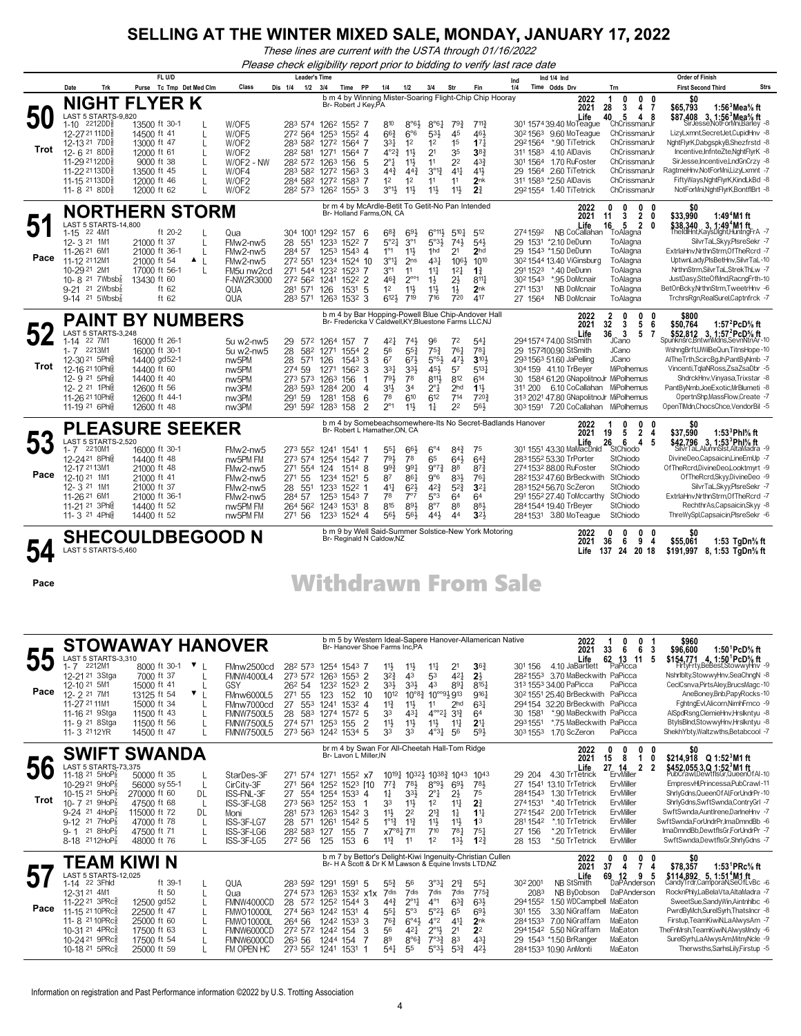# SELLING AT THE WINTER MIXED SALE, MONDAY, JANUARY 17, 2022

*These lines are current with the USTA through 01/16/2022*

*Please check eligibility report prior to bidding to verify last race date*

## 50 — NIGHT FLYER K (Trot)

b m 4 by Winning Mister-Soaring Flight-Chip Chip Hooray
Br- Robert J Key,PA

LAST 5 STARTS-9,820

| | Starts | 1st | 2nd | 3rd | Earnings | Record |
|---|---|---|---|---|---|---|
| 2022 | 1 | 0 | 0 | 0 | $0 | |
| 2021 | 28 | 3 | 4 | 7 | $65,793 | 1:56³Mea⅝ ft |
| Life | 40 | 5 | 4 | 8 | $87,408 | 3, 1:56³Mea⅝ ft |

| Date | Trk | Purse | Tc Tmp Det Med Clm | Class | Leader's Time | PP | 1/4 | 1/2 | 3/4 | Str | Fin | Ind 1/4 Ind Time Odds Drv | Trn | Order of Finish |
|---|---|---|---|---|---|---|---|---|---|---|---|---|---|---|
| 1-10 22 12DD⅝ | | 13500 | ft 30-1 L | W/OF5 | 28³ 57³ 126² 155² | 7 | 8¹⁰ | 8°6½ | 8°6¼ | 79¾ | 711¾ | 30¹ 157⁴ 39.40 MoTeague | ChCrissmanJr | SirJesse,NotForMni,Barley -8 |
| 12-27 21 11DD⅝ | | 14500 | ft 41 L | W/OF5 | 27² 56⁴ 125³ 155² | 4 | 66¾ | 6°6 | 53½ | 45 | 46¼ | 30² 156³ 9.60 MoTeague | ChCrissmanJr | LizyLxmnt,SecretJet,CupidHnv -8 |
| 12-13 21 7DD⅝ | | 13000 | ft 47 L | W/OF2 | 28³ 58² 127² 156⁴ | 7 | 33¾ | 1² | 1² | 1⁵ | 17¼ | 29² 156⁴ *.90 TiTetrick | ChCrissmanJr | NghtFlyrK,DabgspkyB,Shezfrstd -8 |
| 12-6 21 8DD⅝ | | 12000 | ft 61 L | W/OF2 | 28² 58¹ 127¹ 156⁴ | 7 | 4°2¾ | 1½ | 2¹ | 3⁵ | 38¾ | 31¹ 158³ 4.10 AlDavis | ChCrissmanJr | Incentive,InfnteZte,NghtFlyrK -8 |
| 11-29 21 12DD⅝ | | 9000 | ft 38 L | W/OF2 - NW | 28² 57² 126³ 156 | 5 | 2°1 | 1½ | 1¹ | 2² | 43¾ | 30¹ 156⁴ 1.70 RuFoster | ChCrissmanJr | SirJesse,Incentive,LndGnCrzy -8 |
| 11-22 21 13DD⅝ | | 13500 | ft 45 L | W/OF4 | 28³ 58² 127² 156³ | 3 | 44¾ | 44¾ | 3°1¾ | 41¼ | 41½ | 29 156⁴ 2.60 TiTetrick | ChCrissmanJr | RagtmeHnv,NotForMni,LizyLxmnt -7 |
| 11-15 21 13DD⅝ | | 12000 | ft 46 L | W/OF2 | 28⁴ 58² 127² 158³ | 7 | 1² | 1² | 1¹ | 1¹ | 2nk | 31¹ 158³ *2.50 AlDavis | ChCrissmanJr | FiftyWays,NghtFlyrK,KindLkBd -8 |
| 11-8 21 8DD⅝ | | 12000 | ft 62 L | W/OF2 | 28² 57³ 126² 155³ | 3 | 3°1½ | 1½ | 1½ | 1½ | 2¾ | 29² 155⁴ 1.40 TiTetrick | ChCrissmanJr | NotForMni,NghtFlyrK,BontflBrt -8 |

## 51 — NORTHERN STORM (Pace)

br m 4 by McArdle-Betit To Getit-No Pan Intended
Br- Holland Farms,ON, CA

LAST 5 STARTS-14,800

| | Starts | 1st | 2nd | 3rd | Earnings | Record |
|---|---|---|---|---|---|---|
| 2022 | 0 | 0 | 0 | 0 | $0 | |
| 2021 | 11 | 3 | 2 | 0 | $33,990 | 1:49⁴M1 ft |
| Life | 16 | 5 | 2 | 0 | $38,340 | 3, 1:49⁴M1 ft |

| Date | Trk | Purse | Tc Tmp Det Med Clm | Class | Leader's Time | PP | 1/4 | 1/2 | 3/4 | Str | Fin | Ind 1/4 Ind Time Odds Drv | Trn | Order of Finish |
|---|---|---|---|---|---|---|---|---|---|---|---|---|---|---|
| 1-15 22 4M1 | | | ft 20-2 L | Qua | 30⁴ 100¹ 129² 157 | 6 | 68¾ | 69½ | 6°11½ | 510¼ | 5¹² | 27⁴ 159² NB CoCallahan | ToAlagna | TheIdlHnt,KaysDlght,HuntngFrA -7 |
| 12-3 21 1M1 | | 21000 | ft 37 L | FMw2-nw5 | 28 55¹ 123³ 152² | 7 | 5°2¼ | 3°1 | 5°3¼ | 74¼ | 54½ | 29 153¹ *2.10 DeDunn | ToAlagna | SilvrTaL,Skyy,PlsreSekr -7 |
| 11-26 21 6M1 | | 21000 | ft 36-1 L | FMw2-nw5 | 28⁴ 57 125³ 154³ | 4 | 1°1 | 1½ | 1hd | 2¹ | 2hd | 29 154³ *1.50 DeDunn | ToAlagna | ExtrlaHnv,NrthnStrm,OfTheRcrd -7 |
| 11-12 21 12M1 | | 21000 | ft 54 ▲ L | FMw2-nw5 | 27² 55¹ 123⁴ 152⁴ | 10 | 3°1¼ | 2ns | 43¼ | 106½ | 10¹⁰ | 30² 154⁴ 13.40 ViGinsburg | ToAlagna | UptwnLady,PlsBetHnv,SilvrTaL -10 |
| 10-29 21 2M1 | | 17000 | ft 56-1 L | FM5u nw2cd | 27¹ 54⁴ 123² 152³ | 7 | 3°1 | 1¹ | 11¾ | 12¼ | 1¾ | 29¹ 152³ *.40 DeDunn | ToAlagna | NrthnStrm,SilvrTaL,StrekThLw -7 |
| 10-8 21 7Wbsb⅞ | | 13430 | ft 60 | F-NW2R3000 | 27² 56² 124¹ 152² | 2 | 46¾ | 2°°1 | 1½ | 2½ | 811¼ | 30² 154³ *.95 DoMcnair | ToAlagna | JustDasy,StteOfMnd,RacngFrth-10 |
| 9-21 21 2Wbsb⅞ | | | ft 62 | QUA | 28¹ 57¹ 126 153¹ | 5 | 1² | 11½ | 11½ | 1½ | 2nk | 27¹ 153¹ NB DoMcnair | ToAlagna | BetOnBcky,NrthnStrm,TweetrHnv -6 |
| 9-14 21 5Wbsb⅞ | | | ft 62 | QUA | 28³ 57¹ 126³ 153² | 3 | 612½ | 7¹⁹ | 7¹⁶ | 7²⁰ | 4¹⁷ | 27 156⁴ NB DoMcnair | ToAlagna | TrchrsRgn,RealSurel,Captnfrck -7 |

## 52 — PAINT BY NUMBERS (Trot)

b m 4 by Bar Hopping-Powell Blue Chip-Andover Hall
Br- Fredericka V Caldwell,KY;Bluestone Farms LLC,NJ

LAST 5 STARTS-3,248

| | Starts | 1st | 2nd | 3rd | Earnings | Record |
|---|---|---|---|---|---|---|
| 2022 | 2 | 0 | 0 | 0 | $800 | |
| 2021 | 32 | 3 | 5 | 6 | $50,764 | 1:57²PcD⅝ ft |
| Life | 36 | 3 | 5 | 7 | $52,812 | 3, 1:57²PcD⅝ ft |

| Date | Trk | Purse | Tc Tmp Det Med Clm | Class | Leader's Time | PP | 1/4 | 1/2 | 3/4 | Str | Fin | Ind 1/4 Ind Time Odds Drv | Trn | Order of Finish |
|---|---|---|---|---|---|---|---|---|---|---|---|---|---|---|
| 1-14 22 7M1 | | 16000 | ft 26-1 | 5u w2-nw5 | 29 57² 126⁴ 157 | 7 | 42¼ | 74½ | 9⁶ | 7² | 54¼ | 29⁴ 157⁴ 74.00 StSmith | JCano | Spunknsrc,BntwnMdns,SevnNtnAr-10 |
| 1-7 22 13M1 | | 16000 | ft 30-1 | 5u w2-nw5 | 28 58² 127¹ 155⁴ | 2 | 5⁶ | 55¾ | 76¼ | 76¼ | 78¼ | 29 157²100.90 StSmith | JCano | WshngBrft,UWillBeQun,TitnsHope-10 |
| 12-30 21 5Phl⅝ | | 14400 | gd 52-1 | nw5PM | 28 57¹ 126 154³ | 3 | 6⁷ | 67½ | 5°5¼ | 47¾ | 310¾ | 29³ 156³ 51.60 JaPelling | JCano | AlTheTrth,ScircBgJh,PantByNmb -7 |
| 12-16 21 10Phl⅝ | | 14400 | ft 60 | nw5PM | 27⁴ 59 127¹ 156² | 3 | 33¾ | 33½ | 45½ | 5⁷ | 513¼ | 30⁴ 159 41.10 TrBeyer | MiPolhemus | Vincenti,TqlaNRoss,ZsaZsaDbr -5 |
| 12-9 21 5Phl⅝ | | 14400 | ft 40 | nw5PM | 27³ 57³ 126³ 156 | 1 | 79½ | 7⁸ | 811½ | 8¹² | 6¹⁴ | 30 158⁴ 61.20 GNapolitnoJr MiPolhemus | | ShdrckHnv,Vinyasa,Trixstar -8 |
| 12-2 21 1Phl⅝ | | 12600 | ft 56 | nw3PM | 28³ 59³ 128⁴ 200 | 4 | 31½ | 3⁴ | 2°¾ | 2hd | 11½ | 31¹ 200 6.10 CoCallahan | MiPolhemus | PantByNmb,JoeExotic,MrBlumeti -8 |
| 11-26 21 10Phl⅝ | | 12600 | ft 44-1 | nw3PM | 29¹ 59 128¹ 158 | 6 | 7⁸ | 6¹⁰ | 6¹² | 7¹⁴ | 720¾ | 31³ 202¹ 47.80 GNapolitnoJr MiPolhemus | | OpertnShp,MassFlow,Create -7 |
| 11-19 21 6Phl⅝ | | 12600 | ft 48 | nw3PM | 29¹ 59² 128³ 158 | 2 | 2°1 | 11½ | 1½ | 2² | 56½ | 30³ 159¹ 7.20 CoCallahan | MiPolhemus | OpenTlMdn,ChocsChce,VendorBil -5 |

## 53 — PLEASURE SEEKER (Pace)

b m 4 by Somebeachsomewhere-Its No Secret-Badlands Hanover
Br- Robert L Hamather,ON, CA

LAST 5 STARTS-2,520

| | Starts | 1st | 2nd | 3rd | Earnings | Record |
|---|---|---|---|---|---|---|
| 2022 | 1 | 0 | 0 | 0 | $0 | |
| 2021 | 19 | 5 | 2 | 4 | $37,590 | 1:53³Phl⅝ ft |
| Life | 26 | 6 | 4 | 5 | $42,796 | 3, 1:53³Phl⅝ ft |

| Date | Trk | Purse | Tc Tmp Det Med Clm | Class | Leader's Time | PP | 1/4 | 1/2 | 3/4 | Str | Fin | Ind 1/4 Ind Time Odds Drv | Trn | Order of Finish |
|---|---|---|---|---|---|---|---|---|---|---|---|---|---|---|
| 1-7 22 10M1 | | 16000 | ft 30-1 | FMw2-nw5 | 27³ 55² 124¹ 154¹ | 1 | 55¼ | 66½ | 6°4 | 84¾ | 7⁵ | 30¹ 155¹ 43.30 MaMacDnld | StChiodo | SilvrTaL,AlumnSlst,AltaMadra -9 |
| 12-24 21 8Phl⅝ | | 14400 | ft 48 | nw5PM FM | 27³ 57⁴ 125⁴ 154² | 7 | 79½ | 7⁸ | 6⁵ | 64½ | 64¾ | 28³ 155² 53.30 TrPorter | StChiodo | DivineDeo,Capsaicin,LineEmUp -7 |
| 12-17 21 13M1 | | 21000 | ft 48 | FMw2-nw5 | 27¹ 55⁴ 124 151⁴ | 8 | 99¾ | 99¼ | 9°7¾ | 8⁸ | 87¾ | 27⁴ 153² 88.00 RuFoster | StChiodo | OfTheRcrd,DivineDeo,Looktmyrt -9 |
| 12-10 21 1M1 | | 21000 | ft 41 | FMw2-nw5 | 27¹ 55 123⁴ 152¹ | 5 | 8⁷ | 86¼ | 9°6 | 83½ | 76¼ | 28² 153² 47.60 BrBeckwith | StChiodo | OfTheRcrd,Skyy,DivineDeo -9 |
| 12-3 21 1M1 | | 21000 | ft 37 | FMw2-nw5 | 28 55¹ 123³ 152² | 7 | 41¼ | 62½ | 42¾ | 52¾ | 32¼ | 28³ 152⁴ 56.70 ScZeron | StChiodo | SilvrTaL,Skyy,PlsreSekr -7 |
| 11-26 21 6M1 | | 21000 | ft 36-1 | FMw2-nw5 | 28⁴ 57 125³ 154³ | 7 | 7⁸ | 7°7 | 5°3 | 6⁴ | 6⁴ | 29¹ 155² 27.40 ToMccarthy | StChiodo | ExtrlaHnv,NrthnStrm,OfTheRcrd -7 |
| 11-21 21 3Phl⅝ | | 14400 | ft 52 | nw5PM FM | 26⁴ 56² 124³ 153¹ | 8 | 8¹⁵ | 89½ | 8°7 | 8⁸ | 88½ | 28⁴ 154⁴ 19.40 TrBeyer | StChiodo | RechthrAs,Capsaicin,Skyy -8 |
| 11-3 21 4Phl⅝ | | 14400 | ft 52 | nw5PM FM | 27¹ 56 123³ 152⁴ | 4 | 56½ | 56½ | 44½ | 4⁴ | 32½ | 28⁴ 153¹ 3.80 MoTeague | StChiodo | ThreWySpl,Capsaicin,PlsreSekr -6 |

## 54 — SHECOULDBEGOOD N (Pace)

b m 9 by Well Said-Summer Solstice-New York Motoring
Br- Reginald N Caldow,NZ

LAST 5 STARTS-5,460

| | Starts | 1st | 2nd | 3rd | Earnings | Record |
|---|---|---|---|---|---|---|
| 2022 | 0 | 0 | 0 | 0 | $0 | |
| 2021 | 36 | 6 | 9 | 4 | $55,061 | 1:53 TgDn⅝ ft |
| Life | 137 | 24 | 20 | 18 | $191,997 | 8, 1:53 TgDn⅝ ft |

**Withdrawn From Sale**

## 55 — STOWAWAY HANOVER (Pace)

b m 5 by Western Ideal-Sapere Hanover-Allamerican Native
Br- Hanover Shoe Farms Inc,PA

LAST 5 STARTS-3,310

| | Starts | 1st | 2nd | 3rd | Earnings | Record |
|---|---|---|---|---|---|---|
| 2022 | 1 | 0 | 0 | 1 | $960 | |
| 2021 | 33 | 6 | 6 | 3 | $96,600 | 1:50¹PcD⅝ ft |
| Life | 62 | 13 | 11 | 5 | $154,771 | 4, 1:50¹PcD⅝ ft |

| Date | Trk | Purse | Tc Tmp Det Med Clm | Class | Leader's Time | PP | 1/4 | 1/2 | 3/4 | Str | Fin | Ind 1/4 Ind Time Odds Drv | Trn | Order of Finish |
|---|---|---|---|---|---|---|---|---|---|---|---|---|---|---|
| 1-7 22 12M1 | | 8000 | ft 30-1 ▼ L | FMnw2500cd | 28² 57³ 125⁴ 154³ | 7 | 11½ | 11½ | 11¾ | 2¹ | 36¾ | 30¹ 156 4.10 JaBartlett | PaPicca | FlrtyFrty,BeBest,StowwyHnv -9 |
| 12-21 21 3Stga | | 7000 | ft 37 L | FMNW4000L4 | 27³ 57² 126³ 155³ | 2 | 32¾ | 4³ | 5³ | 42¼ | 2½ | 28² 155³ 3.70 MaBeckwith | PaPicca | NshrlBty,StowwyHnv,SeaChngN -8 |
| 12-10 21 5M1 | | 15000 | ft 41 L | GSY | 26² 54 123² 152³ | 2 | 33½ | 33½ | 4³ | 89¾ | 815¼ | 31³ 155³ 34.00 PaPicca | PaPicca | CeclCsnva,PirtsAley,BrucsMagc-10 |
| 12-2 21 7M1 | | 13125 | ft 54 ▼ L | FMnw6000L5 | 27¹ 55 123 152 | 10 | 10¹² | 10°8¾ | 10°°9¾ | 9¹³ | 916¼ | 30² 155¹ 25.40 BrBeckwith | PaPicca | AneBoney,Bnb,PapyRocks-10 |
| 11-27 21 11M1 | | 15000 | ft 34 L | FMnw7000cd | 27 55³ 124¹ 153² | 4 | 11¾ | 11½ | 1¹ | 2hd | 63¾ | 29⁴ 154 32.20 BrBeckwith | PaPicca | FghtngEvl,Alicorn,NimhFrnco -9 |
| 11-16 21 9Stga | | 11500 | ft 43 L | FMNW7500L5 | 28 58³ 127⁴ 157² | 5 | 3³ | 43¼ | 4°°2¾ | 31¾ | 6⁴ | 30 158¹ *.90 MaBeckwith | PaPicca | AlSpdRsng,ClemieHnv,Hrslkntyu -8 |
| 11-9 21 8Stga | | 11500 | ft 56 L | FMNW7500L5 | 27⁴ 57¹ 125³ 155 | 2 | 11½ | 11½ | 11½ | 11½ | 21¼ | 29³ 155¹ *.75 MaBeckwith | PaPicca | BtylsBlnd,StowwyHnv,Hrslkntyu -8 |
| 11-3 21 12YR | | 14500 | ft 47 L | FMNW7500L5 | 27³ 56³ 124² 153⁴ | 5 | 3³ | 3³ | 4°3¼ | 5⁶ | 59½ | 30³ 155³ 1.70 ScZeron | PaPicca | ShekhYbty,Waltzwths,Betabcool -7 |

## 56 — SWIFT SWANDA (Trot)

br m 4 by Swan For All-Cheetah Hall-Tom Ridge
Br- Lavon L Miller,IN

LAST 5 STARTS-73,375

| | Starts | 1st | 2nd | 3rd | Earnings | Record |
|---|---|---|---|---|---|---|
| 2022 | 0 | 0 | 0 | 0 | $0 | |
| 2021 | 15 | 8 | 1 | 0 | $214,918 | Q 1:52³M1 ft |
| Life | 27 | 14 | 2 | 2 | $452,055 | 3,Q 1:52³M1 ft |

| Date | Trk | Purse | Tc Tmp Det Med Clm | Class | Leader's Time | PP | 1/4 | 1/2 | 3/4 | Str | Fin | Ind 1/4 Ind Time Odds Drv | Trn | Order of Finish |
|---|---|---|---|---|---|---|---|---|---|---|---|---|---|---|
| 11-18 21 5HoP⅞ | | 50000 | ft 35 L | StarDes-3F | 27¹ 57⁴ 127¹ 155² | x7 | 10¹⁹¼ | 10³²½ | 10³⁸¾ | 10⁴³ | 10⁴³ | 29 204 4.30 TrTetrick | ErvMiller | PubCrawl,DewtflsGr,QueenOfAl-10 |
| 10-29 21 9HoP⅞ | | 56000 | sy 55-1 L | CirCity-3F | 27¹ 56⁴ 125² 152³ | [10 | 77¾ | 78½ | 8°9½ | 69½ | 78½ | 27 154¹ 13.10 TrTetrick | ErvMiller | EmpresvHl,Princessa,PubCrawl-11 |
| 10-15 21 5HoP⅞ | | 270000 | ft 60 DL | ISS-FNL-3F | 27 55⁴ 125⁴ 153³ | 4 | 1½ | 33½ | 2°¼ | 2½ | 7⁵ | 28⁴ 154³ 1.30 TrTetrick | ErvMiller | ShrlyGdns,QueenOfAl,ForUndrPr-10 |
| 10-7 21 9HoP⅞ | | 47500 | ft 68 L | ISS-3F-LG8 | 27³ 56³ 125² 153 | 1 | 3³ | 11½ | 1² | 11¼ | 2¾ | 27⁴ 153¹ *.40 TrTetrick | ErvMiller | ShrlyGdns,SwftSwnda,ContryGrl -7 |
| 9-24 21 4HoP⅞ | | 115000 | ft 72 DL | Moni | 28¹ 57³ 126³ 154² | 6 | 11½ | 2² | 21¾ | 1¾ | 11¾ | 27² 154² 2.00 TrTetrick | ErvMiller | SwftSwnda,Auntirene,DarlneHnv -7 |
| 9-12 21 7HoP⅞ | | 47000 | ft 78 L | ISS-3F-LG7 | 28 57¹ 126¹ 154² | 5 | 1°1½ | 11¾ | 11½ | 11½ | 1³ | 28¹ 154² *.10 TrTetrick | ErvMiller | SwftSwnda,ForUndrPr,ImaDrmdBb -6 |
| 9-1 21 8HoP⅞ | | 47500 | ft 71 L | ISS-3F-LG6 | 28² 58³ 127 155 | 7 | x7°8½ | 7¹¹ | 7¹⁰ | 78½ | 75¼ | 27 156 *.20 TrTetrick | ErvMiller | ImaDrmdBb,DewtflsGr,ForUndrPr -7 |
| 8-18 21 12HoP⅞ | | 48000 | ft 76 L | ISS-3F-LG5 | 27² 56 125 153 | 6 | 11¾ | 1¹ | 1² | 13½ | 12¾ | 28 153 *.50 TrTetrick | ErvMiller | SwftSwnda,DewtflsGr,ShrlyGdns -7 |

## 57 — TEAM KIWI N (Pace)

b m 7 by Bettor's Delight-Kiwi Ingenuity-Christian Cullen
Br- H A Scott & Dr K M Lawson & Equine Invsts LTD,NZ

LAST 5 STARTS-12,025

| | Starts | 1st | 2nd | 3rd | Earnings | Record |
|---|---|---|---|---|---|---|
| 2022 | 0 | 0 | 0 | 0 | $0 | |
| 2021 | 37 | 4 | 7 | 4 | $78,357 | 1:51¹PRc⅝ ft |
| Life | 69 | 12 | 9 | 5 | $114,892 | 5, 1:51⁴M1 ft |

| Date | Trk | Purse | Tc Tmp Det Med Clm | Class | Leader's Time | PP | 1/4 | 1/2 | 3/4 | Str | Fin | Ind 1/4 Ind Time Odds Drv | Trn | Order of Finish |
|---|---|---|---|---|---|---|---|---|---|---|---|---|---|---|
| 1-14 22 3Fhld | | | ft 39-1 L | QUA | 28³ 59² 129¹ 159¹ | 5 | 55¾ | 5⁶ | 3°3¼ | 21¾ | 55¼ | 30² 200¹ NB StSmith | DaPAnderson | TrnkTrdr,CamporaN,SeOfLvBc -6 |
| 12-31 21 4M1 | | | ft 50 L | Qua | 27⁴ 57³ 126³ 153² | x1x | 7dis | 7dis | 7dis | 7dis | 775¾ | 208³ NB ByDobson | DaPAnderson | RocknPhly,LaBelaVta,AltaMadra -7 |
| 11-22 21 3PRc⅝ | | 12500 | gd52 L | FMNW4000CD | 28 57² 125² 154⁴ | 3 | 44¾ | 2°°1¼ | 4°1 | 63¾ | 63½ | 29⁴ 155² 1.50 WDCampbell | MaEaton | SweetSue,SandyWin,Aintnhlbc -6 |
| 11-15 21 10PRc⅝ | | 22500 | ft 47 L | FMWO10000L | 27⁴ 56³ 124² 153¹ | 4 | 55½ | 5°3 | 5°2½ | 6⁵ | 69½ | 30¹ 155 3.30 NiGraffam | MaEaton | PwrdByMch,SurelSyrh,ThatsIncr -8 |
| 11-8 21 10PRc⅝ | | 25000 | ft 60 L | FMWO10000L | 26⁴ 56 124² 153³ | 3 | 76¾ | 6°4½ | 4°2 | 41¼ | 2nk | 28⁴ 153³ 7.00 NiGraffam | MaEaton | Firstup,TeamKiwiN,LaAlwysAm -7 |
| 10-31 21 4PRc⅝ | | 17500 | ft 63 L | FMNW6000CD | 27² 57² 124² 154 | 3 | 5⁶ | 42¼ | 2°1½ | 2¹ | 2² | 29⁴ 154² 5.50 NiGraffam | MaEaton | TheFnlrsh,TeamKiwiN,AlwysMndy -6 |
| 10-24 21 9PRc⅝ | | 17500 | ft 54 L | FMNW6000CD | 26³ 56 124⁴ 154 | 7 | 8⁹ | 8°6¾ | 7°3¾ | 8³ | 43¼ | 29 154³ *1.50 BrRanger | MaEaton | SurelSyrh,LaAlwysAm,MitnyNcle -9 |
| 10-18 21 5PRc⅝ | | 25000 | ft 59 L | FM OPEN HC | 27³ 55² 124¹ 153¹ | 1 | 54¼ | 5⁵ | 5°3½ | 53¾ | 42½ | 28⁴ 153³ 10.90 AnMonti | MaEaton | Therwsths,SarhsLily,Firstup -5 |

Information on registration and Past Performance information ©2022 by U.S. Trotting Association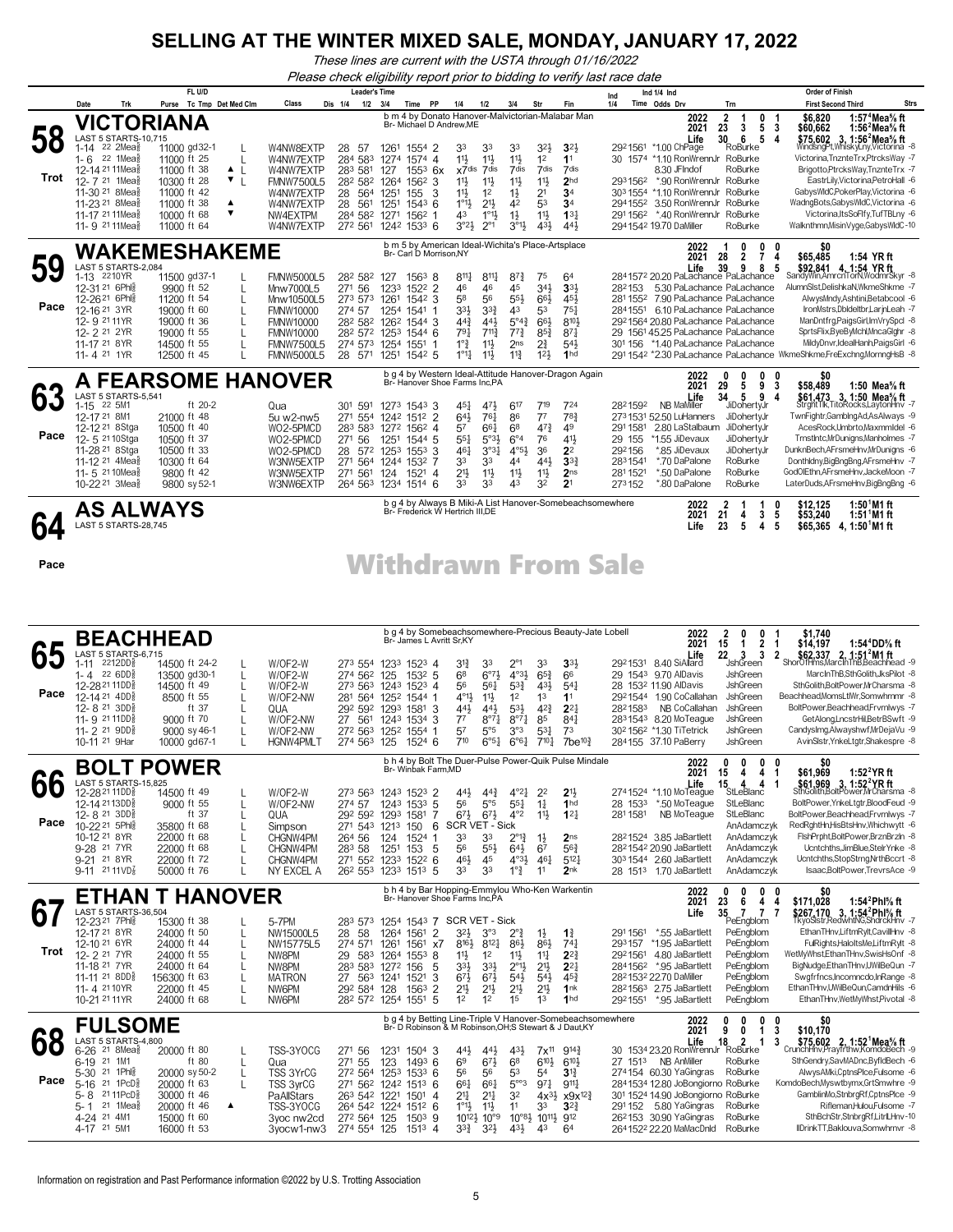# SELLING AT THE WINTER MIXED SALE, MONDAY, JANUARY 17, 2022

*These lines are current with the USTA through 01/16/2022*

*Please check eligibility report prior to bidding to verify last race date*

## 58 — VICTORIANA (Trot)

b m 4 by Donato Hanover-Malvictorian-Malabar Man
Br- Michael D Andrew,ME

LAST 5 STARTS-10,715

| | Starts | 1st | 2nd | 3rd | Earnings | Record |
|---|---|---|---|---|---|---|
| 2022 | 2 | 1 | 0 | 1 | $6,820 | 1:57⁴Mea⅝ ft |
| 2021 | 23 | 3 | 5 | 3 | $60,662 | 1:56²Mea⅝ ft |
| Life | 30 | 6 | 5 | 4 | $75,602 | 3, 1:56²Mea⅝ ft |

| Date | Trk | Purse | Tc Tmp | Class | Leader's Time | PP | 1/4 | 1/2 | 3/4 | Str | Fin | Ind Time | Odds Drv | Trn | Order of Finish |
|---|---|---|---|---|---|---|---|---|---|---|---|---|---|---|---|
| 1-14 22 2Mea⅝ | | 11000 gd32-1 | L | W4NW8EXTP | 28 57 126¹ 155⁴ | 2 | 3³ | 3³ | 3³ | 3²½ | 3²½ | 29²156¹ *1.00 ChPage | RoBurke | WindsngFt,WhiskyLny,Victoriana -8 |
| 1- 6 22 1Mea⅝ | | 11000 ft 25 | L | W4NW7EXTP | 28⁴ 58³ 127⁴ 157⁴ | 4 | 1½ | 1½ | 1½ | 1² | 1¹ | 30 157⁴ *1.10 RonWrennJr | RoBurke | Victoriana,TnznteTrx,PtrcksWay -7 |
| 12-14 21 11Mea⅝ | | 11000 ft 38 | ▲ L | W4NW7EXTP | 28³ 58¹ 127 155³ | 6x | x7dis | 7dis | 7dis | 7dis | 7dis | 8.30 JFIndof | RoBurke | Brigotto,PtrcksWay,TnzntеTrx -7 |
| 12- 7 21 1Mea⅝ | | 10300 ft 28 | ▼ L | FMNW7500L5 | 28² 58² 126⁴ 156² | 3 | 1½ | 1½ | 1½ | 1½ | 2hd | 29³156² *.90 RonWrennJr | RoBurke | EastrLily,Victoriana,PetroHall -6 |
| 11-30 21 8Mea⅝ | | 11000 ft 42 | | W4NW7EXTP | 28 56⁴ 125¹ 155 | 3 | 1½ | 1² | 1½ | 2¹ | 3⁴ | 30³155⁴ *1.10 RonWrennJr | RoBurke | GabysWldC,PokerPlay,Victoriana -6 |
| 11-23 21 8Mea⅝ | | 11000 ft 38 | ▲ | W4NW7EXTP | 28 56¹ 125¹ 154³ | 6 | 1°½ | 2½ | 4² | 5³ | 3⁴ | 29⁴155² 3.50 RonWrennJr | RoBurke | WadngBots,GabysWldC,Victoriana -6 |
| 11-17 21 11Mea⅝ | | 10000 ft 68 | ▼ | NW4EXTPM | 28⁴ 58² 127¹ 156² | 1 | 4³ | 1°½ | 1½ | 1½ | 1³½ | 29¹156² *.40 RonWrennJr | RoBurke | Victoriana,ItsSoFlty,TufTBLny -6 |
| 11- 9 21 11Mea⅝ | | 11000 ft 64 | | W4NW7EXTP | 27² 56¹ 124² 153³ | 6 | 3°2½ | 2°1 | 3°1½ | 4³½ | 4⁴½ | 29⁴154² 19.70 DaMiller | RoBurke | Walknthmn,MisinVyge,GabysWldC -10 |

## 59 — WAKEMESHAKEME (Pace)

b m 5 by American Ideal-Wichita's Place-Artsplace
Br- Carl D Morrison,NY

LAST 5 STARTS-2,084

| | Starts | 1st | 2nd | 3rd | Earnings | Record |
|---|---|---|---|---|---|---|
| 2022 | 1 | 0 | 0 | 0 | $0 | |
| 2021 | 28 | 2 | 7 | 4 | $65,485 | 1:54 YR ft |
| Life | 39 | 9 | 8 | 5 | $92,841 | 4, 1:54 YR ft |

| Date | Trk | Purse | Tc Tmp | Class | Leader's Time | PP | 1/4 | 1/2 | 3/4 | Str | Fin | Ind Time | Odds Drv | Trn | Order of Finish |
|---|---|---|---|---|---|---|---|---|---|---|---|---|---|---|---|
| 1-13 22 10YR | | 11500 gd37-1 | L | FMNW5000L5 | 28² 58² 127 156³ | 8 | 8¹¹½ | 8¹¹½ | 8⁷¾ | 7⁵ | 6⁴ | 28⁴157² 20.20 PaLachance | PaLachance | SandyWin,AmrcnTorN,WodmrSkyr -8 |
| 12-31 21 6Phl⅝ | | 9900 ft 52 | L | Mnw7000L5 | 27¹ 56 123³ 152² | 2 | 4⁶ | 4⁶ | 4⁵ | 3⁴½ | 3³½ | 28²153 5.30 PaLachance | PaLachance | AlumnSlst,DelishkaN,WkmeShkme -7 |
| 12-26 21 6Phl⅝ | | 11200 ft 54 | L | Mnw10500L5 | 27³ 57³ 126¹ 154² | 3 | 5⁸ | 5⁶ | 5⁵½ | 6⁶½ | 4⁵½ | 28¹155² 7.90 PaLachance | PaLachance | AlwysMndy,Ashtini,Betabcool -6 |
| 12-16 21 3YR | | 19000 ft 60 | L | FMNW10000 | 27⁴ 57 125⁴ 154¹ | 1 | 3³½ | 3³¾ | 4³ | 5³ | 7⁵¼ | 28⁴155¹ 6.10 PaLachance | PaLachance | IronMstrs,Dbldeltbr,LarjnLeah -7 |
| 12- 9 21 11YR | | 19000 ft 36 | L | FMNW10000 | 28² 58² 126² 154⁴ | 3 | 4⁴¾ | 4⁴½ | 5°⁴¾ | 6⁶½ | 8¹⁰½ | 29²156⁴ 20.80 PaLachance | PaLachance | ManDntfrg,PaigsGirl,ImVryScl -8 |
| 12- 2 21 2YR | | 19000 ft 55 | L | FMNW10000 | 28² 57² 125³ 154⁴ | 6 | 7⁹¼ | 7¹¹¾ | 7⁷¾ | 8⁵¾ | 8⁷¾ | 29 156¹ 45.25 PaLachance | PaLachance | SprtsFlix,ByeByMchl,MncaGlghr -8 |
| 11-17 21 8YR | | 14500 ft 55 | L | FMNW7500L5 | 27⁴ 57³ 125⁴ 155¹ | 1 | 1°½ | 1½ | 1½ | 2ns | 2¾ | 30¹ 156 *1.40 PaLachance | PaLachance | MildyDnvr,IdealHanh,PaigsGirl -6 |
| 11- 4 21 1YR | | 12500 ft 45 | L | FMNW5000L5 | 28 57¹ 125¹ 154² | 5 | 1°1½ | 1½ | 1¹½ | 1²½ | 1hd | 29¹154² *2.30 PaLachance | PaLachance | WkmeShkme,FreExchng,MornngHsB -8 |

## 63 — A FEARSOME HANOVER (Pace)

b g 4 by Western Ideal-Attitude Hanover-Dragon Again
Br- Hanover Shoe Farms Inc,PA

LAST 5 STARTS-5,541

| | Starts | 1st | 2nd | 3rd | Earnings | Record |
|---|---|---|---|---|---|---|
| 2022 | 0 | 0 | 0 | 0 | $0 | |
| 2021 | 29 | 5 | 9 | 3 | $58,489 | 1:50 Mea⅝ ft |
| Life | 34 | 5 | 9 | 4 | $61,473 | 3, 1:50 Mea⅝ ft |

| Date | Trk | Purse | Tc Tmp | Class | Leader's Time | PP | 1/4 | 1/2 | 3/4 | Str | Fin | Ind Time | Odds Drv | Trn | Order of Finish |
|---|---|---|---|---|---|---|---|---|---|---|---|---|---|---|---|
| 1-15 22 5M1 | | ft 20-2 | | Qua | 30¹ 59¹ 127³ 154³ | 3 | 4⁵½ | 4⁷½ | 6¹⁷ | 7¹⁹ | 7²⁴ | 28²159² NB MaMiller | JiDohertyJr | StrghtTlk,TitoRocks,LaytonHnv -7 |
| 12-17 21 8M1 | | 21000 ft 48 | | 5u w2-nw5 | 27¹ 55⁴ 124² 151² | 2 | 6⁴½ | 7⁶½ | 8⁶ | 7⁷ | 7⁸¾ | 27³153¹ 52.50 LuHanners | JiDohertyJr | TwnFightr,GamblngAd,AsAlways -9 |
| 12-12 21 8Stga | | 10500 ft 40 | | WO2-5PMCD | 28³ 58³ 127² 156² | 4 | 5⁷ | 6⁶½ | 6⁸ | 4⁷¾ | 4⁹ | 29¹158¹ 2.80 LaStalbaum | JiDohertyJr | AcesRock,Umbrto,Maxmmldel -6 |
| 12- 5 21 10Stga | | 10500 ft 37 | | WO2-5PMCD | 27¹ 56 125¹ 154⁴ | 5 | 5⁵½ | 5°³½ | 6°⁴ | 7⁶ | 4¹½ | 29 155 *1.55 JiDevaux | JiDohertyJr | Trmstntc,MrDunigns,Manholmes -7 |
| 11-28 21 8Stga | | 10500 ft 33 | | WO2-5PMCD | 28 57² 125³ 155³ | 3 | 4⁶½ | 3°³½ | 4°⁵½ | 3⁶ | 2² | 29²156 *.85 JiDevaux | JiDohertyJr | DunknBech,AFrsmeHnv,MrDunigns -6 |
| 11-12 21 4Mea⅝ | | 10300 ft 64 | | W3NW5EXTP | 27¹ 56⁴ 124⁴ 153² | 7 | 3³ | 3³ | 4⁴ | 4⁴½ | 3³¾ | 28³154¹ *.70 DaPalone | RoBurke | Donthldny,BigBngBng,AFrsmeHnv -7 |
| 11- 5 21 10Mea⅝ | | 9800 ft 42 | | W3NW5EXTP | 27¹ 56¹ 124 152¹ | 4 | 2½ | 1½ | 1½ | 1½ | 2ns | 28¹152¹ *.50 DaPalone | RoBurke | GodOlEthn,AFrsmeHnv,JackeMoon -7 |
| 10-22 21 3Mea⅝ | | 9800 sy52-1 | | W3NW6EXTP | 26⁴ 56³ 123⁴ 151⁴ | 6 | 3³ | 3³ | 4³ | 3² | 2¹ | 27³152 *.80 DaPalone | RoBurke | LaterDuds,AFrsmeHnv,BigBngBng -6 |

## 64 — AS ALWAYS (Pace)

b g 4 by Always B Miki-A List Hanover-Somebeachsomewhere
Br- Frederick W Hertrich III,DE

LAST 5 STARTS-28,745

| | Starts | 1st | 2nd | 3rd | Earnings | Record |
|---|---|---|---|---|---|---|
| 2022 | 2 | 1 | 1 | 0 | $12,125 | 1:50¹M1 ft |
| 2021 | 21 | 4 | 3 | 5 | $53,240 | 1:51¹M1 ft |
| Life | 23 | 5 | 4 | 5 | $65,365 | 4, 1:50¹M1 ft |

**Withdrawn From Sale**

## 65 — BEACHHEAD (Pace)

b g 4 by Somebeachsomewhere-Precious Beauty-Jate Lobell
Br- James L Avritt Sr,KY

LAST 5 STARTS-6,715

| | Starts | 1st | 2nd | 3rd | Earnings | Record |
|---|---|---|---|---|---|---|
| 2022 | 2 | 0 | 0 | 1 | $1,740 | |
| 2021 | 15 | 1 | 2 | 1 | $14,197 | 1:54⁴DD⅝ ft |
| Life | 22 | 3 | 3 | 2 | $62,337 | 2, 1:51²M1 ft |

| Date | Trk | Purse | Tc Tmp | Class | Leader's Time | PP | 1/4 | 1/2 | 3/4 | Str | Fin | Ind Time | Odds Drv | Trn | Order of Finish |
|---|---|---|---|---|---|---|---|---|---|---|---|---|---|---|---|
| 1-11 22 12DD⅝ | | 14500 ft 24-2 | L | W/OF2-W | 27³ 55⁴ 123³ 152³ | 4 | 3¹½ | 3³ | 2°¹ | 3³ | 3³½ | 29²153¹ 8.40 SiAllard | JshGreen | ShorOfHms,MarclnThB,Beachhead -9 |
| 1- 4 22 6DD⅝ | | 13500 gd30-1 | L | W/OF2-W | 27⁴ 56² 125 153² | 5 | 6⁸ | 6°7½ | 4°³½ | 6⁵¾ | 6⁶ | 29 154³ 9.70 AlDavis | JshGreen | MarcInThB,SthGolith,JksPilot -8 |
| 12-28 21 11DD⅝ | | 14500 ft 49 | L | W/OF2-W | 27³ 56³ 124³ 152³ | 4 | 5⁶ | 5⁶½ | 5³¾ | 4³½ | 5⁴½ | 28 153² 11.90 AlDavis | JshGreen | SthGolith,BoltPower,MrCharsma -8 |
| 12-14 21 4DD⅝ | | 8500 ft 55 | L | W/OF2-NW | 28¹ 56⁴ 125² 154⁴ | 1 | 4°¹½ | 1½ | 1² | 1³ | 1¹ | 29²154⁴ 1.90 CoCallahan | JshGreen | Beachhead,MomsLtWr,Somwhmmr -8 |
| 12- 8 21 3DD⅝ | | ft 37 | L | QUA | 29² 59² 129³ 158¹ | 3 | 4⁴½ | 4⁴½ | 5³½ | 4²¾ | 2²½ | 28²158³ NB CoCallahan | JshGreen | BoltPower,Beachhead,Frvmlwys -7 |
| 11- 9 21 11DD⅝ | | 9000 ft 70 | L | W/OF2-NW | 27 56¹ 124³ 153⁴ | 3 | 7⁷ | 8°⁷½ | 8°⁷½ | 8⁵ | 8⁴½ | 28³153⁴ 8.20 MoTeague | JshGreen | GetAlong,LncstrHil,BetrBSwft -9 |
| 11- 2 21 9DD⅝ | | 9000 sy46-1 | L | W/OF2-NW | 27² 56³ 125² 155⁴ | 1 | 5⁷ | 5°⁵ | 3°³ | 5³¼ | 7³ | 30²156² *1.30 TiTetrick | JshGreen | CandysImg,AlwayshwfMrDejaVu -9 |
| 10-11 21 9Har | | 10000 gd67-1 | L | HGNW4PMLT | 27⁴ 56³ 125 152⁴ | 6 | 7¹⁰ | 6°⁵¼ | 6°⁶¼ | 7¹⁰¼ | 7be¹⁰¾ | 28⁴155 37.10 PaBerry | JshGreen | AvinSlstr,YnkeLtgtr,Shakespre -8 |

## 66 — BOLT POWER (Pace)

b h 4 by Bolt The Duer-Pulse Power-Quik Pulse Mindale
Br- Winbak Farm,MD

LAST 5 STARTS-15,825

| | Starts | 1st | 2nd | 3rd | Earnings | Record |
|---|---|---|---|---|---|---|
| 2022 | 0 | 0 | 0 | 0 | $0 | |
| 2021 | 15 | 4 | 4 | 1 | $61,969 | 1:52²YR ft |
| Life | 15 | 4 | 4 | 1 | $61,969 | 3, 1:52²YR ft |

| Date | Trk | Purse | Tc Tmp | Class | Leader's Time | PP | 1/4 | 1/2 | 3/4 | Str | Fin | Ind Time | Odds Drv | Trn | Order of Finish |
|---|---|---|---|---|---|---|---|---|---|---|---|---|---|---|---|
| 12-28 21 11DD⅝ | | 14500 ft 49 | L | W/OF2-W | 27³ 56³ 124³ 152³ | 2 | 4⁴½ | 4⁴¾ | 4°²½ | 2² | 2¹½ | 27⁴152⁴ *1.10 MoTeague | StLeBlanc | SthGolith,BoltPower,MrCharsma -8 |
| 12-14 21 13DD⅝ | | 9000 ft 55 | L | W/OF2-NW | 27⁴ 57 124³ 153³ | 5 | 5⁶ | 5°⁵ | 5⁵¼ | 1½ | 1hd | 28 153³ *.50 MoTeague | StLeBlanc | BoltPower,YnkeLtgtr,BloodFeud -9 |
| 12- 8 21 3DD⅝ | | ft 37 | L | QUA | 29² 59² 129³ 158¹ | 7 | 6⁷½ | 6⁷½ | 4°² | 1¹½ | 1²½ | 28¹158¹ NB MoTeague | StLeBlanc | BoltPower,Beachhead,Frvmlwys -7 |
| 10-22 21 5Phl⅝ | | 35800 ft 68 | L | Simpson | 27¹ 54³ 121³ 150 | 6 | SCR VET - Sick | | | | | | AnAdamczyk | RedRghtHn,HisBtsHnv,Whichwytt -6 |
| 10-12 21 8YR | | 22000 ft 68 | L | CHGNW4PM | 26⁴ 56 124 152⁴ | 1 | 3³ | 3³ | 2°¹½ | 1½ | 2ns | 28²152⁴ 3.85 JaBartlett | AnAdamczyk | FlshPrpht,BoltPower,BrznBrzln -8 |
| 9-28 21 7YR | | 22000 ft 68 | L | CHGNW4PM | 28³ 58 125¹ 153 | 5 | 5⁶ | 5⁵½ | 6⁴¾ | 6⁷ | 5⁶¾ | 28²154² 20.90 JaBartlett | AnAdamczyk | Ucntchths,JimBlue,StelrYnke -8 |
| 9-21 21 8YR | | 22000 ft 72 | L | CHGNW4PM | 27¹ 55² 123³ 152² | 6 | 4⁶½ | 4⁵ | 4°³½ | 4⁶½ | 5¹²½ | 30³154⁴ 2.60 JaBartlett | AnAdamczyk | Ucntchths,StopStrng,NrthBccrt -8 |
| 9-11 21 11DD⅝ | | 50000 ft 76 | L | NY EXCEL A | 26² 55³ 123³ 151³ | 5 | 3³ | 3³ | 1°¾ | 1¹ | 2nk | 28 151³ 1.70 JaBartlett | AnAdamczyk | Isaac,BoltPower,TrevrsAce -9 |

## 67 — ETHAN T HANOVER (Trot)

b h 4 by Bar Hopping-Emmylou Who-Ken Warkentin
Br- Hanover Shoe Farms Inc,PA

LAST 5 STARTS-36,504

| | Starts | 1st | 2nd | 3rd | Earnings | Record |
|---|---|---|---|---|---|---|
| 2022 | 0 | 0 | 0 | 0 | $0 | |
| 2021 | 23 | 6 | 4 | 4 | $171,028 | 1:54²Phl⅝ ft |
| Life | 35 | 7 | 7 | 7 | $267,170 | 3, 1:54²Phl⅝ ft |

| Date | Trk | Purse | Tc Tmp | Class | Leader's Time | PP | 1/4 | 1/2 | 3/4 | Str | Fin | Ind Time | Odds Drv | Trn | Order of Finish |
|---|---|---|---|---|---|---|---|---|---|---|---|---|---|---|---|
| 12-23 21 7Phl⅝ | | 15300 ft 38 | L | 5-7PM | 28³ 57³ 125⁴ 154³ | 7 | SCR VET - Sick | | | | | | PeEngblom | TkyoSlstr,RedwhtNo,ShdrckHnv -7 |
| 12-17 21 8YR | | 24000 ft 50 | L | NW15000L5 | 28 58 126⁴ 156¹ | 2 | 3²½ | 3°³ | 2°¾ | 1½ | 1¾ | 29¹156¹ *.55 JaBartlett | PeEngblom | EthanTHnv,LiftmRylt,CavillHnv -8 |
| 12-10 21 6YR | | 24000 ft 44 | L | NW15775L5 | 27⁴ 57¹ 126¹ 156¹ | x7 | 8¹⁶½ | 8¹²½ | 8⁶½ | 8⁶¾ | 7⁴¼ | 29³157 *1.95 JaBartlett | PeEngblom | FulRights,HaloltsMe,LiftmRylt -8 |
| 12- 2 21 7YR | | 24000 ft 55 | L | NW8PM | 29 58³ 126⁴ 155³ | 8 | 1½ | 1² | 1½ | 1¹¼ | 2²¾ | 29²156¹ 4.80 JaBartlett | PeEngblom | WetMyWhst,EthanTHnv,SwisHsOnf -8 |
| 11-18 21 7YR | | 24000 ft 64 | L | NW8PM | 28³ 58³ 127² 156 | 5 | 3³½ | 3³½ | 2°¹½ | 2¹½ | 2²½ | 28⁴156² *.95 JaBartlett | PeEngblom | BigNudge,EthanTHnv,UWilBeQun -7 |
| 11-11 21 8DD⅝ | | 156300 ft 63 | L | MATRON | 27 56³ 124¹ 152¹ | 3 | 6⁷½ | 6⁷½ | 5⁴½ | 5⁴½ | 4⁵¾ | 28²153² 22.70 DaMiller | PeEngblom | Swgfrfncs,Incomncdo,InRange -8 |
| 11- 4 21 10YR | | 22000 ft 45 | L | NW6PM | 29² 58⁴ 128 156³ | 2 | 2½ | 2½ | 2½ | 2½ | 1nk | 28²156³ 2.75 JaBartlett | PeEngblom | EthanTHnv,UWilBeQun,CamdnHils -6 |
| 10-21 21 11YR | | 24000 ft 68 | L | NW6PM | 28² 57² 125⁴ 155¹ | 5 | 1² | 1² | 1⁵ | 1³ | 1hd | 29²155¹ *.95 JaBartlett | PeEngblom | EthanTHnv,WetMyWhst,Pivotal -8 |

## 68 — FULSOME (Pace)

b g 4 by Betting Line-Triple V Hanover-Somebeachsomewhere
Br- D Robinson & M Robinson,OH;S Stewart & J Daut,KY

LAST 5 STARTS-4,800

| | Starts | 1st | 2nd | 3rd | Earnings | Record |
|---|---|---|---|---|---|---|
| 2022 | 0 | 0 | 0 | 0 | $0 | |
| 2021 | 9 | 0 | 1 | 3 | $10,170 | |
| Life | 18 | 2 | 1 | 3 | $75,602 | 2, 1:52¹Mea⅝ ft |

| Date | Trk | Purse | Tc Tmp | Class | Leader's Time | PP | 1/4 | 1/2 | 3/4 | Str | Fin | Ind Time | Odds Drv | Trn | Order of Finish |
|---|---|---|---|---|---|---|---|---|---|---|---|---|---|---|---|
| 6-26 21 8Mea⅝ | | 20000 ft 80 | L | TSS-3YOCG | 27¹ 56 123¹ 150⁴ | 3 | 4⁴½ | 4⁴½ | 4³½ | 7x¹¹ | 9¹⁴¾ | 30 153⁴ 23.20 RonWrennJr | RoBurke | CrunchHnv,Prayfrthw,KomdoBech -9 |
| 6-19 21 1M1 | | ft 80 | L | Qua | 27¹ 55 123 149³ | 6 | 6⁹ | 6⁷½ | 6⁸ | 6¹⁰½ | 6¹⁰½ | 27 151³ NB AnMiller | RoBurke | SthGendry,SavMADnc,ByfldBech -6 |
| 5-30 21 1Phl⅝ | | 20000 sy50-2 | L | TSS 3YrCG | 27² 56⁴ 125³ 153³ | 6 | 5⁶ | 5⁶ | 5³ | 5⁴ | 3¹¾ | 27⁴154 60.30 YaGingras | RoBurke | AlwysAMki,CptnsPlce,Fulsome -6 |
| 5-16 21 1PcD⅝ | | 20000 ft 63 | L | TSS 3yrCG | 27¹ 56² 124² 151³ | 6 | 6⁶½ | 6⁶½ | 8¹²¾ | 9⁷¼ | 9¹¹¼ | 28⁴153⁴ 12.80 JoBongiorno | RoBurke | KomdoBech,Myswtbymx,GrtSmwhre -9 |
| 5- 8 21 11PcD⅝ | | 30000 ft 46 | L | PaAllStars | 26³ 54² 122¹ 150¹ | 4 | 2¹½ | 2¹½ | 3² | 4x³½ | x9x¹²¾ | 30¹152⁴ 14.90 JoBongiorno | RoBurke | GamblinMo,StnbrgRf,CptnsPlce -9 |
| 5- 1 21 1Mea⅝ | | 20000 ft 46 | ▲ | TSS-3YOCG | 26⁴ 54² 122⁴ 151² | 6 | 1°1½ | 1½ | 1¹ | 3³ | 3²¾ | 29¹152 5.80 YaGingras | RoBurke | Rifleman,Hulou,Fulsome -7 |
| 4-24 21 4M1 | | 15000 ft 60 | | 3yoc nw2cd | 27² 56⁴ 125 150³ | 9 | 10¹²½ | 10°⁹ | 10°⁸½ | 10¹¹½ | 9¹² | 26²152³ 30.90 YaGingras | RoBurke | SthBchStr,StnbrgRf,LitrlLHnv -10 |
| 4-17 21 5M1 | | 16000 ft 53 | | 3yocw1-nw3 | 27⁴ 55⁴ 125 151³ | 4 | 3³¾ | 3²½ | 4³½ | 4³ | 6⁴ | 26⁴152² 22.20 MaMacDnld | RoBurke | IlDrinkTT,Baklouva,Somwhrnvr -8 |

Information on registration and Past Performance information ©2022 by U.S. Trotting Association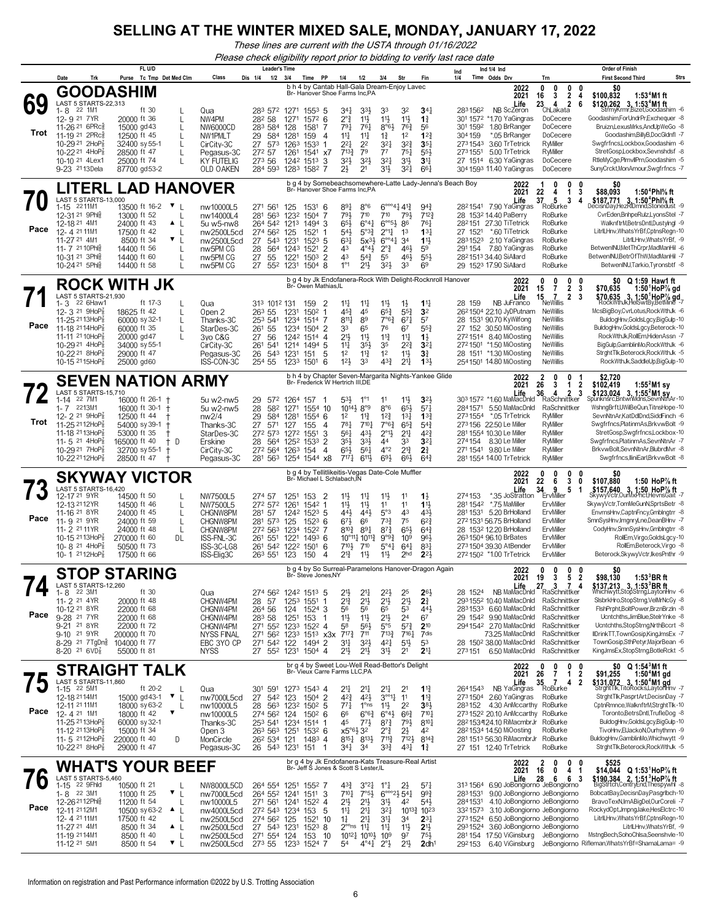# SELLING AT THE WINTER MIXED SALE, MONDAY, JANUARY 17, 2022

*These lines are current with the USTA through 01/16/2022*

*Please check eligibility report prior to bidding to verify last race date*

---

## 69 GOODASHIM — Trot

b h 4 by Cantab Hall-Gala Dream-Enjoy Lavec
Br- Hanover Shoe Farms Inc,PA

LAST 5 STARTS-22,313

| Year | Starts | 1st | 2nd | 3rd | Earnings | Record |
|---|---|---|---|---|---|---|
| 2022 | 0 | 0 | 0 | 0 | $0 | |
| 2021 | 16 | 3 | 2 | 4 | $100,832 | 1:53⁴M ft |
| Life | 23 | 4 | 2 | 6 | $120,262 | 3, 1:53⁴M ft |

| Date | Trk | Purse | Cond | Class | Leader's Time | PP | 1/4 | 1/2 | 3/4 | Str | Fin | Ind Time | Odds | Drv | Trn | Order of Finish |
|---|---|---|---|---|---|---|---|---|---|---|---|---|---|---|---|---|
| 1-8 22 | 1M1 | | ft 30 | Qua | 28³ 57² 127¹ 155³ | 5 | 3⁴¾ | 3³½ | 3³ | 3² | 3⁴¾ | 28³156² | NB | ScZeron | ChLakata | Strmykrmr,Bizet,Goodashim -6 |
| 12-9 21 | 7YR | 20000 | ft 36 | NW4PM | 28² 58 127¹ 157² | 6 | 2°ᵍ | 1¹¼ | 1¹½ | 1¹½ | 1¾ | 30¹157² | *1.70 | YaGingras | DoCecere | Goodashim,ForUndrPr,Exchequer -8 |
| 11-26 21 | 6PRc⅝ | 15000 | gd 43 | NW6000CD | 28³ 58⁴ 128 158¹ | 7 | 7⁹¼ | 7⁶¼ | 8°⁶½ | 7⁶¾ | 5⁶ | 30¹159² | 1.80 | BrRanger | DoCecere | Bruizn,LexusMrks,AndUpWeGo -8 |
| 11-19 21 | 2PRc⅝ | 12500 | ft 45 | NW1PMLT | 29 58⁴ 128¹ 159 | 4 | 1¹¼ | 1¹¼ | 1¾ | 1² | 1²¾ | 30⁴159 | *.05 | BrRanger | DoCecere | Goodashim,BillyB,DocGldnfl -7 |
| 10-29 21 | 2HoP⅞ | 32400 | sy 55-1 | CirCity-3C | 27 57³ 126³ 153³ | 1 | 2²¼ | 2² | 3²¼ | 3²¾ | 3⁵¼ | 27³154³ | 3.60 | TrTetrick | RyMiller | Swgfrfncs,Lockbox,Goodashim -6 |
| 10-22 21 | 4HoP⅞ | 28500 | ft 47 | Pegasus-3C | 27² 57 126¹ 154¹ | x7 | 7¹³¾ | 7⁹ | 7⁷ | 7⁵¼ | 5⁵½ | 27³155¹ | 5.00 | TrTetrick | RyMiller | StretGosp,Lockbox,Sevnshdsf -8 |
| 10-10 21 | 4Lex1 | 25000 | ft 74 | KY FUTELIG | 27³ 56 124² 151³ | 3 | 3²½ | 3²½ | 3²¼ | 3¹½ | 3¹¼ | 27 151⁴ | 6.30 | YaGingras | DoCecere | RtleMyCge,PlmvllPrn,Goodashim -5 |
| 9-23 21 | 13Dela | 87700 | gd 53-2 | OLD OAKEN | 28⁴ 59³ 128³ 158² | 7 | 2½ | 2¹ | 3¹½ | 3²¼ | 6⁶¼ | 30⁴159³ | 11.40 | YaGingras | DoCecere | SunyCrckt,MonAmour,Swgfrfncs -7 |

---

## 70 LITERL LAD HANOVER — Pace

b g 4 by Somebeachsomewhere-Latte Lady-Jenna's Beach Boy
Br- Hanover Shoe Farms Inc,PA

LAST 5 STARTS-13,000

| Year | Starts | 1st | 2nd | 3rd | Earnings | Record |
|---|---|---|---|---|---|---|
| 2022 | 1 | 0 | 0 | 0 | $0 | |
| 2021 | 22 | 4 | 1 | 3 | $88,093 | 1:50⁴Phl⅝ ft |
| Life | 37 | 5 | 3 | 4 | $187,771 | 3, 1:50⁴Phl⅝ ft |

| Date | Trk | Purse | Cond | Class | Leader's Time | PP | 1/4 | 1/2 | 3/4 | Str | Fin | Ind Time | Odds | Drv | Trn | Order of Finish |
|---|---|---|---|---|---|---|---|---|---|---|---|---|---|---|---|---|
| 1-15 22 | 11M1 | 13500 | ft 16-2 ▼ | nw10000L5 | 27¹ 56¹ 125 153¹ | 6 | 8⁹¼ | 8°⁶ | 6°°°⁴¼ | 4¹¾ | 9⁴¾ | 28²154¹ | 7.90 | YaGingras | RoBurke | DecisnDay,HezRdmnd,Stonedust -9 |
| 12-31 21 | 9Phl⅝ | 13000 | ft 52 | nw14000L4 | 28¹ 56³ 123² 150⁴ | 7 | 7⁹½ | 7¹⁰ | 7¹⁰ | 7⁹½ | 7¹²¾ | 28 153² | 14.40 | PaBerry | RoBurke | CvrEden,BnhpeRulz,LyonsStel -7 |
| 12-18 21 | 4M1 | 24000 | ft 43 ▲ | 5u w5-nw8 | 26⁴ 54² 121³ 149⁴ | 3 | 6⁵½ | 6°⁴¼ | 6°°⁵¼ | 8⁶ | 7⁶¼ | 28²151 | 27.30 | TiTetrick | RoBurke | WalknftrM,BetrsDntl,Dustyngl -9 |
| 12-4 21 | 11M1 | 17500 | ft 42 | nw2500L5cd | 27⁴ 56² 125 152¹ | 1 | 5⁴½ | 5°³¾ | 2°¹¼ | 1³ | 1³¼ | 27 152¹ | *.60 | TiTetrick | RoBurke | LitrlLHnv,WhatsYrBf,CptnsRegn -10 |
| 11-27 21 | 4M1 | 8500 | ft 34 ▼ | nw2500L5cd | 27 54³ 123¹ 152³ | 5 | 6³¼ | 5x³¼ | 6°°⁴¼ | 3⁴ | 1¹½ | 28³152³ | 2.10 | YaGingras | RoBurke | LitrlLHnv,WhatsYrBf, -9 |
| 11-7 21 | 10Phl⅝ | 14400 | ft 56 | nw5PM CG | 28 56⁴ 124³ 152¹ | 2 | 4³ | 4°⁴½ | 2°ᵍ | 4⁶½ | 5⁹ | 29¹154 | 7.80 | YaGingras | RoBurke | BetwenINU,MetThCrpr,MadMan Hil -6 |
| 10-31 21 | 3Phl⅝ | 14400 | ft 60 | nw5PM CG | 27 55 122¹ 150³ | 2 | 4³ | 5⁴¾ | 5⁵ | 4⁶½ | 5⁵½ | 28²151³ | 34.40 | SiAllard | RoBurke | BetwenINU,BetrOfThW,MadManHil -7 |
| 10-24 21 | 5Phl⅝ | 14400 | ft 58 | nw5PM CG | 27 55² 123¹ 150⁴ | 8 | 1°¹ | 2¹½ | 3²½ | 3³ | 6⁹ | 29 152³ | 17.90 | SiAllard | RoBurke | BetwenINU,Tarkio,Tyronsbtf -8 |

---

## 71 ROCK WITH JK — Pace

b g 4 by Jk Endofanera-Rock With Delight-Rocknroll Hanover
Br- Owen Mathias,IL

LAST 5 STARTS-21,930

| Year | Starts | 1st | 2nd | 3rd | Earnings | Record |
|---|---|---|---|---|---|---|
| 2022 | 0 | 0 | 0 | 0 | $0 | Q 1:59 Haw1 ft |
| 2021 | 15 | 7 | 2 | 3 | $70,635 | 1:50¹HoP⅞ gd |
| Life | 15 | 7 | 2 | 3 | $70,635 | 3, 1:50¹HoP⅞ gd |

| Date | Trk | Purse | Cond | Class | Leader's Time | PP | 1/4 | 1/2 | 3/4 | Str | Fin | Ind Time | Odds | Drv | Trn | Order of Finish |
|---|---|---|---|---|---|---|---|---|---|---|---|---|---|---|---|---|
| 1-3 22 | 6Haw1 | | ft 17-3 | Qua | 31³ 101² 131 159 | 2 | 1¹¼ | 1¹¼ | 1¹½ | 1½ | 1¹¼ | 28 159 | NB | JuFranco | NeWillis | RockWthJk,HelSwtBy,BetMine -7 |
| 12-3 21 | 9HoP⅞ | 18625 | ft 42 | Open 2 | 26³ 55 123¹ 150² | 1 | 4⁵¾ | 4⁵ | 6⁵¾ | 5⁵¾ | 3² | 26²150⁴ | 22.10 | JyDPutnam | NeWillis | McsBigBoy,CvrLotus,RockWthJk -6 |
| 11-25 21 | 13HoP⅞ | 60000 | sy 32-1 | Thanks-3C | 25³ 54¹ 123⁴ 151⁴ | 7 | 8¹¹¾ | 8⁹ | 7°⁶¾ | 6⁷¼ | 5⁷ | 28 153¹ | 90.70 | KyWilfong | NeWillis | BuldogHnv,GoldsLgcy,BigGulp -10 |
| 11-18 21 | 14HoP⅞ | 60000 | ft 35 | StarDes-3C | 26¹ 55 123⁴ 150⁴ | 2 | 3³ | 6⁵ | 7⁶ | 6⁷ | 5⁵¾ | 27 152 | 30.50 | MiOosting | NeWillis | BuldogHnv,GoldsLgcy,Beterock -10 |
| 11-11 21 | 10HoP⅞ | 20000 | gd 47 | 3yo C&G | 27 56 124² 151⁴ | 4 | 2¹½ | 1¹½ | 1¹¾ | 1¹¼ | 1¾ | 27²151⁴ | 8.40 | MiOosting | NeWillis | RockWthJk,RollEm,HidenAssn -7 |
| 10-29 21 | 4HoP⅞ | 34000 | sy 55-1 | CirCity-3C | 26¹ 54¹ 121⁴ 149⁴ | 5 | 1¹¼ | 3⁵½ | 3⁵ | 2²¾ | 3²¼ | 27²150¹ | *1.50 | MiOosting | NeWillis | BigGulp,GamblinMo,RockWthJk -6 |
| 10-22 21 | 8HoP⅞ | 29000 | ft 47 | Pegasus-3C | 26 54³ 123¹ 151 | 5 | 1² | 1¹¾ | 1² | 1¹½ | 3¾ | 28 151¹ | *1.30 | MiOosting | NeWillis | StrghtTlk,Beterock,RockWthJk -5 |
| 10-15 21 | 15HoP⅞ | 25000 | gd 60 | ISS-CON-3C | 25⁴ 55 123³ 150¹ | 6 | 1²½ | 3³ | 4³¾ | 2¹¼ | 1³½ | 25⁴150¹ | 14.80 | MiOosting | NeWillis | RockWthJk,SaddleUp,BigGulp -10 |

---

## 72 SEVEN NATION ARMY — Trot

b h 4 by Chapter Seven-Margarita Nights-Yankee Glide
Br- Frederick W Hertrich III,DE

LAST 5 STARTS-15,710

| Year | Starts | 1st | 2nd | 3rd | Earnings | Record |
|---|---|---|---|---|---|---|
| 2022 | 2 | 0 | 0 | 1 | $2,720 | |
| 2021 | 26 | 3 | 1 | 2 | $102,419 | 1:55²M1 sy |
| Life | 36 | 4 | 2 | 3 | $123,024 | 3, 1:55²M1 sy |

| Date | Trk | Purse | Cond | Class | Leader's Time | PP | 1/4 | 1/2 | 3/4 | Str | Fin | Ind Time | Odds | Drv | Trn | Order of Finish |
|---|---|---|---|---|---|---|---|---|---|---|---|---|---|---|---|---|
| 1-14 22 | 7M1 | 16000 | ft 26-1 † | 5u w2-nw5 | 29 57² 126⁴ 157 | 1 | 5³½ | 1°¹ | 1¹ | 1¹½ | 3²½ | 30³157² | *1.60 | MaMacDnld | RaSchnittker | Spunknsrc,BtwnWdns,SevnNtnAr -10 |
| 1-7 22 | 13M1 | 16000 | ft 30-1 † | 5u w2-nw5 | 28 58² 127¹ 155⁴ | 10 | 10¹⁴½ | 8°⁹ | 8°⁶ | 6⁵½ | 5⁷¼ | 28⁴157¹ | 5.50 | MaMacDnld | RaSchnittker | WshngBrft,UWillBeQun,TitnsHope -10 |
| 12-2 21 | 9HoP⅞ | 12500 | ft 44 † | nw2/4 | 29 58⁴ 128¹ 155⁴ | 6 | 1² | 1¹¾ | 1²¾ | 1³¼ | 1³¾ | 27³155⁴ | *.05 | TrTetrick | RyMiller | SevnNtnAr,KatDdlDnd,SiddFinch -6 |
| 11-25 21 | 12HoP⅞ | 54000 | sy 39-1 † | Thanks-3C | 27 57¹ 127 155 | 4 | 7⁸¼ | 7¹⁰¼ | 7°⁶¾ | 6⁵¾ | 5⁴¾ | 27³156 | 22.50 | LeMiller | RyMiller | Swgfrfncs,PlatinmAs,BrkvwBolt -9 |
| 11-18 21 | 13HoP⅞ | 53000 | ft 35 † | StarDes-3C | 27² 57³ 127² 155¹ | 3 | 5⁶¼ | 4³½ | 2°¹½ | 2¹¼ | 4²¾ | 28¹155⁴ | 10.30 | LeMiller | RyMiller | StretGosp,Swgfrfncs,Lockbox-10 |
| 11-5 21 | 4HoP⅞ | 165000 | ft 40 † D | Erskine | 28 56⁴ 125² 153³ | 2 | 3⁵½ | 3³½ | 4⁴ | 3³ | 3²¼ | 27⁴154 | 8.30 | LeMiller | RyMiller | Swgfrfncs,PlatinmAs,SevnNtnAr -7 |
| 10-29 21 | 7HoP⅞ | 32700 | sy 55-1 † | CirCity-3C | 27² 56⁴ 126³ 154 | 4 | 6⁵½ | 5⁶ | 4°² | 2¹¾ | 2¾ | 27¹154¹ | 9.80 | LeMiller | RyMiller | BrkvwBolt,SevnNtnAr,BlubrdMvr -8 |
| 10-22 21 | 12HoP⅞ | 28500 | ft 47 † | Pegasus-3C | 28¹ 56³ 125⁴ 154⁴ | x8 | 7¹⁷¼ | 6¹¹½ | 6⁹½ | 6⁶½ | 6⁴¾ | 28¹155⁴ | 14.00 | TrTetrick | RyMiller | Swgfrfncs,IliniEarl,BrkvwBolt -8 |

---

## 73 SKYWAY VICTOR — Pace

b g 4 by Tellitlikeitis-Vegas Date-Cole Muffler
Br- Michael L Schlabach,IN

LAST 5 STARTS-16,420

| Year | Starts | 1st | 2nd | 3rd | Earnings | Record |
|---|---|---|---|---|---|---|
| 2022 | 0 | 0 | 0 | 0 | $0 | |
| 2021 | 22 | 6 | 3 | 0 | $107,880 | 1:50 HoP⅞ ft |
| Life | 34 | 9 | 5 | 1 | $157,640 | 3, 1:50 HoP⅞ ft |

| Date | Trk | Purse | Cond | Class | Leader's Time | PP | 1/4 | 1/2 | 3/4 | Str | Fin | Ind Time | Odds | Drv | Trn | Order of Finish |
|---|---|---|---|---|---|---|---|---|---|---|---|---|---|---|---|---|
| 12-17 21 | 9YR | 14500 | ft 50 | NW7500L5 | 27⁴ 57 125¹ 153 | 2 | 1¹½ | 1¹¼ | 1¹½ | 1¹ | 1½ | 27⁴153 | *.35 | JoStratton | ErvMiller | SkywyVctr,OurMxPhct,HevnsGait -7 |
| 12-13 21 | 12YR | 14500 | ft 46 | NW7500L5 | 27² 57² 126¹ 154² | 1 | 1¹½ | 1¹½ | 1¹ | 1¹ | 1¹½ | 28¹154² | *.75 | MaMiller | ErvMiller | SkywyVctr,TomMeGunN,SprtsBetr -8 |
| 11-16 21 | 8YR | 24000 | ft 45 | CHGNW8PM | 28¹ 57 124² 152³ | 5 | 4⁴¼ | 4⁴½ | 5°³ | 4³ | 4³½ | 28¹153¹ | 5.20 | BrHolland | ErvMiller | EnvrnsHnv,CaptnFncy,Gmblngtrr -8 |
| 11-9 21 | 9YR | 24000 | ft 59 | CHGNW8PM | 28¹ 57³ 125 152³ | 6 | 6⁷½ | 6⁶ | 7³¾ | 7⁵ | 6²¾ | 27²153¹ | 56.75 | BrHolland | ErvMiller | SmnSysHnv,ImgnryLne,DeanBHnv -7 |
| 11-2 21 | 11YR | 24000 | ft 48 | CHGNW8PM | 27² 56³ 123⁴ 152² | 7 | 8¹⁰¾ | 8⁹¼ | 8⁷¾ | 6⁵¼ | 6⁴¾ | 28 153² | 12.20 | BrHolland | ErvMiller | CodyHnv,SmnSysHnv,Gmblngtrr -8 |
| 10-15 21 | 13HoP⅞ | 270000 | ft 60 DL | ISS-FNL-3C | 26¹ 55¹ 122¹ 149³ | 6 | 10°¹¹¼ | 10¹³¼ | 9°⁹¾ | 10⁹ | 9⁶½ | 26³150⁴ | 96.10 | BrBates | ErvMiller | RollEm,Virgo,GoldsLgcy -10 |
| 10-8 21 | 4HoP⅞ | 50500 | ft 73 | ISS-3C-LG8 | 26¹ 54² 122² 150¹ | 6 | 7¹⁰½ | 7¹⁰ | 5°⁴¼ | 6⁴¼ | 8³¼ | 27³150⁴ | 39.30 | AtBender | ErvMiller | RollEm,Beterock,Virgo -8 |
| 10-1 21 | 12HoP⅞ | 17500 | ft 66 | ISS-Elig3C | 26³ 55¹ 123 150 | 4 | 2¹¾ | 1¹½ | 1¹½ | 2ʰᵈ | 2²½ | 27²150² | *1.00 | TrTetrick | ErvMiller | Beterock,SkywyVctr,IkesPnthr -9 |

---

## 74 STOP STARING — Pace

b g 4 by So Surreal-Paramelons Hanover-Dragon Again
Br- Steve Jones,NY

LAST 5 STARTS-12,260

| Year | Starts | 1st | 2nd | 3rd | Earnings | Record |
|---|---|---|---|---|---|---|
| 2022 | 0 | 0 | 0 | 0 | $0 | |
| 2021 | 19 | 3 | 5 | 2 | $98,130 | 1:53³BR ft |
| Life | 27 | 3 | 7 | 4 | $137,213 | 3, 1:53³BR ft |

| Date | Trk | Purse | Cond | Class | Leader's Time | PP | 1/4 | 1/2 | 3/4 | Str | Fin | Ind Time | Odds | Drv | Trn | Order of Finish |
|---|---|---|---|---|---|---|---|---|---|---|---|---|---|---|---|---|
| 1-8 22 | 3M1 | | ft 30 | Qua | 27⁴ 56² 124² 151³ | 5 | 2¹½ | 2¹¼ | 2²½ | 2⁵ | 2⁶½ | 28 152⁴ | NB | MaMacDnld | RaSchnittker | Whichwytt,StopStrng,LaytonHnv -6 |
| 11-2 21 | 4YR | 20000 | ft 48 | CHGNW4PM | 28 57 125³ 155¹ | 1 | 2¹¾ | 2¹¼ | 2¹¼ | 2¹½ | 2¾ | 29³155² | 10.40 | MaMacDnld | RaSchnittker | SlsbrkHro,StopStrng,VelMrNcGy -8 |
| 10-12 21 | 8YR | 22000 | ft 68 | CHGNW4PM | 26⁴ 56 124 152⁴ | 3 | 5⁶ | 5⁶ | 6⁵ | 5³ | 4⁴½ | 28³153³ | 6.60 | MaMacDnld | RaSchnittker | FlshPrpht,BoltPower,BrznBrzln -8 |
| 9-28 21 | 7YR | 22000 | ft 68 | CHGNW4PM | 28³ 58 125¹ 153 | 1 | 1¹½ | 1¹½ | 2¹½ | 2⁴ | 6⁷ | 29 154² | 9.90 | MaMacDnld | RaSchnittker | Ucntchths,JimBlue,StelrYnke -8 |
| 9-21 21 | 8YR | 22000 | ft 72 | CHGNW4PM | 27¹ 55² 123³ 152² | 4 | 5⁸ | 5⁶½ | 5°⁵ | 5⁷¾ | 2¹⁰ | 29⁴154² | 2.70 | MaMacDnld | RaSchnittker | Ucntchths,StopStrng,NrthBccrt -8 |
| 9-10 21 | 9YR | 200000 | ft 70 | NYSS FINAL | 27¹ 56² 123³ 151³ | x3x | 7¹⁷¾ | 7¹¹ | 7¹³¾ | 7¹⁶¼ | 7dis | | 73.25 | MaMacDnld | RaSchnittker | IlDrinkTT,TownGosip,KingJmsEx -7 |
| 8-29 21 | 7TgDn⅝ | 104000 | ft 77 | EBC 3YO CP | 27¹ 54² 122 149⁴ | 2 | 3¹¼ | 3²½ | 4²¼ | 5¹½ | 5³ | 28 150² | 38.00 | MaMacDnld | RaSchnittker | TownGosip,SthPetyr,MajorBean -6 |
| 8-20 21 | 6VD⅞ | 55000 | ft 81 | NYSS | 27 55² 123¹ 150⁴ | 4 | 2¹½ | 2¹½ | 3¹½ | 2¹ | 2¹¼ | 27³151 | 6.50 | MaMacDnld | RaSchnittker | KingJmsEx,StopStrng,BotleRckt -5 |

---

## 75 STRAIGHT TALK — Pace

br g 4 by Sweet Lou-Well Read-Bettor's Delight
Br- Vieux Carre Farms LLC,PA

LAST 5 STARTS-11,860

| Year | Starts | 1st | 2nd | 3rd | Earnings | Record |
|---|---|---|---|---|---|---|
| 2022 | 0 | 0 | 0 | 0 | $0 | Q 1:54³M1 ft |
| 2021 | 26 | 7 | 1 | 2 | $91,255 | 1:50⁴M1 gd |
| Life | 35 | 7 | 4 | 2 | $131,072 | 3, 1:50⁴M1 gd |

| Date | Trk | Purse | Cond | Class | Leader's Time | PP | 1/4 | 1/2 | 3/4 | Str | Fin | Ind Time | Odds | Drv | Trn | Order of Finish |
|---|---|---|---|---|---|---|---|---|---|---|---|---|---|---|---|---|
| 1-15 22 | 5M1 | | ft 20-2 | Qua | 30¹ 59¹ 127³ 154³ | 4 | 2¹¼ | 2¹¼ | 2¹¼ | 2¹ | 1¹¾ | 26⁴154³ | NB | YaGingras | RoBurke | StrghtTlk,TitoRocks,LaytonHnv -7 |
| 12-18 21 | 14M1 | 15000 | gd 43-1 ▼ | nw7000L5cd | 27 54² 123 150⁴ | 2 | 4²¾ | 4²½ | 3°°¹¼ | 1¹ | 1¹¾ | 27³150⁴ | 2.60 | YaGingras | RoBurke | StrghtTlk,PasprtArt,DecisnDay -7 |
| 12-11 21 | 11M1 | 18000 | sy 63-2 | nw10000L5 | 28 56³ 123² 150² | 5 | 7⁷¾ | 1°ⁿˢ | 1¹½ | 2² | 3⁸½ | 28³152 | 4.30 | AnMccarthy | RoBurke | CptnRmnce,WalknftrM,StrghtTlk-10 |
| 12-4 21 | 1M1 | 18000 | ft 42 ▼ | nw10000L5 | 27⁴ 56² 124 150² | 6 | 6⁶ | 6°⁶¾ | 6°⁴½ | 6⁶¾ | 7¹⁰¼ | 27³152² | 20.10 | AnMccarthy | RoBurke | Toronto,BetrsDntl,TruffleDog -8 |
| 11-25 21 | 13HoP⅞ | 60000 | sy 32-1 | Thanks-3C | 25³ 54¹ 123⁴ 151⁴ | 1 | 4⁵ | 7⁷½ | 8⁷¾ | 7⁹½ | 8¹⁰¾ | 28²153⁴ | 24.10 | RiMacmbrJr | RoBurke | BuldogHnv,GoldsLgcy,BigGulp -10 |
| 11-12 21 | 13HoP⅞ | 15000 | ft 34 | Open 3 | 26³ 56³ 125¹ 153² | 6 | x5°⁶½ | 3² | 2°ᵍ | 2½ | 4² | 28²153⁴ | 14.50 | MiOosting | RoBurke | TivoHnv,ElJackoN,Ourhythmn -9 |
| 11-5 21 | 12HoP⅞ | 220000 | ft 40 D | MonCircle | 26² 53⁴ 121 148³ | 4 | 8¹⁵½ | 8¹³½ | 7¹¹¾ | 7¹²½ | 8¹⁴¾ | 28¹151³ | 56.30 | RiMacmbrJr | RoBurke | BuldogHnv,GamblinMo,Whichwytt -9 |
| 10-22 21 | 8HoP⅞ | 29000 | ft 47 | Pegasus-3C | 26 54³ 123¹ 151 | 1 | 3⁴¼ | 3⁴ | 3³¾ | 4³½ | 1¾ | 27 151 | 12.40 | TrTetrick | RoBurke | StrghtTlk,Beterock,RockWthJk -5 |

---

## 76 WHAT'S YOUR BEEF — Pace

br g 4 by Jk Endofanera-Kats Treasure-Real Artist
Br- Jeff S Jones & Scott S Lester,IL

LAST 5 STARTS-5,460

| Year | Starts | 1st | 2nd | 3rd | Earnings | Record |
|---|---|---|---|---|---|---|
| 2022 | 2 | 0 | 0 | 0 | $525 | |
| 2021 | 16 | 0 | 4 | 1 | $14,044 | Q 1:53¹HoP⅞ ft |
| Life | 28 | 6 | 6 | 3 | $190,384 | 2, 1:51³HoP⅞ ft |

| Date | Trk | Purse | Cond | Class | Leader's Time | PP | 1/4 | 1/2 | 3/4 | Str | Fin | Ind Time | Odds | Drv | Trn | Order of Finish |
|---|---|---|---|---|---|---|---|---|---|---|---|---|---|---|---|---|
| 1-15 22 | 9Fhld | 10500 | ft 21 | NW8000L5CD | 26⁴ 55⁴ 125¹ 155² | 7 | 4³¾ | 3°²¼ | 1°¾ | 2½ | 5⁷¼ | 31³156⁴ | 6.90 | JoBongiorno | JeBongiorno | BigStrtch,CentryEnd,Thespywhl -8 |
| 1-8 22 | 3M1 | 11000 | ft 25 ▼ | nw7000L5cd | 26⁴ 55² 124¹ 151¹ | 7 | 7¹⁰½ | 7°⁵½ | 6°°°²½ | 5⁴¼ | 9⁹¾ | 28³153¹ | 9.00 | JoBongiorno | JeBongiorno | BobcatBay,DecisnDay,Pasgrlbch -10 |
| 12-26 21 | 12Phl⅝ | 11200 | ft 54 | nw10000L5 | 27¹ 56¹ 124¹ 152² | 4 | 2¹½ | 2¹½ | 3¹½ | 4² | 5⁴½ | 28⁴153¹ | 4.10 | JoBongiorno | JeBongiorno | BravoTexN,ImABigDel,OurCoreli -7 |
| 12-11 21 | 12M1 | 10500 | sy 63-2 ▲ | nw4000L5cd | 27² 54³ 123⁴ 153 | 5 | 1¹¼ | 2¹¼ | 3²¾ | 10¹³¾ | 10²³ | 33²157³ | 3.10 | JoBongiorno | JeBongiorno | RockydOpt,JmpngJake,HesElctrc-10 |
| 12-4 21 | 11M1 | 17500 | ft 42 | nw2500L5cd | 27⁴ 56² 125 152¹ | 10 | 1¾ | 2¹¾ | 3¹¾ | 3⁴ | 2³¼ | 27³152⁴ | 6.50 | JoBongiorno | JeBongiorno | LitrlLHnv,WhatsYrBf,CptnsRegn -10 |
| 11-27 21 | 4M1 | 8500 | ft 34 ▲ | nw2500L5cd | 27 54³ 123¹ 152³ | 8 | 2°°ⁿˢ | 1ⁿˢ | 1¹¼ | 1¹½ | 2¹½ | 29³152⁴ | 3.60 | JoBongiorno | JeBongiorno | LitrlLHnv,WhatsYrBf, -9 |
| 11-19 21 | 14M1 | 8500 | ft 40 | nw2500L5cd | 27¹ 55⁴ 124 153 | 10 | 10¹²¼ | 10¹⁰½ | 10⁹ | 9⁷ | 7⁵½ | 28¹154 | 17.50 | ViGinsburg | JeBongiorno | MstngBech,SohoChlsa,Seenshvle -10 |
| 11-12 21 | 5M1 | 8500 | ft 54 ▼ | nw2500L5cd | 27³ 55 123³ 152⁴ | 7 | 5⁴ | 4°⁴¼ | 2°½ | 2¹½ | 2dh¹ | 29²153 | 6.40 | ViGinsburg | JeBongiorno | Rifleman,WhatsYrBf=ShamaLama= -9 |

---

Information on registration and Past Performance information ©2022 by U.S. Trotting Association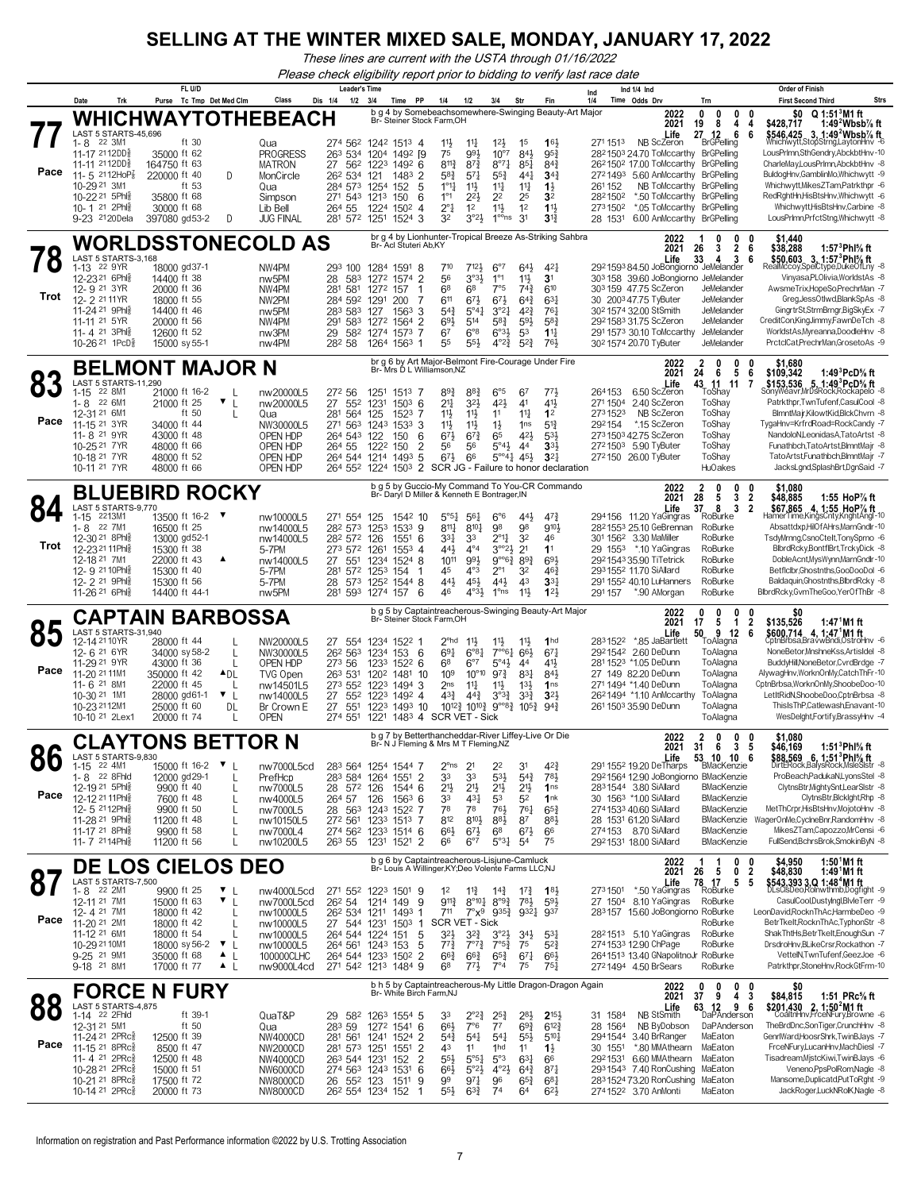# SELLING AT THE WINTER MIXED SALE, MONDAY, JANUARY 17, 2022

*These lines are current with the USTA through 01/16/2022*

*Please check eligibility report prior to bidding to verify last race date*

## 77 WHICHWAYTOTHEBEACH — Pace

b g 4 by Somebeachsomewhere-Swinging Beauty-Art Major
Br- Steiner Stock Farm,OH

| Year | Starts | 1st | 2nd | 3rd | Earnings | Record |
|---|---|---|---|---|---|---|
| 2022 | 0 | 0 | 0 | 0 | $0 | Q 1:51³M1 ft |
| 2021 | 19 | 8 | 4 | 4 | $428,717 | 1:49²Wbsb⅞ ft |
| Life | 27 | 12 | 6 | 6 | $546,425 | 3, 1:49²Wbsb⅞ ft |

LAST 5 STARTS-45,696

| Date | Trk | Purse | FL U/D | Class | Leader's Time | PP | 1/4 | 1/2 | 3/4 | Str | Fin | Ind 1/4 | Ind Time | Odds Drv | Trn | Order of Finish |
|---|---|---|---|---|---|---|---|---|---|---|---|---|---|---|---|---|
| 1-8 22 3M1 | | | ft 30 | Qua | 27⁴ 56² 124² 151³ | 4 | 1½ | 1½ | 1²½ | 1⁵ | 1⁶½ | 27¹ | 151³ NB ScZeron | | BrGPelling | Whichwytt,StopStrng,LaytonHnv -6 |
| 11-17 21 12DD⅞ | | 35000 | ft 62 | PROGRESS | 26³ 53⁴ 120⁴ 149² | [9 | 7⁵ | 9⁹½ | 10°⁷ | 8⁴½ | 9⁵¾ | 28² | 150³ 24.70 ToMccarthy | | BrGPelling | LousPrlmn,SthGendry,AbckbtHnv -10 |
| 11-11 21 12DD⅞ | | 164750 | ft 63 | MATRON | 27 56² 122³ 149² | 6 | 8¹¹¾ | 8⁷¾ | 8°⁷¼ | 8⁵¼ | 8⁴¾ | 26² | 150² 17.00 ToMccarthy | | BrGPelling | CharleMay,LousPrlmn,AbckbtHnv -8 |
| 11-5 21 12HoP⅞ | | 220000 | ft 40 D | MonCircle | 26² 53⁴ 121 148³ | 2 | 5⁸¾ | 5⁷½ | 5⁵¾ | 4⁴¾ | 3⁴¾ | 27² | 149³ 5.60 AnMccarthy | | BrGPelling | BuldogHnv,GamblinMo,Whichwytt -9 |
| 10-29 21 3M1 | | | ft 53 | Qua | 28⁴ 57³ 125⁴ 152 | 5 | 1°1½ | 1½ | 1½ | 1½ | 1½ | 26¹ | 152 NB ToMccarthy | | BrGPelling | Whichwytt,MikesZTam,Patrkthpr -6 |
| 10-22 21 5Phl⅝ | | 35800 | ft 68 | Simpson | 27¹ 54³ 121³ 150 | 6 | 1°¹ | 2²½ | 2² | 2⁵ | 3² | 28² | 150² *.50 ToMccarthy | | BrGPelling | RedRghtHn,HisBtsHnv,Whichwytt -6 |
| 10-1 21 2Phl⅝ | | 30000 | ft 68 | Lib Bell | 26⁴ 55 122⁴ 150² | 4 | 2°½ | 1² | 1½ | 1² | 1½ | 27³ | 150² *.05 ToMccarthy | | BrGPelling | Whichwytt,HisBtsHnv,Carbine -8 |
| 9-23 21 20Dela | | 397080 | gd53-2 D | JUG FINAL | 28¹ 57² 125¹ 152⁴ | 3 | 3² | 3°2½ | 1°°ns | 3¹ | 3¹¾ | 28 | 153¹ 6.00 AnMccarthy | | BrGPelling | LousPrlmn,PrfctStng,Whichwytt -8 |

## 78 WORLDSSTONECOLD AS — Trot

br g 4 by Lionhunter-Tropical Breeze As-Striking Sahbra
Br- Acl Stuteri Ab,KY

| Year | Starts | 1st | 2nd | 3rd | Earnings | Record |
|---|---|---|---|---|---|---|
| 2022 | 1 | 0 | 0 | 0 | $1,440 | |
| 2021 | 26 | 3 | 2 | 6 | $38,288 | 1:57³Phl⅝ ft |
| Life | 33 | 4 | 3 | 6 | $50,603 | 3, 1:57³Phl⅝ ft |

LAST 5 STARTS-3,168

| Date | Trk | Purse | FL U/D | Class | Leader's Time | PP | 1/4 | 1/2 | 3/4 | Str | Fin | Ind 1/4 | Ind Time | Odds Drv | Trn | Order of Finish |
|---|---|---|---|---|---|---|---|---|---|---|---|---|---|---|---|---|
| 1-13 22 9YR | | 18000 | gd37-1 | NW4PM | 29³ 100 128⁴ 159¹ | 8 | 7¹⁰ | 7¹²½ | 6°⁷ | 6⁴½ | 4²½ | 29² | 159³ 84.50 JoBongiorno | | JeMelander | RealMccoy,SpelCtype,DukeOfLny -8 |
| 12-23 21 6Phl⅝ | | 14400 | ft 38 | nw5PM | 28 58³ 127² 157⁴ | 2 | 5⁶ | 3°3½ | 1°¹ | 1½ | 3¹ | 30³ | 158 39.60 JoBongiorno | | JeMelander | VinyasaPL,Olivia,WorldstAs -8 |
| 12-9 21 3YR | | 20000 | ft 36 | NW4PM | 28¹ 58¹ 127² 157 | 1 | 6⁸ | 6⁸ | 7°⁵ | 7⁴¾ | 6¹⁰ | 30³ | 159 47.75 ScZeron | | JeMelander | AwsmeTrix,HopeSo,PrechrMan -7 |
| 12-2 21 11YR | | 18000 | ft 55 | NW2PM | 28⁴ 59² 129¹ 200 | 7 | 6¹¹ | 6⁷½ | 6⁷½ | 6⁴¾ | 6³¼ | 30 | 200³ 47.75 TyButer | | JeMelander | Greg,JessOtlwd,BlankSpAs -8 |
| 11-24 21 9Phl⅝ | | 14400 | ft 46 | nw5PM | 28³ 58³ 127 156³ | 3 | 5⁴¾ | 5°4½ | 3°2¼ | 4²¾ | 7⁶½ | 30² | 157⁴ 32.00 StSmith | | JeMelander | GingrtrSt,StrmBrngr,BigSkyEx -7 |
| 11-11 21 5YR | | 20000 | ft 56 | NW4PM | 29¹ 58³ 127² 156⁴ | 2 | 6⁹½ | 5¹⁴ | 5⁸¾ | 5⁹½ | 5⁸¾ | 29² | 158³ 31.75 ScZeron | | JeMelander | CreditCon,King,Jimmy,FawnDeTch -8 |
| 11-4 21 3Phl⅝ | | 12600 | ft 52 | nw3PM | 29 58² 127⁴ 157³ | 7 | 6⁷ | 6°⁸ | 6°3½ | 5³ | 1½ | 29¹ | 157³ 30.10 ToMccarthy | | JeMelander | WorldstAs,Myreanna,DoodleHnv -8 |
| 10-26 21 1PcD⅝ | | 15000 | sy55-1 | nw4PM | 28² 58 126⁴ 156³ | 1 | 5⁵ | 5⁵½ | 4°2¾ | 5²¾ | 7⁶½ | 30² | 157⁴ 20.70 TyButer | | JeMelander | PrctclCat,PrechrMan,GrosetoAs -9 |

## 83 BELMONT MAJOR N — Pace

br g 6 by Art Major-Belmont Fire-Courage Under Fire
Br- Mrs D L Williamson,NZ

| Year | Starts | 1st | 2nd | 3rd | Earnings | Record |
|---|---|---|---|---|---|---|
| 2022 | 2 | 0 | 0 | 0 | $1,680 | |
| 2021 | 24 | 6 | 5 | 6 | $109,342 | 1:49³PcD⅝ ft |
| Life | 43 | 11 | 11 | 7 | $153,536 | 5, 1:49³PcD⅝ ft |

LAST 5 STARTS-11,290

| Date | Trk | Purse | FL U/D | Class | Leader's Time | PP | 1/4 | 1/2 | 3/4 | Str | Fin | Ind 1/4 | Ind Time | Odds Drv | Trn | Order of Finish |
|---|---|---|---|---|---|---|---|---|---|---|---|---|---|---|---|---|
| 1-15 22 8M1 | | 21000 | ft 16-2 L | nw20000L5 | 27² 56 125¹ 151³ | 7 | 8⁹¾ | 8⁸¾ | 6°⁵ | 6⁷ | 7⁷½ | 26⁴ | 153 6.50 ScZeron | | ToShay | SonyWeavr,MrDsRock,Rockapelo -8 |
| 1-8 22 6M1 | | 21000 | ft 25 ▼ L | nw20000L5 | 27 55² 123¹ 150³ | 6 | 2¹¾ | 3²½ | 4²½ | 4¹ | 4¹½ | 27¹ | 150⁴ 2.40 ScZeron | | ToShay | Patrkthpr,TwnTufenf,CasulCool -8 |
| 12-31 21 6M1 | | | ft 50 L | Qua | 28¹ 56⁴ 125 152³ | 7 | 1½ | 1½ | 1¹ | 1½ | 1² | 27³ | 152³ NB ScZeron | | ToShay | BlmntMajr,KilowtKid,BlckChvrn -8 |
| 11-15 21 3YR | | 34000 | ft 44 | NW30000L5 | 27¹ 56³ 124³ 153³ | 3 | 1½ | 1½ | 1½ | 1ns | 5¹¾ | 29² | 154 *.15 ScZeron | | ToShay | TygaHnv+KrfrdRoad+RockCandy -7 |
| 11-8 21 9YR | | 43000 | ft 48 | OPEN HDP | 26⁴ 54³ 122 150 | 6 | 6⁷½ | 6⁷¾ | 6⁵ | 4²½ | 5³½ | 27³ | 150³ 42.75 ScZeron | | ToShay | NandoloN,LeonidasA,TatoArtst -8 |
| 10-25 21 7YR | | 48000 | ft 66 | OPEN HDP | 26⁴ 55 122² 150 | 2 | 5⁶ | 5⁶ | 5°4½ | 4⁴ | 3³½ | 27² | 150³ 5.90 TyButer | | ToShay | Funathbch,TatoArtst,BlmntMajr -8 |
| 10-18 21 7YR | | 48000 | ft 52 | OPEN HDP | 26⁴ 54⁴ 121⁴ 149³ | 5 | 6⁷½ | 6⁶ | 5°°4½ | 4⁵½ | 3²½ | 27² | 150 26.00 TyButer | | ToShay | TatoArtst,Funathbch,BlmntMajr -7 |
| 10-11 21 7YR | | 48000 | ft 66 | OPEN HDP | 26⁴ 55² 122⁴ 150³ | 2 | SCR JG - Failure to honor declaration | | | | | | | | HuOakes | JacksLgnd,SplashBrt,DgnSaid -7 |

## 84 BLUEBIRD ROCKY — Trot

b g 5 by Guccio-My Command To You-CR Commando
Br- Daryl D Miller & Kenneth E Bontrager,IN

| Year | Starts | 1st | 2nd | 3rd | Earnings | Record |
|---|---|---|---|---|---|---|
| 2022 | 2 | 0 | 0 | 0 | $1,080 | |
| 2021 | 28 | 5 | 3 | 2 | $48,885 | 1:55 HoP⅞ ft |
| Life | 37 | 8 | 3 | 2 | $67,865 | 4, 1:55 HoP⅞ ft |

LAST 5 STARTS-9,770

| Date | Trk | Purse | FL U/D | Class | Leader's Time | PP | 1/4 | 1/2 | 3/4 | Str | Fin | Ind 1/4 | Ind Time | Odds Drv | Trn | Order of Finish |
|---|---|---|---|---|---|---|---|---|---|---|---|---|---|---|---|---|
| 1-15 22 13M1 | | 13500 | ft 16-2 ▼ | nw10000L5 | 27¹ 55⁴ 125 154² | 10 | 5°5¼ | 5⁶¼ | 6°⁶ | 4⁴½ | 4⁷¾ | 29⁴ | 156 11.20 YaGingras | | RoBurke | HamerTime,KingsCnty,KnghtAngl -10 |
| 1-8 22 7M1 | | 16500 | ft 25 | nw14000L5 | 28² 57³ 125³ 153³ | 9 | 8¹¹¼ | 8¹⁰¼ | 9⁸ | 9⁸ | 9¹⁰½ | 28² | 155³ 25.10 GeBrennan | | RoBurke | Absattdxp,HillOfAHrs,MarnGndlr -10 |
| 12-30 21 8Phl⅝ | | 13000 | gd52-1 | nw14000L5 | 28² 57² 126 155¹ | 6 | 3³¼ | 3³ | 2°1¼ | 3² | 4⁶ | 30¹ | 156² 3.30 MaMiller | | RoBurke | TsdyMmng,CsnoCtelt,TonySprno -6 |
| 12-23 21 11Phl⅝ | | 15300 | ft 38 | 5-7PM | 27³ 57² 126¹ 155³ | 4 | 4⁴½ | 4°⁴ | 3°°2½ | 2¹ | 1¹ | 29 | 155³ *.10 YaGingras | | RoBurke | BlbrdRcky,BontflBrt,TrckyDick -8 |
| 12-18 21 7M1 | | 22000 | ft 43 ▲ | nw14000L5 | 27 55¹ 123⁴ 152⁴ | 8 | 10¹¹ | 9⁹½ | 9°°6¾ | 8⁹¾ | 6⁹½ | 29² | 154³ 35.90 TiTetrick | | RoBurke | DobleAcnt,MysWynn,MarnGndlr -10 |
| 12-9 21 10Phl⅝ | | 15300 | ft 40 | 5-7PM | 28¹ 57² 125³ 154 | 1 | 4⁵ | 4°³ | 2°¹ | 3² | 4⁶¾ | 29³ | 155² 11.70 SiAllard | | RoBurke | Bettfclbr,Ghostnths,GooDooDol -6 |
| 12-2 21 9Phl⅝ | | 15300 | ft 56 | 5-7PM | 28 57³ 125² 154⁴ | 8 | 4⁴¾ | 4⁵½ | 4⁴¾ | 4³ | 3³½ | 29¹ | 155² 40.10 LuHanners | | RoBurke | Baldaquin,Ghostnths,BlbrdRcky -8 |
| 11-26 21 6Phl⅝ | | 14400 | ft 44-1 | nw5PM | 28¹ 59³ 127⁴ 157 | 6 | 4⁶ | 4°3½ | 1°ns | 1½ | 1²½ | 29¹ | 157 *.90 AMorgan | | RoBurke | BlbrdRcky,GvmTheGoo,YerOfThBr -8 |

## 85 CAPTAIN BARBOSSA — Pace

b g 5 by Captaintreacherous-Swinging Beauty-Art Major
Br- Steiner Stock Farm,OH

| Year | Starts | 1st | 2nd | 3rd | Earnings | Record |
|---|---|---|---|---|---|---|
| 2022 | 0 | 0 | 0 | 0 | $0 | |
| 2021 | 17 | 5 | 1 | 2 | $135,526 | 1:47¹M1 ft |
| Life | 50 | 9 | 12 | 6 | $600,714 | 4, 1:47¹M1 ft |

LAST 5 STARTS-31,940

| Date | Trk | Purse | FL U/D | Class | Leader's Time | PP | 1/4 | 1/2 | 3/4 | Str | Fin | Ind 1/4 | Ind Time | Odds Drv | Trn | Order of Finish |
|---|---|---|---|---|---|---|---|---|---|---|---|---|---|---|---|---|
| 12-14 21 10YR | | 28000 | ft 44 L | NW20000L5 | 27 55⁴ 123⁴ 152² | 1 | 2°hd | 1½ | 1½ | 1½ | 1hd | 28³ | 152² *.85 JaBartlett | | ToAlagna | CptnBrbsa,BravwBndi,OstroHnv -6 |
| 12-6 21 6YR | | 34000 | sy58-2 L | NW30000L5 | 26² 56³ 123⁴ 153 | 6 | 6⁹½ | 6°8¼ | 7°°6¼ | 6⁶½ | 6⁷¼ | 29² | 154² 2.60 DeDunn | | ToAlagna | NoneBetor,MnshneKss,ArtisIdel -8 |
| 11-29 21 9YR | | 43000 | ft 36 L | OPEN HDP | 27³ 56 123³ 152² | 6 | 6⁸ | 6°⁷ | 5°4½ | 4⁴ | 4¹½ | 28¹ | 152³ *1.05 DeDunn | | ToAlagna | BuddyHill,NoneBetor,CvrdBrdge -7 |
| 11-20 21 11M1 | | 350000 | ft 42 ▲DL | TVG Open | 26³ 53¹ 120² 148¹ | 10 | 10⁹ | 10°10 | 9⁷¾ | 8³¼ | 8⁴½ | 27 | 149 82.20 DeDunn | | ToAlagna | AlywagHnv,WorknOnMy,CatchThFr -10 |
| 11-6 21 8M1 | | 22000 | ft 45 L | nw14501L5 | 27³ 55² 122³ 149⁴ | 3 | 2ns | 1½ | 1½ | 1³½ | 1ns | 27¹ | 149⁴ *1.40 DeDunn | | ToAlagna | CptnBrbsa,WorknOnMy,ShoobeDoo -10 |
| 10-30 21 1M1 | | 28000 | gd61-1 ▼L | nw14000L5 | 27 55² 122³ 149² | 4 | 4³¾ | 4⁴¾ | 3°3¾ | 3³¾ | 3²½ | 26² | 149⁴ *1.10 AnMccarthy | | ToAlagna | LetItRidN,ShoobeDoo,CptnBrbsa -8 |
| 10-23 21 12M1 | | 25000 | ft 60 DL | Br Crown E | 27 55¹ 122³ 149³ | 10 | 10¹2¾ | 10¹0¾ | 9°°8¾ | 10⁵¾ | 9⁴¾ | 26¹ | 150³ 35.90 DeDunn | | ToAlagna | ThisIsThP,Catlewash,Enavant -10 |
| 10-10 21 2Lex1 | | 20000 | ft 74 L | OPEN | 27⁴ 55¹ 122¹ 148³ | 4 | SCR VET - Sick | | | | | | | | ToAlagna | WesDelght,Fortify,BrassyHnv -4 |

## 86 CLAYTONS BETTOR N — Pace

b g 7 by Betterthancheddar-River Liffey-Live Or Die
Br- N J Fleming & Mrs M T Fleming,NZ

| Year | Starts | 1st | 2nd | 3rd | Earnings | Record |
|---|---|---|---|---|---|---|
| 2022 | 2 | 0 | 0 | 0 | $1,080 | |
| 2021 | 31 | 6 | 3 | 5 | $46,169 | 1:51³Phl⅝ ft |
| Life | 53 | 10 | 10 | 6 | $88,569 | 6, 1:51³Phl⅝ ft |

LAST 5 STARTS-9,830

| Date | Trk | Purse | FL U/D | Class | Leader's Time | PP | 1/4 | 1/2 | 3/4 | Str | Fin | Ind 1/4 | Ind Time | Odds Drv | Trn | Order of Finish |
|---|---|---|---|---|---|---|---|---|---|---|---|---|---|---|---|---|
| 1-15 22 4M1 | | 15000 | ft 16-2 ▼L | nw7000L5cd | 28³ 56⁴ 125⁴ 154⁴ | 1 | 2°ns | 2¹ | 2² | 3¹ | 4²¾ | 29¹ | 155² 19.20 DeTharps | | BMacKenzie | DirtEROck,BalysRock,MsleSistr -8 |
| 1-8 22 8Fhld | | 12000 | gd29-1 L | PrefHcp | 28³ 58⁴ 126⁴ 155¹ | 2 | 3³ | 3³ | 5³½ | 5⁴¾ | 7⁸½ | 29² | 156⁴ 12.90 JoBongiorno | | BMacKenzie | ProBeach,PadukaN,LyonsStel -8 |
| 12-19 21 5Phl⅝ | | 9900 | ft 40 L | nw7000L5 | 28 57² 126 154⁴ | 6 | 2¹½ | 2¹½ | 2¹½ | 2¹½ | 1ns | 28³ | 154⁴ 3.80 SiAllard | | BMacKenzie | ClytnsBtr,MightySnt,LearSlstr -8 |
| 12-12 21 11Phl⅝ | | 7600 | ft 48 L | nw4000L5 | 26⁴ 57 126 156³ | 6 | 3³ | 4³½ | 5³ | 5² | 1nk | 30 | 156³ *1.00 SiAllard | | BMacKenzie | ClytnsBtr,BlckIght,Rhp -8 |
| 12-5 21 12Phl⅝ | | 9900 | ft 50 L | nw7000L5 | 28 56³ 124³ 152² | 7 | 7⁸ | 7⁸ | 7⁶½ | 7⁶½ | 6⁵¾ | 27⁴ | 153³ 40.60 SiAllard | | BMacKenzie | MetThCrpr,HisBtsHnv,MojotoHnv -8 |
| 11-28 21 9Phl⅝ | | 11200 | ft 48 L | nw10150L5 | 27² 56¹ 123³ 151³ | 7 | 8¹² | 8¹⁰½ | 8⁸½ | 8⁷ | 8⁸½ | 28 | 153¹ 61.20 SiAllard | | BMacKenzie | WagerOnMe,CycineBnr,RandomHnv -8 |
| 11-17 21 8Phl⅝ | | 9900 | ft 58 L | nw7000L4 | 27⁴ 56² 123³ 151⁴ | 6 | 6⁶½ | 6⁷½ | 6⁸ | 6⁷½ | 6⁶ | 27⁴ | 153 8.70 SiAllard | | BMacKenzie | MikesZTam,Capozzo,MrCensi -6 |
| 11-7 21 14Phl⅝ | | 11200 | ft 56 L | nw10200L5 | 26³ 55 123¹ 152¹ | 2 | 6⁶ | 6°⁷ | 5°3¼ | 5⁴ | 7⁵ | 29² | 153¹ 18.00 SiAllard | | BMacKenzie | FullSend,BchrsBrok,SmokinByN -8 |

## 87 DE LOS CIELOS DEO — Pace

b g 6 by Captaintreacherous-Lisjune-Camluck
Br- Louis A Willinger,KY;Deo Volente Farms LLC,NJ

| Year | Starts | 1st | 2nd | 3rd | Earnings | Record |
|---|---|---|---|---|---|---|
| 2022 | 1 | 1 | 0 | 0 | $4,950 | 1:50¹M1 ft |
| 2021 | 26 | 5 | 0 | 2 | $48,830 | 1:49¹M1 ft |
| Life | 78 | 17 | 5 | 5 | $543,393 | 3,Q 1:48⁴M1 ft |

LAST 5 STARTS-7,500

| Date | Trk | Purse | FL U/D | Class | Leader's Time | PP | 1/4 | 1/2 | 3/4 | Str | Fin | Ind 1/4 | Ind Time | Odds Drv | Trn | Order of Finish |
|---|---|---|---|---|---|---|---|---|---|---|---|---|---|---|---|---|
| 1-8 22 2M1 | | 9900 | ft 25 ▼L | nw4000L5cd | 27¹ 55² 122³ 150¹ | 9 | 1² | 1¹¾ | 1⁴¾ | 1⁷¾ | 1⁸½ | 27³ | 150¹ *.50 YaGingras | | RoBurke | DLsClsDeo,Rolnwthmb,Dogfight -9 |
| 12-11 21 7M1 | | 15000 | ft 63 ▼L | nw7000L5cd | 26² 54 121⁴ 149 | 9 | 9¹¹½ | 8°10¼ | 8°9¾ | 7⁸½ | 5⁹½ | 27 | 150⁴ 8.10 YaGingras | | RoBurke | CasulCool,DustyIngl,BlvleTerr -9 |
| 12-4 21 7M1 | | 18000 | ft 42 L | nw10000L5 | 26² 53⁴ 121¹ 149³ | 1 | 7¹¹ | 7°x⁹ | 9³⁵¾ | 9³²½ | 9³⁷ | 28³ | 157 15.60 JoBongiorno | | RoBurke | LeonDavid,RocknThAc,HarmbeDeo -9 |
| 11-20 21 2M1 | | 18000 | ft 42 L | nw10000L5 | 27 54⁴ 123¹ 150³ | 1 | SCR VET - Sick | | | | | | | | RoBurke | BetrTkelt,RocknThAc,TyphonStr -8 |
| 11-12 21 6M1 | | 18000 | ft 54 L | nw10000L5 | 26⁴ 54⁴ 122⁴ 151 | 5 | 3²½ | 3²¾ | 3°2½ | 3⁴½ | 5³¼ | 28² | 151³ 5.10 YaGingras | | RoBurke | ShakThtHs,BetrTkelt,EnoughSun -7 |
| 10-29 21 10M1 | | 18000 | sy56-2 ▼L | nw10000L5 | 26⁴ 56¹ 124³ 153 | 5 | 7⁷¾ | 7°7¾ | 7°5¾ | 7⁵ | 5²¾ | 27⁴ | 153³ 12.90 ChPage | | RoBurke | DrsdroHnv,BLikeCrsr,Rockathon -7 |
| 9-25 21 9M1 | | 35000 | ft 68 ▲L | 100000CLHC | 26⁴ 54⁴ 123³ 150² | 2 | 6⁶¾ | 6⁶¾ | 6⁵¾ | 6⁷½ | 6⁶½ | 26⁴ | 151³ 13.40 GNapolitnoJr | | RoBurke | VettelN,TwnTufenf,GeezJoe -6 |
| 9-18 21 8M1 | | 17000 | ft 77 ▲L | nw9000L4cd | 27¹ 54² 121³ 148⁴ | 9 | 6⁸ | 7⁷½ | 7°⁴ | 7⁵ | 7⁵¼ | 27² | 149⁴ 4.50 BrSears | | RoBurke | Patrkthpr,StoneHnv,RockGtFrm -10 |

## 88 FORCE N FURY — Pace

b h 5 by Captaintreacherous-My Little Dragon-Dragon Again
Br- White Birch Farm,NJ

| Year | Starts | 1st | 2nd | 3rd | Earnings | Record |
|---|---|---|---|---|---|---|
| 2022 | 0 | 0 | 0 | 0 | $0 | |
| 2021 | 37 | 9 | 4 | 3 | $84,815 | 1:51 PRc⅝ ft |
| Life | 63 | 12 | 9 | 6 | $201,430 | 2, 1:50²M1 ft |

LAST 5 STARTS-4,875

| Date | Trk | Purse | FL U/D | Class | Leader's Time | PP | 1/4 | 1/2 | 3/4 | Str | Fin | Ind 1/4 | Ind Time | Odds Drv | Trn | Order of Finish |
|---|---|---|---|---|---|---|---|---|---|---|---|---|---|---|---|---|
| 1-14 22 2Fhld | | | ft 39-1 | QuaT&P | 29 58² 126³ 155⁴ | 5 | 3³ | 2°2¾ | 2⁵¾ | 2⁸½ | 2¹⁵½ | 31 | 158⁴ NB StSmith | | DaPAnderson | CoaltnHnv,FrceNFury,Browne -6 |
| 12-31 21 5M1 | | | ft 50 | Qua | 28³ 59 127² 154¹ | 6 | 6⁶½ | 7°⁶ | 7⁷ | 6⁹½ | 6¹²¾ | 28 | 156⁴ NB ByDobson | | DaPAnderson | TheBrdDnc,SonTiger,CrunchHnv -8 |
| 11-24 21 2PRc⅝ | | 12500 | ft 39 | NW4000CD | 28¹ 56¹ 124¹ 152⁴ | 2 | 5⁴¾ | 5⁴½ | 5⁴½ | 5⁵½ | 5¹⁰½ | 29⁴ | 154⁴ 3.40 BrRanger | | MaEaton | GenrlWard,HoosrShrk,TwinBJays -7 |
| 11-15 21 8PRc⅝ | | 8500 | ft 47 | NW2000CD | 28¹ 57³ 125¹ 151¹ | 2 | 4³ | 1¹ | 1hd | 1¹ | 1½ | 30 | 151 *.80 MMAthearn | | MaEaton | FrceNFury,LucanHnv,MachDiesl -7 |
| 11-4 21 2PRc⅝ | | 12500 | ft 48 | NW4000CD | 26³ 54⁴ 123¹ 152 | 2 | 5⁵½ | 5°5¼ | 5°³ | 6³½ | 6⁶ | 29² | 153¹ 6.60 MMAthearn | | MaEaton | Tisadream,MjstcKiwi,TwinBJays -6 |
| 10-28 21 2PRc⅝ | | 15000 | ft 51 | NW6000CD | 27⁴ 56³ 124³ 153¹ | 6 | 6⁶½ | 5°2½ | 4°2½ | 6⁴¾ | 8⁷¼ | 29³ | 154³ 7.40 RonCushing | | MaEaton | Veneno,PpsPolRom,Nagle -8 |
| 10-21 21 8PRc⅝ | | 17500 | ft 72 | NW8000CD | 26 55² 123 151¹ | 9 | 9⁹ | 9⁷½ | 9⁶ | 6⁵¾ | 6⁸½ | 28³ | 152⁴ 73.20 RonCushing | | MaEaton | Mansome,Duplicatd,PutToRght -9 |
| 10-14 21 2PRc⅝ | | 20000 | ft 73 | NW8000CD | 26² 55⁴ 123⁴ 152 | 1 | 5⁵½ | 6³¾ | 7⁴ | 6⁴ | 6²½ | 27⁴ | 152² 3.70 AnMonti | | MaEaton | JackRoger,LuckNRolK,Nagle -8 |

Information on registration and Past Performance information ©2022 by U.S. Trotting Association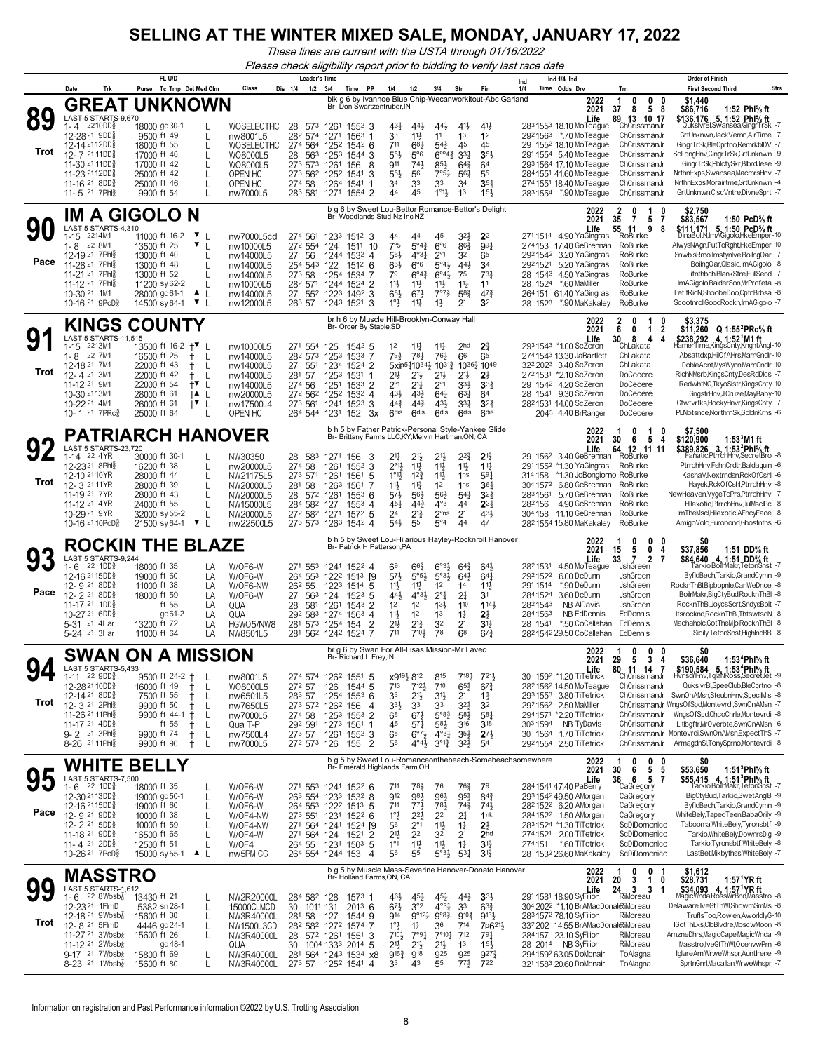# SELLING AT THE WINTER MIXED SALE, MONDAY, JANUARY 17, 2022

*These lines are current with the USTA through 01/16/2022*

*Please check eligibility report prior to bidding to verify last race date*

---

## 89 — GREAT UNKNOWN (Trot)

blk g 6 by Ivanhoe Blue Chip-Wecanworkitout-Abc Garland
Br- Don Swartzentruber,IN

LAST 5 STARTS-9,670

| Year | Starts | 1st | 2nd | 3rd | Earnings | Record |
|---|---|---|---|---|---|---|
| 2022 | 1 | 0 | 0 | 0 | $1,440 | |
| 2021 | 37 | 8 | 5 | 8 | $86,716 | 1:52 Phl⅝ ft |
| Life | 89 | 13 | 10 | 17 | $136,176 | 5, 1:52 Phl⅝ ft |

| Date | Trk | Purse | Tc Tmp | Class | 1/4 | 1/2 | 3/4 | Time | PP | 1/4 | 1/2 | 3/4 | Str | Fin | Ind 1/4 | Ind Time | Odds Drv | Trn | Order of Finish |
|---|---|---|---|---|---|---|---|---|---|---|---|---|---|---|---|---|---|---|---|
| 1- 4 | 2210DD⅝ | 18000 | gd30-1 L | WOSELECTHC | 28 | 57³ | 126¹ | 155² | 3 | 4³½ | 4⁴½ | 4⁴½ | 4¹½ | 4¹½ | 28³ | 155³ | 18.10 MoTeague | ChCrissmanJr | QukslvrBl,Swansea,GingrTrSk -7 |
| 12-28 | 21 9DD⅝ | 9500 | ft 49 L | nw8001L5 | 28² | 57⁴ | 127¹ | 156³ | 1 | 3³ | 1¹½ | 1¹ | 1³ | 1² | 29² | 156³ | *.70 MoTeague | ChCrissmanJr | GrtUnknwn,JackVernn,AirTime -7 |
| 12-14 | 2112DD⅝ | 18000 | ft 55 L | WOSELECTHC | 27⁴ | 56⁴ | 125² | 154² | 6 | 7¹¹ | 6⁸½ | 5⁴¾ | 4⁵ | 4⁵ | 29 | 155² | 18.10 MoTeague | ChCrissmanJr | GingrTrSk,BleCprtno,RemrkblDV -7 |
| 12- 7 | 2111DD⅝ | 17000 | ft 40 L | WO8000L5 | 28 | 56³ | 125³ | 154⁴ | 3 | 5⁵½ | 5°⁶ | 6°°⁴¾ | 3³¼ | 3⁵½ | 29¹ | 155⁴ | 5.40 MoTeague | ChCrissmanJr | SoLongHnv,GingrTrSk,GrtUnknwn -9 |
| 11-30 | 2111DD⅝ | 17000 | ft 42 L | WO8000L5 | 27³ | 57³ | 126¹ | 156 | 8 | 9¹¹ | 7⁴½ | 8⁵½ | 6⁴¾ | 6⁴ | 29³ | 156⁴ | 17.10 MoTeague | ChCrissmanJr | GingrTrSk,PblctySkr,BlbrdJese -9 |
| 11-23 | 2112DD⅝ | 25000 | ft 42 L | OPEN HC | 27³ | 56² | 125² | 154¹ | 3 | 5⁵½ | 5⁶ | 7°⁵½ | 5⁶½ | 5⁵ | 28⁴ | 155¹ | 41.60 MoTeague | ChCrissmanJr | NrthnExps,Swansea,MacmrsHnv -7 |
| 11-16 | 21 8DD⅝ | 25000 | ft 46 L | OPEN HC | 27⁴ | 58 | 126⁴ | 154¹ | 1 | 3⁴ | 3³ | 3³ | 3⁴ | 3⁵½ | 27⁴ | 155¹ | 18.40 MoTeague | ChCrissmanJr | NrthnExps,Morairtme,GrtUnknwn -4 |
| 11- 5 | 21 7Phl⅝ | 9900 | ft 54 L | nw7000L5 | 28³ | 58¹ | 127¹ | 155⁴ | 2 | 4⁴ | 4⁵ | 1°¹½ | 1³ | 1⁵½ | 28³ | 155⁴ | *.90 MoTeague | ChCrissmanJr | GrtUnknwn,ClscVntre,DivneSprt -7 |

---

## 90 — IM A GIGOLO N (Pace)

b g 6 by Sweet Lou-Bettor Romance-Bettor's Delight
Br- Woodlands Stud Nz Inc,NZ

LAST 5 STARTS-4,310

| Year | Starts | 1st | 2nd | 3rd | Earnings | Record |
|---|---|---|---|---|---|---|
| 2022 | 2 | 0 | 1 | 0 | $2,750 | |
| 2021 | 35 | 7 | 5 | 7 | $83,567 | 1:50 PcD⅝ ft |
| Life | 55 | 11 | 9 | 8 | $111,171 | 5, 1:50 PcD⅝ ft |

| Date | Trk | Purse | Tc Tmp | Class | 1/4 | 1/2 | 3/4 | Time | PP | 1/4 | 1/2 | 3/4 | Str | Fin | Ind 1/4 | Ind Time | Odds Drv | Trn | Order of Finish |
|---|---|---|---|---|---|---|---|---|---|---|---|---|---|---|---|---|---|---|---|
| 1-15 | 2214M1 | 11000 | ft 16-2 ▼L | nw7000L5cd | 27⁴ | 56¹ | 123³ | 151² | 3 | 4⁴ | 4⁴ | 4⁵ | 3²½ | 2² | 27¹ | 151⁴ | 4.90 YaGingras | RoBurke | DinaBoltN,ImAGigolo,HkeEmper -10 |
| 1- 8 | 22 8M1 | 13500 | ft 25 ▼L | nw10000L5 | 27² | 55⁴ | 124 | 151¹ | 10 | 7°⁵ | 5°⁴¾ | 6°⁶ | 8⁶¾ | 9⁹¼ | 27⁴ | 153 | 17.40 GeBrennan | RoBurke | AlwysNAgn,PutToRght,HkeEmper -10 |
| 12-19 | 21 7Phl⅝ | 13000 | ft 40 L | nw14000L5 | 27 | 56 | 124⁴ | 153² | 4 | 5⁶½ | 4°³¼ | 2°¹ | 3² | 6⁵ | 29² | 154² | 3.20 YaGingras | RoBurke | SnwblsRmo,Imstyrlve,BoilngOar -7 |
| 11-28 | 21 7Phl⅝ | 13000 | ft 48 L | nw14000L5 | 25⁴ | 54³ | 122 | 151² | 6 | 6⁶½ | 6°⁶ | 5°⁴½ | 4⁴½ | 3⁴ | 29² | 152¹ | 5.20 YaGingras | RoBurke | BoilngOar,Clasic,ImAGigolo -8 |
| 11-21 | 21 7Phl⅝ | 13000 | ft 52 L | nw14000L5 | 27³ | 58 | 125⁴ | 153⁴ | 7 | 7⁹ | 6°⁴¾ | 6°⁴½ | 7⁵ | 7³¾ | 28 | 154³ | 4.50 YaGingras | RoBurke | Lifnthbch,BlankStre,FullSend -7 |
| 11-12 | 21 7Phl⅝ | 11200 | sy62-2 L | nw10000L5 | 28² | 57¹ | 124⁴ | 152⁴ | 2 | 1¹½ | 1¹½ | 1¹½ | 1¹½ | 1¹ | 28 | 152⁴ | *.60 MaMiller | RoBurke | ImAGigolo,BalderSon,MrProfeta -8 |
| 10-30 | 21 1M1 | 28000 | gd61-1 ▲L | nw14000L5 | 27 | 55² | 122³ | 149² | 3 | 6⁶½ | 6⁷½ | 7°⁷¾ | 5⁸¾ | 4⁷¾ | 26⁴ | 151 | 61.40 YaGingras | RoBurke | LetItRdN,ShoobeDoo,CptnBrbsa -8 |
| 10-16 | 21 9PcD⅝ | 14500 | sy64-1 ▼L | nw12000L5 | 26³ | 57 | 124³ | 152¹ | 3 | 1°½ | 1¹½ | 1½ | 2¹ | 3² | 28 | 152³ | *.90 MaKakaley | RoBurke | Scootnrol,GoodRockn,ImAGigolo -7 |

---

## 91 — KINGS COUNTY (Trot)

br h 6 by Muscle Hill-Brooklyn-Conway Hall
Br- Order By Stable,SD

LAST 5 STARTS-11,515

| Year | Starts | 1st | 2nd | 3rd | Earnings | Record |
|---|---|---|---|---|---|---|
| 2022 | 2 | 0 | 1 | 0 | $3,375 | |
| 2021 | 6 | 0 | 1 | 2 | $11,260 | Q 1:55²PRc⅝ ft |
| Life | 30 | 8 | 4 | 4 | $238,292 | 4, 1:52¹M1 ft |

| Date | Trk | Purse | Tc Tmp | Class | 1/4 | 1/2 | 3/4 | Time | PP | 1/4 | 1/2 | 3/4 | Str | Fin | Ind 1/4 | Ind Time | Odds Drv | Trn | Order of Finish |
|---|---|---|---|---|---|---|---|---|---|---|---|---|---|---|---|---|---|---|---|
| 1-15 | 2213M1 | 13500 | ft 16-2 †▼L | nw10000L5 | 27¹ | 55⁴ | 125 | 154² | 5 | 1² | 1¹½ | 1¹¼ | 2hd | 2¾ | 29³ | 154³ | *1.00 ScZeron | ChLakata | HamerTime,KingsCnty,KnghtAngl -10 |
| 1- 8 | 22 7M1 | 16500 | ft 25 † L | nw14000L5 | 28² | 57³ | 125³ | 153³ | 7 | 7⁹¾ | 7⁸½ | 7⁶¼ | 6⁶ | 6⁵ | 27⁴ | 154³ | 13.30 JaBartlett | ChLakata | Absattdxp,HillOfAHrs,MarnGndlr -10 |
| 12-18 | 21 7M1 | 22000 | ft 43 † L | nw14000L5 | 27 | 55¹ | 123⁴ | 152⁴ | 2 | 5xip⁵½ | 10³⁴½ | 10³¹½ | 10³⁶½ | 10⁴⁹ | 32² | 203 | 3.40 ScZeron | ChLakata | DobleAcnt,MysWynn,MarnGndlr -10 |
| 12- 4 | 21 3M1 | 22000 | ft 42 † L | nw14000L5 | 28¹ | 57 | 125³ | 153¹ | 1 | 2¹½ | 2¹½ | 2¹½ | 2¹½ | 2½ | 27² | 153¹ | *2.10 ScZeron | DoCecere | RichNMsrb,KingsCnty,DesRdDlcs -7 |
| 11-12 | 21 9M1 | 22000 | ft 54 †▼L | nw14000L5 | 27⁴ | 56 | 125¹ | 153³ | 2 | 2°¹ | 2¹½ | 2°¹ | 3³½ | 3³¾ | 29 | 154² | 4.20 ScZeron | DoCecere | RedwhtNG,TkyoSlstr,KingsCnty -10 |
| 10-30 | 2113M1 | 28000 | ft 61 †▲L | nw20000L5 | 27² | 56² | 125² | 153² | 4 | 4³½ | 4³½ | 6⁴¼ | 6³¼ | 6⁴ | 28 | 154¹ | 9.30 ScZeron | DoCecere | GngstrHnv,JlCruze,MayBaby -10 |
| 10-22 | 21 4M1 | 26000 | ft 61 †▼L | nw17500L4 | 27³ | 56¹ | 124¹ | 152³ | 3 | 4⁴¾ | 4⁴¾ | 4³½ | 3³¼ | 3²¾ | 28² | 153¹ | 14.00 ScZeron | DoCecere | Gtwtvrtks,HockyHnvr,KingsCnty -7 |
| 10- 1 | 21 7PRc⅝ | 25000 | ft 64 L | OPEN HC | 26⁴ | 54⁴ | 123¹ | 152 | 3x | 6dis | 6dis | 6dis | 6dis | 6dis | | 204³ | 4.40 BrRanger | DoCecere | PLNotsnce,NorthmSk,GoldnKrns -6 |

---

## 92 — PATRIARCH HANOVER (Trot)

b h 5 by Father Patrick-Personal Style-Yankee Glide
Br- Brittany Farms LLC,KY;Melvin Hartman,ON, CA

LAST 5 STARTS-23,720

| Year | Starts | 1st | 2nd | 3rd | Earnings | Record |
|---|---|---|---|---|---|---|
| 2022 | 1 | 0 | 1 | 0 | $7,500 | |
| 2021 | 30 | 6 | 5 | 4 | $120,900 | 1:53³M1 ft |
| Life | 64 | 12 | 11 | 11 | $389,826 | 3, 1:53²Phl⅝ ft |

| Date | Trk | Purse | Tc Tmp | Class | 1/4 | 1/2 | 3/4 | Time | PP | 1/4 | 1/2 | 3/4 | Str | Fin | Ind 1/4 | Ind Time | Odds Drv | Trn | Order of Finish |
|---|---|---|---|---|---|---|---|---|---|---|---|---|---|---|---|---|---|---|---|
| 1-14 | 22 4YR | 30000 | ft 30-1 L | NW30350 | 28 | 58³ | 127¹ | 156 | 3 | 2¹¾ | 2¹½ | 2¹½ | 2²¾ | 2¹¾ | 29 | 156² | 3.40 GeBrennan | RoBurke | Fanatic,PtrrchHnv,SecretBro -8 |
| 12-23 | 21 8Phl⅝ | 16200 | ft 38 L | nw20000L5 | 27⁴ | 58 | 126¹ | 155² | 3 | 2°¹½ | 1¹½ | 1¹½ | 1¹½ | 1¹¼ | 29¹ | 155² | *1.30 YaGingras | RoBurke | PtrrchHnv,FshnCrdtr,Baldaquin -6 |
| 12-10 | 2110YR | 28000 | ft 44 L | NW21175L5 | 27³ | 57¹ | 126¹ | 156¹ | 5 | 1°¹½ | 1²¾ | 1¹½ | 1ns | 5⁹¼ | 31⁴ | 158 | *1.30 JoBongiorno | RoBurke | KashaV,Nextmdsn,RckOfCshl -6 |
| 12- 3 | 2111YR | 28000 | ft 39 L | NW20000L5 | 28¹ | 58 | 126³ | 156¹ | 7 | 1¹½ | 1¹½ | 1² | 1ns | 3⁶½ | 30⁴ | 157² | 6.80 GeBrennan | RoBurke | Hayek,RckOfCshl,PtrrchHnv -8 |
| 11-19 | 21 7YR | 28000 | ft 43 L | NW20000L5 | 28 | 57² | 126¹ | 155³ | 6 | 5⁷½ | 5⁶¾ | 5⁶¾ | 5⁴½ | 3²¾ | 28³ | 156¹ | 5.70 GeBrennan | RoBurke | NewHeaven,VygeToPrs,PtrrchHnv -7 |
| 11-12 | 21 4YR | 24000 | ft 55 L | NW15000L5 | 28⁴ | 58² | 127 | 155³ | 4 | 4⁵½ | 4⁴¾ | 4°³ | 4⁴ | 2²½ | 28² | 156 | 4.90 GeBrennan | RoBurke | Hilexotic,PtrrchHnv,JulMscIPc -8 |
| 10-29 | 21 9YR | 32000 | sy55-2 L | NW20000L5 | 27² | 58² | 127¹ | 157² | 5 | 2⁴ | 2¹¾ | 2°ns | 2¹ | 4³½ | 30⁴ | 158 | 11.10 GeBrennan | RoBurke | ImTheMscl,Hilexotic,AFncyFace -8 |
| 10-16 | 2110PcD⅝ | 21500 | sy64-1 ▼L | nw22500L5 | 27³ | 57³ | 126³ | 154² | 4 | 5⁴½ | 5⁵ | 5°⁴ | 4⁴ | 4⁷ | 28² | 155⁴ | 15.80 MaKakaley | RoBurke | AmigoVolo,Eurobond,Ghostnths -6 |

---

## 93 — ROCKIN THE BLAZE (Pace)

b h 5 by Sweet Lou-Hilarious Hayley-Rocknroll Hanover
Br- Patrick H Patterson,PA

LAST 5 STARTS-9,244

| Year | Starts | 1st | 2nd | 3rd | Earnings | Record |
|---|---|---|---|---|---|---|
| 2022 | 1 | 0 | 0 | 0 | $0 | |
| 2021 | 15 | 5 | 0 | 4 | $37,856 | 1:51 DD⅝ ft |
| Life | 33 | 7 | 2 | 7 | $84,640 | 4, 1:51 DD⅝ ft |

| Date | Trk | Purse | Tc Tmp | Class | 1/4 | 1/2 | 3/4 | Time | PP | 1/4 | 1/2 | 3/4 | Str | Fin | Ind 1/4 | Ind Time | Odds Drv | Trn | Order of Finish |
|---|---|---|---|---|---|---|---|---|---|---|---|---|---|---|---|---|---|---|---|
| 1- 6 | 22 1DD⅝ | 18000 | ft 35 LA | W/OF6-W | 27¹ | 55³ | 124¹ | 152² | 4 | 6⁹ | 6⁶¾ | 6°³½ | 6⁴¾ | 6⁴½ | 28² | 153¹ | 4.50 MoTeague | JshGreen | Tarkio,BoilrMakr,TetonSnst -7 |
| 12-16 | 2115DD⅝ | 19000 | ft 60 LA | W/OF6-W | 26⁴ | 55³ | 122² | 151³ | [9 | 5⁷½ | 5°⁵½ | 5°³½ | 6⁴½ | 6⁴¼ | 29² | 152² | 6.00 DeDunn | JshGreen | BytldBech,Tarkio,GrandCymn -9 |
| 12- 9 | 21 8DD⅝ | 11000 | ft 38 LA | W/OF6-NW | 26² | 55 | 122³ | 151⁴ | 5 | 1¹½ | 1¹½ | 1² | 1⁴ | 1¹½ | 29¹ | 151⁴ | *.90 DeDunn | JshGreen | RocknThBl,Bipbopnle,CanWeDnce -8 |
| 12- 2 | 21 8DD⅝ | 18000 | ft 59 LA | W/OF6-W | 27 | 56³ | 124 | 152³ | 5 | 4⁴½ | 4°³½ | 2°½ | 2½ | 3¹ | 28⁴ | 152⁴ | 3.60 DeDunn | JshGreen | BoilrMakr,BigCtyBud,RocknThBl -8 |
| 11-17 | 21 1DD⅝ | | ft 55 LA | QUA | 28 | 58¹ | 126¹ | 154³ | 2 | 1² | 1² | 1³½ | 1¹⁰ | 1¹⁴½ | 28² | 154³ | NB AlDavis | JshGreen | RocknThBl,JoycsScrt,SndysBolt -7 |
| 10-27 | 21 6DD⅝ | | gd61-2 LA | QUA | 29² | 58³ | 127⁴ | 156³ | 4 | 1¹½ | 1² | 1³ | 1½ | 2½ | 28⁴ | 156³ | NB EdDennis | EdDennis | Itsrocknd,RocknThBl,Thtswtsdn -8 |
| 5-31 | 21 4Har | 13200 | ft 72 LA | HGWO5/NW8 | 28¹ | 57³ | 125⁴ | 154 | 2 | 2¹½ | 2¹¾ | 3² | 2¹ | 3¹½ | 28 | 154¹ | *.50 CoCallahan | EdDennis | Machaholc,GotTheMjo,RocknThBl -8 |
| 5-24 | 21 3Har | 11000 | ft 64 LA | NW8501L5 | 28¹ | 56² | 124² | 152⁴ | 7 | 7¹¹ | 7¹⁰½ | 7⁸ | 6⁸ | 6⁷¾ | 28² | 154² | 29.50 CoCallahan | EdDennis | Sicily,TetonSnst,HighlndBB -8 |

---

## 94 — SWAN ON A MISSION (Trot)

br g 6 by Swan For All-Lisas Mission-Mr Lavec
Br- Richard L Frey,IN

LAST 5 STARTS-5,433

| Year | Starts | 1st | 2nd | 3rd | Earnings | Record |
|---|---|---|---|---|---|---|
| 2022 | 1 | 0 | 0 | 0 | $0 | |
| 2021 | 29 | 5 | 3 | 4 | $36,640 | 1:53⁴Phl⅝ ft |
| Life | 80 | 11 | 14 | 7 | $190,584 | 5, 1:53⁴Phl⅝ ft |

| Date | Trk | Purse | Tc Tmp | Class | 1/4 | 1/2 | 3/4 | Time | PP | 1/4 | 1/2 | 3/4 | Str | Fin | Ind 1/4 | Ind Time | Odds Drv | Trn | Order of Finish |
|---|---|---|---|---|---|---|---|---|---|---|---|---|---|---|---|---|---|---|---|
| 1-11 | 22 9DD⅝ | 9500 | ft 24-2 † L | nw8001L5 | 27⁴ | 57⁴ | 126² | 155¹ | 5 | x9¹⁹½ | 8¹² | 8¹⁵ | 7¹⁸¼ | 7²¹½ | 30 | 159² | *1.20 TiTetrick | ChCrissmanJr | HvnsdmHnv,TqlaNRoss,SecretJet -9 |
| 12-28 | 2110DD⅝ | 16000 | ft 49 † L | WO8000L5 | 27² | 57 | 126 | 154⁴ | 5 | 7¹³ | 7¹²½ | 7¹⁰ | 6⁵½ | 6⁷¾ | 28² | 156² | 14.50 MoTeague | ChCrissmanJr | QukslvrBl,SpeeClub,BleCprtno -8 |
| 12-14 | 21 8DD⅝ | 7500 | ft 55 † L | nw6501L5 | 28³ | 57 | 125⁴ | 155³ | 6 | 3³ | 2¹½ | 3¹½ | 2¹ | 1½ | 29 | 155³ | 3.80 TiTetrick | ChCrissmanJr | SwnOnAMsn,SteubnHnv,SpeciMls -8 |
| 12- 3 | 21 2Phl⅝ | 9900 | ft 50 † L | nw7650L5 | 27³ | 57² | 126² | 156 | 4 | 3³½ | 3³ | 3³ | 3²½ | 3² | 29² | 156² | 2.50 MaMiller | ChCrissmanJr | WngsOfSpd,Montevrdi,SwnOnAMsn -7 |
| 11-26 | 2111Phl⅝ | 9900 | ft 44-1 † L | nw7000L5 | 27⁴ | 58 | 125³ | 155³ | 2 | 6⁸ | 6⁷½ | 5°⁸¾ | 5⁸¾ | 5⁸½ | 29⁴ | 157¹ | *2.20 TiTetrick | ChCrissmanJr | WngsOfSpd,ChcoChrle,Montevrdi -8 |
| 11-17 | 21 4DD⅝ | | ft 55 † L | Qua T-P | 29² | 59¹ | 127³ | 156¹ | 1 | 4⁵ | 5⁷½ | 5⁸½ | 3¹⁶ | 3¹⁸ | 30³ | 159⁴ | NB TyDavis | ChCrissmanJr | Litlbgftr,MrOverbte,SwnOnAMsn -6 |
| 9- 2 | 21 3Phl⅝ | 9900 | ft 74 † L | nw7500L4 | 27³ | 57 | 126¹ | 155² | 3 | 6⁸ | 6°⁷½ | 4°³½ | 3⁵½ | 2⁷½ | 30 | 156⁴ | 1.70 TiTetrick | ChCrissmanJr | Montevrdi,SwnOnAMsn,ExpectThS -7 |
| 8-26 | 2111Phl⅝ | 9900 | ft 90 † L | nw7000L5 | 27² | 57³ | 126 | 155 | 2 | 5⁶ | 4°⁴½ | 3°¹¾ | 3²½ | 5⁴ | 29² | 155⁴ | 2.50 TiTetrick | ChCrissmanJr | ArmagdnSl,TonySprno,Montevrdi -8 |

---

## 95 — WHITE BELLY (Pace)

b g 5 by Sweet Lou-Romanceonthebeach-Somebeachsomewhere
Br- Emerald Highlands Farm,OH

LAST 5 STARTS-7,500

| Year | Starts | 1st | 2nd | 3rd | Earnings | Record |
|---|---|---|---|---|---|---|
| 2022 | 1 | 0 | 0 | 0 | $0 | |
| 2021 | 30 | 6 | 5 | 5 | $53,650 | 1:51³Phl⅝ ft |
| Life | 36 | 6 | 5 | 7 | $55,415 | 4, 1:51³Phl⅝ ft |

| Date | Trk | Purse | Tc Tmp | Class | 1/4 | 1/2 | 3/4 | Time | PP | 1/4 | 1/2 | 3/4 | Str | Fin | Ind 1/4 | Ind Time | Odds Drv | Trn | Order of Finish |
|---|---|---|---|---|---|---|---|---|---|---|---|---|---|---|---|---|---|---|---|
| 1- 6 | 22 1DD⅝ | 18000 | ft 35 L | W/OF6-W | 27¹ | 55³ | 124¹ | 152² | 6 | 7¹¹ | 7⁸¾ | 7⁶ | 7⁶¾ | 7⁹ | 28⁴ | 154¹ | 47.40 PaBerry | CaGregory | Tarkio,BoilrMakr,TetonSnst -7 |
| 12-30 | 2113DD⅝ | 19000 | gd50-1 L | W/OF6-W | 26³ | 55⁴ | 123³ | 153² | 8 | 9¹² | 9⁸½ | 9⁶½ | 9⁵½ | 8⁴¾ | 29³ | 154² | 49.30 AMorgan | CaGregory | BigCtyBud,Tarkio,SwetAnglB -9 |
| 12-16 | 2115DD⅝ | 19000 | ft 60 L | W/OF6-W | 26⁴ | 55³ | 122² | 151³ | 5 | 7¹¹ | 7⁷½ | 7⁸¾ | 7⁴¾ | 7⁴½ | 28² | 152² | 6.20 AMorgan | CaGregory | BytldBech,Tarkio,GrandCymn -9 |
| 12- 9 | 21 9DD⅝ | 10000 | ft 38 L | W/OF4-NW | 27³ | 55¹ | 123¹ | 152² | 6 | 1°½ | 2²½ | 2² | 2¾ | 1nk | 28⁴ | 152² | 1.50 AMorgan | CaGregory | WhiteBely,TapedTeen,BabaOrily -9 |
| 12- 2 | 21 5DD⅝ | 10000 | ft 59 L | W/OF4-NW | 27¹ | 56⁴ | 124¹ | 152⁴ | [9 | 5⁶ | 2°¹ | 1¹½ | 1¹ | 2½ | 28³ | 152⁴ | *1.30 TiTetrick | ScDiDomenico | Tabooma,WhiteBely,Tyronsbtf -9 |
| 11-18 | 21 9DD⅝ | 16500 | ft 65 L | W/OF4-W | 27¹ | 56⁴ | 124 | 152¹ | 2 | 2¹½ | 2² | 3² | 2¹ | 2hd | 27⁴ | 152¹ | 2.00 TiTetrick | ScDiDomenico | Tarkio,WhiteBely,DownrsDlg -9 |
| 11- 4 | 21 2DD⅝ | 12500 | ft 51 L | W/OF4 | 26⁴ | 55 | 123¹ | 150³ | 5 | 1°¹ | 1¹½ | 1¹½ | 1½ | 1¹½ | 27⁴ | 150³ | *.60 TiTetrick | ScDiDomenico | WhiteBely,Tyronsbtf,WhiteBely -8 |
| 10-26 | 21 7PcD⅝ | 15000 | sy55-1 ▲L | nw5PM CG | 26⁴ | 55⁴ | 124⁴ | 153 | 4 | 5⁶ | 5⁵ | 5°³½ | 5³¼ | 3¹½ | 28 | 153² | 26.60 MaKakaley | ScDiDomenico | LastBet,Mikbythss,WhiteBely -7 |

---

## 99 — MASSTRO (Trot)

b g 5 by Muscle Mass-Severine Hanover-Donato Hanover
Br- Holland Farms,ON, CA

LAST 5 STARTS-1,612

| Year | Starts | 1st | 2nd | 3rd | Earnings | Record |
|---|---|---|---|---|---|---|
| 2022 | 1 | 0 | 0 | 1 | $1,612 | |
| 2021 | 20 | 3 | 1 | 0 | $28,731 | 1:57¹YR ft |
| Life | 24 | 3 | 3 | 1 | $34,093 | 4, 1:57¹YR ft |

| Date | Trk | Purse | Tc Tmp | Class | 1/4 | 1/2 | 3/4 | Time | PP | 1/4 | 1/2 | 3/4 | Str | Fin | Ind 1/4 | Ind Time | Odds Drv | Trn | Order of Finish |
|---|---|---|---|---|---|---|---|---|---|---|---|---|---|---|---|---|---|---|---|
| 1- 6 | 22 8Wbsb⅞ | 13430 | ft 21 L | NW2R20000L | 28⁴ | 58² | 128 | 157³ | 1 | 4⁶½ | 4⁵½ | 4⁵½ | 4⁴¾ | 3³½ | 29¹ | 158¹ | 18.90 SyFilion | RiMoreau | MagicWnda,RossWrBnd,Masstro -8 |
| 12-23 | 21 1FlmD | 5382 | sn28-1 L | 15000CLMCD | 30 | 101¹ | 131 | 201³ | 6 | 6⁷½ | 3°² | 4°³½ | 3³ | 6³¾ | 30⁴ | 202¹ | *1.10 BrAMacDonald | RiMoreau | Delaware,IveGtThWl,ShowmSmMs -8 |
| 12-18 | 21 9Wbsb⅞ | 15600 | ft 30 L | NW3R40000L | 28¹ | 58 | 127 | 154⁴ | 9 | 9¹⁴ | 9°¹²½ | 9°⁸¾ | 9¹⁰¾ | 9¹³¾ | 28³ | 157³ | 78.10 SyFilion | RiMoreau | TruflsToo,Rowlen,AworldlyG -10 |
| 12- 8 | 21 5FlmD | 4446 | gd24-1 L | NW1500L3CD | 28² | 58² | 127² | 157⁴ | 7 | 1°½ | 1¾ | 3⁶ | 7¹⁴ | 7p6²¹½ | 33² | 202 | 14.55 BrAMacDonald | RiMoreau | IGotThLks,ClbBlvdre,MoscwMoon -8 |
| 11-27 | 21 3Wbsb⅞ | 15600 | ft 26 L | NW3R40000L | 28 | 57² | 126¹ | 155¹ | 3 | 7¹⁰½ | 7°⁹¼ | 7°¹⁰½ | 7¹² | 7⁹ | 28⁴ | 157 | 23.10 SyFilion | RiMoreau | AmzneDhrs,MagicCape,MagicWnda -9 |
| 11-12 | 21 2Wbsb⅞ | | gd48-1 L | QUA | 30 | 100⁴ | 133³ | 201⁴ | 5 | 2¹½ | 2¹½ | 2¹½ | 1³ | 1⁵½ | 28 | 201⁴ | NB SyFilion | RiMoreau | Masstro,IveGtThWl,OcenvwPrn -6 |
| 9-17 | 21 7Wbsb⅞ | 15800 | ft 69 L | NW3R40000L | 28¹ | 56⁴ | 124³ | 153⁴ | x8 | 9¹⁵¾ | 9¹⁸ | 9²⁵ | 9²⁵ | 9²⁷¾ | 29⁴ | 159² | 63.05 DoMcnair | ToAlagna | IglareAm,WrweWhspr,Auntlrene -9 |
| 8-23 | 21 1Wbsb⅞ | 15600 | ft 80 L | NW3R40000L | 27³ | 57 | 125² | 154¹ | 4 | 3³ | 4³ | 5⁵ | 7⁷½ | 7²² | 32¹ | 158³ | 20.60 DoMcnair | ToAlagna | SprtnGnrl,Macallan,WrweWhspr -7 |

---

Information on registration and Past Performance information ©2022 by U.S. Trotting Association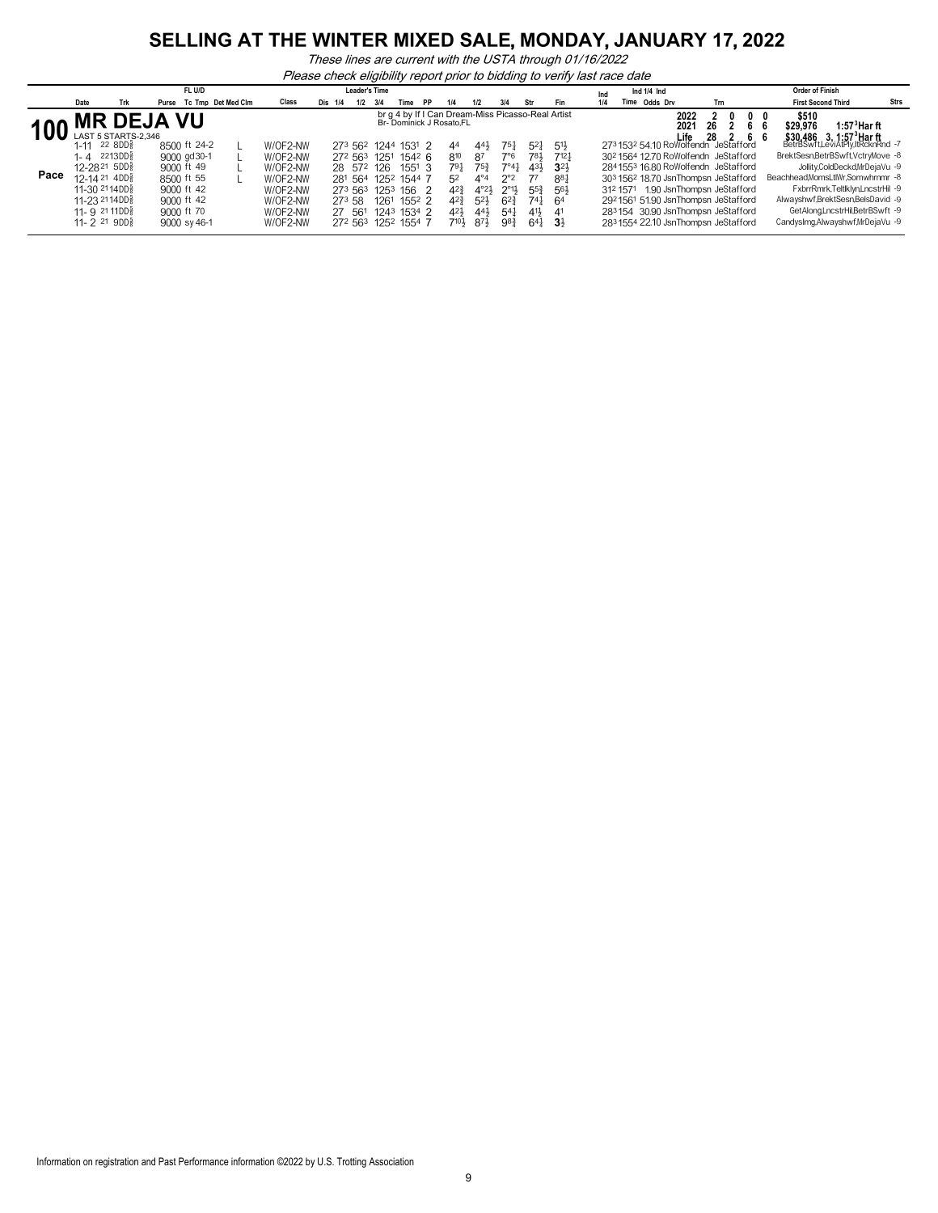# SELLING AT THE WINTER MIXED SALE, MONDAY, JANUARY 17, 2022

*These lines are current with the USTA through 01/16/2022*

*Please check eligibility report prior to bidding to verify last race date*

## 100 MR DEJA VU — Pace

br g 4 by If I Can Dream-Miss Picasso-Real Artist
Br- Dominick J Rosato,FL

LAST 5 STARTS-2,346

| Year | Starts | 1st | 2nd | 3rd | Earnings | Record |
|---|---|---|---|---|---|---|
| 2022 | 2 | 0 | 0 | 0 | $510 | |
| 2021 | 26 | 2 | 6 | 6 | $29,976 | 1:57³Har ft |
| Life | 28 | 2 | 6 | 6 | $30,486 | 3, 1:57³Har ft |

| Date | Trk | Purse | Tc Tmp Det Med Clm | Class | Dis 1/4 | 1/2 | 3/4 | Time | PP | 1/4 | 1/2 | 3/4 | Str | Fin | Ind 1/4 | Ind Time | Odds | Drv | Trn | Order of Finish (First Second Third) | Strs |
|---|---|---|---|---|---|---|---|---|---|---|---|---|---|---|---|---|---|---|---|---|---|
| 1-11 22 | 8DD⅝ | 8500 | ft 24-2 L | W/OF2-NW | 27³ | 56² | 124⁴ | 153¹ | 2 | 4⁴ | 4⁴½ | 7⁵¼ | 5²¼ | 5¹½ | 27³ | 153² | 54.10 | RoWolfendn | JeStafford | BetrBSwft,LeviAtPly,ItRcknRnd | 7 |
| 1- 4 22 | 13DD⅝ | 9000 | gd30-1 L | W/OF2-NW | 27² | 56³ | 125¹ | 154² | 6 | 8¹⁰ | 8⁷ | 7°⁶ | 7⁸½ | 7¹²¼ | 30² | 156⁴ | 12.70 | RoWolfendn | JeStafford | BrektSesn,BetrBSwft,VctryMove | 8 |
| 12-28 21 | 5DD⅝ | 9000 | ft 49 L | W/OF2-NW | 28 | 57² | 126 | 155¹ | 3 | 7⁹½ | 7⁵¾ | 7°⁴¼ | 4³½ | 3²½ | 28⁴ | 155³ | 16.80 | RoWolfendn | JeStafford | Jollity,ColdDeckd,MrDejaVu | 9 |
| 12-14 21 | 4DD⅝ | 8500 | ft 55 L | W/OF2-NW | 28¹ | 56⁴ | 125² | 154⁴ | 7 | 5² | 4°⁴ | 2°² | 7⁷ | 8⁸¼ | 30³ | 156² | 18.70 | JsnThompsn | JeStafford | Beachhead,MomsLtlWr,Somwhmmr | 8 |
| 11-30 21 | 14DD⅝ | 9000 | ft 42 | W/OF2-NW | 27³ | 56³ | 125³ | 156 | 2 | 4²¾ | 4°²½ | 2°¹½ | 5⁵¾ | 5⁶½ | 31² | 157¹ | 1.90 | JsnThompsn | JeStafford | FxbrrRmrk,Teltlklyn,LncstrHil | 9 |
| 11-23 21 | 14DD⅝ | 9000 | ft 42 | W/OF2-NW | 27³ | 58 | 126¹ | 155² | 2 | 4²¾ | 5²½ | 6²¾ | 7⁴¼ | 6⁴ | 29² | 156¹ | 51.90 | JsnThompsn | JeStafford | Alwayshwf,BrektSesn,BelsDavid | 9 |
| 11- 9 21 | 11DD⅝ | 9000 | ft 70 | W/OF2-NW | 27 | 56¹ | 124³ | 153⁴ | 2 | 4²½ | 4⁴½ | 5⁴¼ | 4¹½ | 4¹ | 28³ | 154 | 30.90 | JsnThompsn | JeStafford | GetAlong,LncstrHil,BetrBSwft | 9 |
| 11- 2 21 | 9DD⅝ | 9000 | sy 46-1 | W/OF2-NW | 27² | 56³ | 125² | 155⁴ | 7 | 7¹⁰½ | 8⁷½ | 9⁸¾ | 6⁴¼ | 3½ | 28³ | 155⁴ | 22.10 | JsnThompsn | JeStafford | CandysImg,Alwayshwf,MrDejaVu | 9 |

Information on registration and Past Performance information ©2022 by U.S. Trotting Association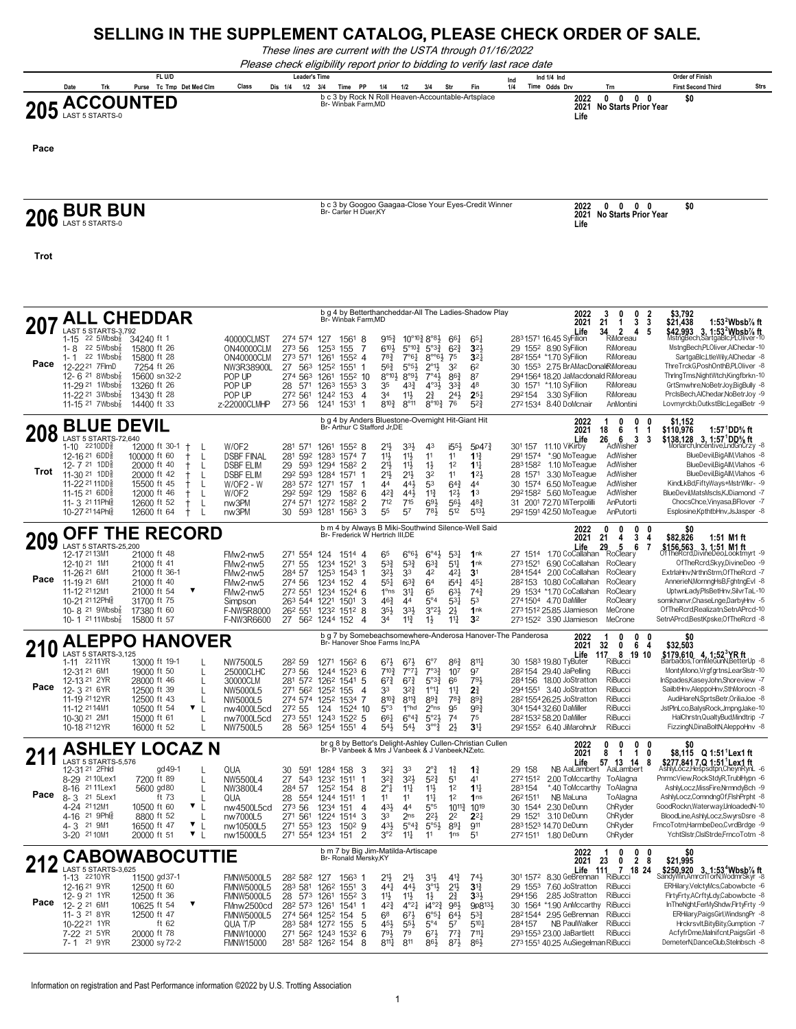# SELLING IN THE SUPPLEMENT CATALOG, PLEASE CHECK ORDER OF SALE.

*These lines are current with the USTA through 01/16/2022*

*Please check eligibility report prior to bidding to verify last race date*

## 205 ACCOUNTED

LAST 5 STARTS-0

**Pace**

b c 3 by Rock N Roll Heaven-Accountable-Artsplace
Br- Winbak Farm,MD

| | | | | | |
|---|---|---|---|---|---|
| 2022 | 0 | 0 | 0 | 0 | $0 |
| 2021 | No Starts Prior Year | | | | |
| Life | | | | | |

## 206 BUR BUN

LAST 5 STARTS-0

**Trot**

b c 3 by Googoo Gaagaa-Close Your Eyes-Credit Winner
Br- Carter H Duer,KY

| | | | | | |
|---|---|---|---|---|---|
| 2022 | 0 | 0 | 0 | 0 | $0 |
| 2021 | No Starts Prior Year | | | | |
| Life | | | | | |

## 207 ALL CHEDDAR

LAST 5 STARTS-3,792

**Pace**

b g 4 by Betterthancheddar-All The Ladies-Shadow Play
Br- Winbak Farm,MD

| | | | | | | |
|---|---|---|---|---|---|---|
| 2022 | 3 | 0 | 0 | 2 | $3,792 | |
| 2021 | 21 | 1 | 3 | 3 | $21,438 | 1:53²Wbsb⅞ ft |
| Life | 34 | 2 | 4 | 5 | $42,993 | 3, 1:53²Wbsb⅞ ft |

| Date | Trk | Purse | Tc Tmp | Class | Leader's Time | PP | 1/4 | 1/2 | 3/4 | Str | Fin | Ind Time | Odds Drv | Trn | Order of Finish |
|---|---|---|---|---|---|---|---|---|---|---|---|---|---|---|---|
| 1-15 22 5Wbsb⅞ | | 34240 ft 1 | | 40000CLMST | 27⁴ 57⁴ 127 156¹ | 8 | 9¹⁵¾ | 10°¹⁰¾ | 8°⁸½ | 6⁶½ | 6⁵¼ | 28³157¹ 16.45 SyFilion | RiMoreau | MstngBech,SartgaBlc,PLOliver -10 |
| 1- 8 22 5Wbsb⅞ | | 15800 ft 26 | | ON40000CLM | 27³ 56 | 125³ 155 | 7 | 6¹⁰½ | 5°¹⁰¾ | 5°³¾ | 6²¾ | 3²½ | 29 155² 8.90 SyFilion | RiMoreau | MstngBech,PLOliver,AlChedar -10 |
| 1- 1 22 1Wbsb⅞ | | 15800 ft 28 | | ON40000CLM | 27³ 57¹ | 126¹ 155² | 4 | 7⁸¾ | 7°⁶¼ | 8°°⁶½ | 7⁵ | 3²¼ | 28²155⁴ *1.70 SyFilion | RiMoreau | SartgaBlc,LtleWily,AlChedar -8 |
| 12-22 21 7FlmD | | 7254 ft 26 | | NW3R38900L | 27 56³ | 125² 155¹ | 1 | 5⁶¾ | 5°⁶½ | 2°¹½ | 3² | 6² | 30 155³ 2.75 BrAMacDonald | RiMoreau | ThreTrckG,PoshOnthB,PLOliver -8 |
| 12- 6 21 8Wbsb⅞ | | 15600 sn32-2 | | POP UP | 27⁴ 56³ | 126¹ 155² | 10 | 8°¹⁰½ | 8°⁹½ | 7°⁴¾ | 8⁶¾ | 8⁷ | 29⁴156⁴ 18.20 JaMacdonald | RiMoreau | ThrlngTrns,NightWtch,Kingfbrkn-10 |
| 11-29 21 1Wbsb⅞ | | 13260 ft 26 | | POP UP | 28 57¹ | 126³ 155³ | 5 | 3⁵ | 4³¾ | 4°³½ | 3³¾ | 4⁸ | 30 157¹ *1.10 SyFilion | RiMoreau | GrtSmwhre,NoBetrJoy,BigBully -8 |
| 11-22 21 3Wbsb⅞ | | 13430 ft 28 | | POP UP | 27² 56¹ | 124² 153 | 4 | 3⁴ | 1½ | 2½ | 2⁴½ | 2⁵¼ | 29²154 3.30 SyFilion | RiMoreau | PrclsBech,AlChedar,NoBetrJoy -9 |
| 11-15 21 7Wbsb⅞ | | 14400 ft 33 | | z-22000CLMHP | 27³ 56 | 124¹ 153¹ | 1 | 8¹⁰¾ | 8°¹¹ | 8°¹⁰¾ | 7⁶ | 5²¾ | 27²153⁴ 8.40 DoMcnair | AnMontini | Lovmyrckb,OutkstBlc,LegalBetr -9 |

## 208 BLUE DEVIL

LAST 5 STARTS-72,640

**Trot**

b g 4 by Anders Bluestone-Overnight Hit-Giant Hit
Br- Arthur C Stafford Jr,DE

| | | | | | | |
|---|---|---|---|---|---|---|
| 2022 | 1 | 0 | 0 | 0 | $1,152 | |
| 2021 | 18 | 6 | 1 | 1 | $110,976 | 1:57¹DD⅝ ft |
| Life | 26 | 6 | 3 | 3 | $138,128 | 3, 1:57¹DD⅝ ft |

| Date | Trk | Purse | Tc Tmp | Class | Leader's Time | PP | 1/4 | 1/2 | 3/4 | Str | Fin | Ind Time | Odds Drv | Trn | Order of Finish |
|---|---|---|---|---|---|---|---|---|---|---|---|---|---|---|---|
| 1-10 22 10DD⅝ | | 12000 ft 30-1 † L | | W/OF2 | 28¹ 57¹ 126¹ 155² | 8 | 2¹½ | 3³½ | 4³ | i5⁵½ | 5p4⁷¾ | 30¹157 11.10 ViKirby | AdWisher | Monarch,Incentive,LndOnCrzy -8 |
| 12-16 21 6DD⅝ | | 100000 ft 60 † L | | DSBF FINAL | 28¹ 59² 128³ 157⁴ | 7 | 1½ | 1½ | 1¹ | 1¹ | 1¾ | 29¹157⁴ *.90 MoTeague | AdWisher | BlueDevil,BigAlM,Vlahos -8 |
| 12- 7 21 1DD⅝ | | 20000 ft 40 † L | | DSBF ELIM | 29 59³ 129⁴ 158² | 2 | 2¹½ | 1½ | 1½ | 1² | 1¼ | 28³158² 1.10 MoTeague | AdWisher | BlueDevil,BigAlM,Vlahos -6 |
| 11-30 21 1DD⅝ | | 20000 ft 42 † L | | DSBF ELIM | 29² 59³ 128⁴ 157¹ | 1 | 2¹½ | 2¹½ | 3² | 1¹ | 1²½ | 28 157¹ 3.30 MoTeague | AdWisher | BlueDevil,BigAlM,Vlahos -6 |
| 11-22 21 11DD⅝ | | 15500 ft 45 † L | | W/OF2 - W | 28³ 57² 127¹ 157 | 1 | 4⁴ | 4⁴½ | 5³ | 6⁴¾ | 4⁴ | 30 157⁴ 6.50 MoTeague | AdWisher | KindLkBd,FiftyWays+MstrWlkr- -9 |
| 11-15 21 6DD⅝ | | 12000 ft 46 † L | | W/OF2 | 29² 59² 129 158² | 6 | 4²¾ | 4⁴½ | 1¹¾ | 1²½ | 1³ | 29²158² 5.60 MoTeague | AdWisher | BlueDevil,MatsMscls,KJDiamond -7 |
| 11- 3 21 11Phl⅝ | | 12600 ft 52 † L | | nw3PM | 27⁴ 57¹ 127² 158² | 2 | 7¹² | 7¹⁵ | 6⁹½ | 5⁶½ | 4⁸¾ | 31 200¹ 72.70 MiTerpolilli | AnPutorti | ChocsChce,Vinyasa,BFlover -7 |
| 10-27 21 14Phl⅝ | | 12600 ft 64 † L | | nw3PM | 30 59³ 128¹ 156³ | 3 | 5⁵ | 5⁷ | 7⁸½ | 5¹² | 5¹³½ | 29²159¹ 42.50 MoTeague | AnPutorti | Esplosine,KpthtbHnv,JsJasper -8 |

## 209 OFF THE RECORD

LAST 5 STARTS-25,200

**Pace**

b m 4 by Always B Miki-Southwind Silence-Well Said
Br- Frederick W Hertrich III,DE

| | | | | | | |
|---|---|---|---|---|---|---|
| 2022 | 0 | 0 | 0 | 0 | $0 | |
| 2021 | 21 | 4 | 3 | 4 | $82,826 | 1:51 M1 ft |
| Life | 29 | 5 | 6 | 7 | $156,563 | 3, 1:51 M1 ft |

| Date | Trk | Purse | Tc Tmp | Class | Leader's Time | PP | 1/4 | 1/2 | 3/4 | Str | Fin | Ind Time | Odds Drv | Trn | Order of Finish |
|---|---|---|---|---|---|---|---|---|---|---|---|---|---|---|---|
| 12-17 21 13M1 | | 21000 ft 48 | | FMw2-nw5 | 27¹ 55⁴ 124 151⁴ | 4 | 6⁵ | 6°⁶½ | 6°⁴¼ | 5³¼ | 1ⁿᵏ | 27 151⁴ 1.70 CoCallahan | RoCleary | OfTheRcrd,DivineDeo,Looktmyrt -9 |
| 12-10 21 1M1 | | 21000 ft 41 | | FMw2-nw5 | 27¹ 55 | 123⁴ 152¹ | 3 | 5³¾ | 5³¾ | 6³¾ | 5¹¼ | 1ⁿᵏ | 27³152¹ 6.90 CoCallahan | RoCleary | OfTheRcrd,Skyy,DivineDeo -9 |
| 11-26 21 6M1 | | 21000 ft 36-1 | | FMw2-nw5 | 28⁴ 57 | 125³ 154³ | 1 | 3²½ | 3³ | 4² | 4²¼ | 3¹ | 28⁴154⁴ 2.00 CoCallahan | RoCleary | ExtrlaHnv,NrthnStrm,OfTheRcrd -7 |
| 11-19 21 6M1 | | 21000 ft 40 | | FMw2-nw5 | 27⁴ 56 | 123⁴ 152 | 4 | 5⁵½ | 6³¾ | 6⁴ | i5⁴¼ | 4⁵½ | 28²153 10.80 CoCallahan | RoCleary | AnnerieN,MornngHsB,FghtngEvl -8 |
| 11-12 21 12M1 | | 21000 ft 54 ▼ | | FMw2-nw5 | 27² 55¹ | 123⁴ 152⁴ | 6 | 1°ⁿˢ | 3¹½ | 6⁵ | 6³½ | 7⁴¾ | 29 153⁴ *1.70 CoCallahan | RoCleary | UptwnLady,PlsBetHnv,SilvrTaL-10 |
| 10-21 21 12Phl⅝ | | 31700 ft 75 | | Simpson | 26³ 54⁴ | 122¹ 150¹ | 3 | 4⁶¾ | 4⁴ | 5°⁴ | 5³½ | 5³ | 27⁴150⁴ 4.70 DaMiller | RoCleary | somkhanvr,ChaseLnge,DarbyHnv -5 |
| 10- 8 21 9Wbsb⅞ | | 17380 ft 60 | | F-NW5R8000 | 26² 55¹ | 123² 151² | 8 | 3⁵½ | 3³½ | 3°²¼ | 2½ | 1ⁿᵏ | 27³151² 25.85 JJamieson | MeCrone | OfTheRcrd,Realizatn,SetnAPrcd-10 |
| 10- 1 21 11Wbsb⅞ | | 15800 ft 57 | | F-NW3R6600 | 27 56² | 124⁴ 152 | 4 | 3⁴ | 1¹¾ | 1½ | 1¹¼ | 3² | 27³152² 3.90 JJamieson | MeCrone | SetnAPrcd,BestKpske,OfTheRcrd -8 |

## 210 ALEPPO HANOVER

LAST 5 STARTS-3,125

**Pace**

b g 7 by Somebeachsomewhere-Anderosa Hanover-The Panderosa
Br- Hanover Shoe Farms Inc,PA

| | | | | | | |
|---|---|---|---|---|---|---|
| 2022 | 1 | 0 | 0 | 0 | $0 | |
| 2021 | 32 | 0 | 6 | 4 | $32,503 | |
| Life | 117 | 8 | 19 | 10 | $179,610 | 4, 1:52³YR ft |

| Date | Trk | Purse | Tc Tmp | Class | Leader's Time | PP | 1/4 | 1/2 | 3/4 | Str | Fin | Ind Time | Odds Drv | Trn | Order of Finish |
|---|---|---|---|---|---|---|---|---|---|---|---|---|---|---|---|
| 1-11 22 11YR | | 13000 ft 19-1 L | | NW7500L5 | 28² 59 | 127¹ 156² | 6 | 6⁷½ | 6⁷½ | 6°⁷ | 8⁶¾ | 8¹¹¼ | 30 158³ 19.80 TyButler | RiBucci | Barbados,TomMeGunN,BetterUp -8 |
| 12-31 21 6M1 | | 19000 ft 50 L | | 25000CLHC | 27³ 56 | 124⁴ 152³ | 6 | 7¹⁰¾ | 7°⁷¼ | 7°³¾ | 10⁷ | 9⁷ | 28²154 29.40 JaPelling | RiBucci | MontyMono,Vrgfgrtns,LearSlstr-10 |
| 12-13 21 2YR | | 28000 ft 46 L | | 30000CLM | 28¹ 57² | 126² 154¹ | 5 | 6⁷¾ | 6⁷¾ | 5°³¾ | 6⁶ | 7⁹½ | 28⁴156 18.00 JoStratton | RiBucci | InSpades,KaseyJohn,Shoreview -7 |
| 12- 3 21 6YR | | 12500 ft 39 L | | NW5000L5 | 27¹ 56² | 125² 155 | 4 | 3³ | 3²¾ | 1°¹¼ | 1¼ | 2¾ | 29⁴155¹ 3.40 JoStratton | RiBucci | SailbtHnv,AleppoHnv,SthMorocn -8 |
| 11-19 21 12YR | | 12500 ft 43 L | | NW5000L5 | 27⁴ 57⁴ | 125² 153⁴ | 7 | 8¹⁰¾ | 8¹¹¾ | 8⁹¾ | 7⁸¾ | 8⁹¾ | 28²155⁴ 26.25 JoStratton | RiBucci | AudiHareN,SprtsBetr,OrilliaJoe -8 |
| 11-12 21 14M1 | | 10500 ft 54 ▼ L | | nw4000L5cd | 27² 55 | 124 | 152⁴ 10 | 5°³ | 1°ʰᵈ | 2°ⁿˢ | 9⁵ | 9⁹¾ | 30⁴154⁴ 32.60 DaMiller | RiBucci | JstPlnLco,BalysRock,JmpngJake-10 |
| 10-30 21 2M1 | | 15000 ft 61 L | | nw7000L5cd | 27³ 55¹ | 124³ 152² | 5 | 6⁶¾ | 6°⁴¾ | 5°²½ | 7⁴ | 7⁵ | 28²153² 58.20 DaMiller | RiBucci | HalChrstn,QualtyBud,Mindtrip -7 |
| 10-18 21 12YR | | 16000 ft 52 L | | NW7500L5 | 28 56³ | 125⁴ 155¹ | 4 | 5⁴½ | 5⁴½ | 3°°³ | 2½ | 3¹¼ | 29²155² 6.40 JiMarohnJr | RiBucci | FizzingN,DinaBoltN,AleppoHnv -8 |

## 211 ASHLEY LOCAZ N

LAST 5 STARTS-5,576

**Pace**

br g 8 by Bettor's Delight-Ashley Cullen-Christian Cullen
Br- P Vanbeek & Mrs J Vanbeek & J Vanbeek,NZ,etc.

| | | | | | | |
|---|---|---|---|---|---|---|
| 2022 | 0 | 0 | 0 | 0 | $0 | |
| 2021 | 8 | 1 | 1 | 0 | $8,115 | Q 1:51¹Lex1 ft |
| Life | 57 | 13 | 14 | 8 | $277,841 | 7,Q 1:51¹Lex1 ft |

| Date | Trk | Purse | Tc Tmp | Class | Leader's Time | PP | 1/4 | 1/2 | 3/4 | Str | Fin | Ind Time | Odds Drv | Trn | Order of Finish |
|---|---|---|---|---|---|---|---|---|---|---|---|---|---|---|---|
| 12-31 21 2Fhld | | gd49-1 L | | QUA | 30 59¹ | 128⁴ 158 | 3 | 3²¼ | 3³ | 2°¾ | 1¾ | 1¾ | 29 158 NB AaLambert | AaLambert | AshlyLocz,Hespsdtpn,CheynRynL -6 |
| 8-29 21 10Lex1 | | 7200 ft 89 L | | NW5500L4 | 27 54³ | 123² 151¹ | 1 | 3²¾ | 3²½ | 5²¾ | 5¹ | 4¹ | 27²151² 2.00 ToMccarthy | ToAlagna | PnrmcView,RockStdyR,TrublHypn -6 |
| 8-16 21 11Lex1 | | 5600 gd80 L | | NW3800L4 | 28⁴ 57 | 125² 154 | 8 | 2°¾ | 1¹½ | 1¹½ | 1² | 1¹¼ | 28³154 *.40 ToMccarthy | ToAlagna | AshlyLocz,MissFire,NrmndyBch -9 |
| 8- 3 21 5Lex1 | | ft 73 L | | QUA | 28 55⁴ | 124⁴ 151¹ | 1 | 1¹ | 1¹ | 1¹¾ | 1² | 1ⁿˢ | 26²151¹ NB MaLuna | ToAlagna | AshlyLocz,ComndngOf,FlshPrpht -8 |
| 4-24 21 12M1 | | 10500 ft 60 ▼ L | | nw4500L5cd | 27³ 56 | 123⁴ 151 | 4 | 4³½ | 4⁴ | 5°⁵ | 10¹¹¾ | 10¹⁹ | 30 154⁴ 2.30 DeDunn | ChRyder | GoodRockn,Waterway,UnloadedN-10 |
| 4-16 21 9Phl⅝ | | 8800 ft 52 L | | nw7000L5 | 27¹ 56¹ | 122⁴ 151⁴ | 3 | 3³ | 2ⁿˢ | 2²½ | 2² | 2²¼ | 29 152¹ 3.10 DeDunn | ChRyder | BloodLine,AshlyLocz,SwyrsDsre -8 |
| 4- 3 21 9M1 | | 16500 ft 47 ▼ L | | nw10500L5 | 27¹ 55³ | 123 150² | 9 | 4³½ | 5°⁴¾ | 5°⁵¼ | 8⁹¼ | 9¹¹ | 28³152³ 14.70 DeDunn | ChRyder | FrncoTotm,HarmbeDeo,CvrdBrdge -9 |
| 3-20 21 10M1 | | 20000 ft 51 ▼ L | | nw15000L5 | 27¹ 55⁴ | 123⁴ 151 | 2 | 3°² | 1¹¼ | 1¹ | 1ⁿˢ | 5¹ | 27²151¹ 1.80 DeDunn | ChRyder | YchtSlstr,ClslStrde,FrncoTotm -8 |

## 212 CABOWABOCUTTIE

LAST 5 STARTS-3,625

**Pace**

b m 7 by Big Jim-Matilda-Artiscape
Br- Ronald Mersky,KY

| | | | | | | |
|---|---|---|---|---|---|---|
| 2022 | 1 | 0 | 0 | 0 | $0 | |
| 2021 | 23 | 0 | 2 | 8 | $21,995 | |
| Life | 111 | 7 | 18 | 24 | $250,920 | 3, 1:53⁴Wbsb⅞ ft |

| Date | Trk | Purse | Tc Tmp | Class | Leader's Time | PP | 1/4 | 1/2 | 3/4 | Str | Fin | Ind Time | Odds Drv | Trn | Order of Finish |
|---|---|---|---|---|---|---|---|---|---|---|---|---|---|---|---|
| 1-13 22 10YR | | 11500 gd37-1 | | FMNW5000L5 | 28² 58² | 127 156³ | 1 | 2¹½ | 2¹½ | 3¹½ | 4¹¾ | 7⁴½ | 30¹157² 8.30 GeBrennan | RiBucci | SandyWin,AmrcnTorN,WodmrSkyr -8 |
| 12-16 21 9YR | | 12500 ft 60 | | FMNW5000L5 | 28³ 58¹ | 126² 155¹ | 3 | 4⁴¼ | 4⁴½ | 3°¹½ | 2¹½ | 3¹¾ | 29 155³ 7.60 JoStratton | RiBucci | ERHilary,VelctyMcs,Cabowbcte -6 |
| 12- 9 21 1YR | | 12500 ft 36 | | FMNW5000L5 | 28 57³ | 126¹ 155² | 3 | 1½ | 1½ | 1½ | 2¾ | 3³½ | 294156 2.85 JoStratton | RiBucci | FlrtyFrty,ACrftyLdy,Cabowbcte -8 |
| 12- 2 21 6M1 | | 10625 ft 54 ▼ | | FMnw2500cd | 28² 57³ | 126¹ 154¹ | 1 | 4²¾ | 4°²¼ | i4°²¾ | 9⁸¾ | 9p8¹³½ | 30 156⁴ *1.90 AnMccarthy | RiBucci | InTheNght,FerMyShdw,FlrtyFrty -9 |
| 11- 3 21 8YR | | 12500 ft 47 | | FMNW5000L5 | 27⁴ 56⁴ | 125² 154 | 5 | 6⁸ | 6⁷½ | 6°⁵¼ | 6⁴½ | 5³¾ | 28²154⁴ 2.95 GeBrennan | RiBucci | ERHilary,PaigsGirl,WindsngPr -8 |
| 10-22 21 1YR | | ft 62 | | QUA T/P | 28³ 58⁴ | 127² 155 | 5 | 4⁵½ | 5⁵½ | 5°⁴ | 5⁷ | 5¹⁰¼ | 284157 NB PaulWalker | RiBucci | Hrckrsvlt,BityBity,Gumption -7 |
| 7-22 21 5YR | | 20000 ft 78 | | FMNW10000 | 27¹ 56² | 124³ 153² | 6 | 7⁹½ | 7⁹ | 6⁷½ | 7⁷¾ | 7¹¹¼ | 29³155³ 23.00 JaBartlett | RiBucci | AcfyfrDme,Malnifcnt,PaigsGirl -8 |
| 7- 1 21 9YR | | 23000 sy72-2 | | FMNW15000 | 28¹ 58² | 126² 154 | 8 | 8¹¹¼ | 8¹¹ | 8⁶½ | 8⁷½ | 8⁶½ | 27³155¹ 40.25 AuSiegelman | RiBucci | DemeterN,DanceClub,Stelnbsch -8 |

Information on registration and Past Performance information ©2022 by U.S. Trotting Association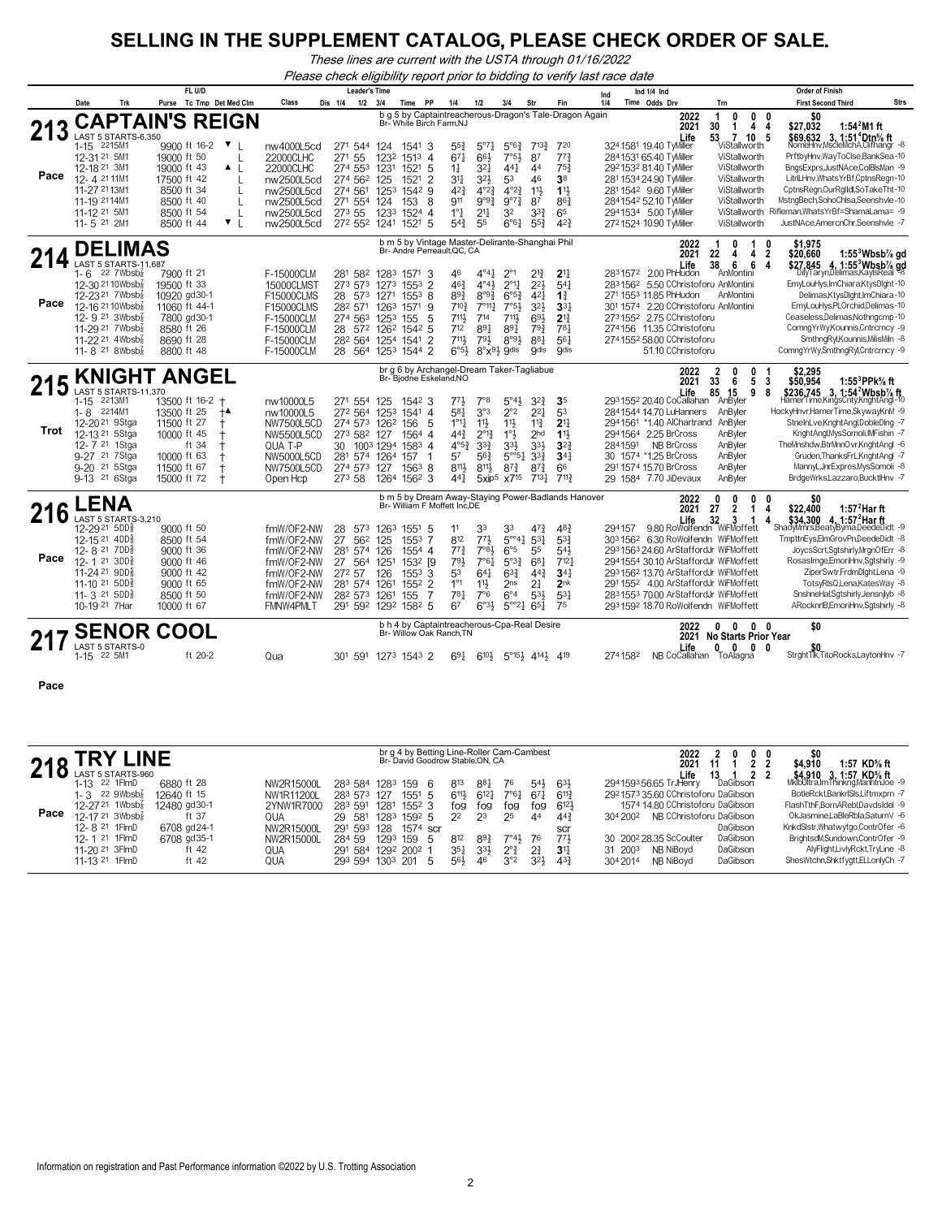# SELLING IN THE SUPPLEMENT CATALOG, PLEASE CHECK ORDER OF SALE.

*These lines are current with the USTA through 01/16/2022*

*Please check eligibility report prior to bidding to verify last race date*

## 213 CAPTAIN'S REIGN — Pace

b g 5 by Captaintreacherous-Dragon's Tale-Dragon Again
Br- White Birch Farm,NJ

| Year | Starts | 1st | 2nd | 3rd | Earnings | Record |
|---|---|---|---|---|---|---|
| 2022 | 1 | 0 | 0 | 0 | $0 | |
| 2021 | 30 | 1 | 4 | 4 | $27,032 | 1:54²M1 ft |
| Life | 53 | 7 | 10 | 5 | $69,632 | 3, 1:51⁴Dtn⅝ ft |

LAST 5 STARTS-6,350

| Date | Trk | Purse | Tc Tmp | Class | 1/4 | 1/2 | 3/4 | Time | PP | 1/4 | 1/2 | 3/4 | Str | Fin | Ind 1/4 | Ind Time | Odds | Drv | Trn | Order of Finish |
|---|---|---|---|---|---|---|---|---|---|---|---|---|---|---|---|---|---|---|---|---|
| 1-15 22 | 15M1 | 9900 | ft 16-2 ▼ L | nw4000L5cd | 27¹ | 54⁴ | 124 | 154¹ | 3 | 5⁵¾ | 5°7¼ | 5°6¾ | 7¹³¾ | 7²⁰ | 32⁴ | 158¹ | 19.40 | TyMiller | ViStallworth | NomeHnv,MscleMchA,Clifhangr -8 |
| 12-31 21 | 5M1 | 19000 | ft 50 L | 22000CLHC | 27¹ | 55 | 123² | 151³ | 4 | 6⁷¼ | 6⁶½ | 7°⁶½ | 8⁷ | 7⁷¾ | 28⁴ | 153¹ | 65.40 | TyMiller | ViStallworth | PrftbyHnv,WayToClse,BankSea -10 |
| 12-18 21 | 3M1 | 19000 | ft 43 ▲ L | 22000CLHC | 27⁴ | 55³ | 123¹ | 152¹ | 5 | 1½ | 3²¼ | 4⁴¼ | 4⁴ | 7⁵¾ | 29² | 153² | 81.40 | TyMiller | ViStallworth | BngsExprs,JustNAce,ColBlsMan -9 |
| 12-4 21 | 11M1 | 17500 | ft 42 L | nw2500L5cd | 27⁴ | 56² | 125 | 152¹ | 2 | 3¹½ | 3²½ | 5³ | 4⁶ | 3⁸ | 28¹ | 153⁴ | 24.90 | TyMiller | ViStallworth | LitrlLHnv,WhatsYrBf,CptnsRegn -10 |
| 11-27 21 | 13M1 | 8500 | ft 34 L | nw2500L5cd | 27⁴ | 56¹ | 125³ | 154² | 9 | 4²¾ | 4°²¾ | 4°²¾ | 1½ | 1¹½ | 28¹ | 154² | 9.60 | TyMiller | ViStallworth | CptnsRegn,OurRglldl,SoTakeTht -10 |
| 11-19 21 | 14M1 | 8500 | ft 40 L | nw2500L5cd | 27¹ | 55⁴ | 124 | 153 | 8 | 9¹¹ | 9°⁹¾ | 9°⁷¾ | 8⁷ | 8⁶¾ | 28⁴ | 154² | 52.10 | TyMiller | ViStallworth | MstngBech,SohoChlsa,Seenshvle -10 |
| 11-12 21 | 5M1 | 8500 | ft 54 L | nw2500L5cd | 27³ | 55 | 123³ | 152⁴ | 4 | 1°½ | 2¹½ | 3² | 3³¾ | 6⁵ | 29⁴ | 153⁴ | 5.00 | TyMiller | ViStallworth | Rifleman,WhatsYrBf=ShamaLama= -9 |
| 11-5 21 | 2M1 | 8500 | ft 44 ▼ L | nw2500L5cd | 27² | 55² | 124¹ | 152¹ | 5 | 5⁴¾ | 5⁵ | 6°⁶¼ | 5⁵¾ | 4²¾ | 27² | 152⁴ | 10.90 | TyMiller | ViStallworth | JustNAce,AmercnChr,Seenshvle -7 |

## 214 DELIMAS — Pace

b m 5 by Vintage Master-Delirante-Shanghai Phil
Br- Andre Perreault,QC, CA

| Year | Starts | 1st | 2nd | 3rd | Earnings | Record |
|---|---|---|---|---|---|---|
| 2022 | 1 | 0 | 1 | 0 | $1,975 | |
| 2021 | 22 | 4 | 4 | 2 | $20,660 | 1:55³Wbsb⅞ gd |
| Life | 38 | 6 | 6 | 4 | $27,845 | 4, 1:55³Wbsb⅞ gd |

LAST 5 STARTS-11,687

| Date | Trk | Purse | Tc Tmp | Class | 1/4 | 1/2 | 3/4 | Time | PP | 1/4 | 1/2 | 3/4 | Str | Fin | Ind 1/4 | Ind Time | Odds | Drv | Trn | Order of Finish |
|---|---|---|---|---|---|---|---|---|---|---|---|---|---|---|---|---|---|---|---|---|
| 1-6 22 | 7Wbsb⅞ | 7900 | ft 21 | F-15000CLM | 28¹ | 58² | 128³ | 157¹ | 3 | 4⁶ | 4°⁴¼ | 2°¹ | 2¹¾ | 2¹¾ | 28³ | 157² | 2.00 | PhHudon | AnMontini | DilyTaryn,Delimas,KaylsReal -8 |
| 12-30 21 | 10Wbsb⅞ | 19500 | ft 33 | 15000CLMST | 27³ | 57³ | 127³ | 155³ | 2 | 4⁶¾ | 4°⁴½ | 2°¹¼ | 2²¾ | 5⁴¼ | 28³ | 156² | 5.50 | CChristoforu | AnMontini | EmyLouHys,ImChiara,KtysDlght -10 |
| 12-23 21 | 7Wbsb⅞ | 10920 | gd30-1 | F15000CLMS | 28 | 57³ | 127¹ | 155³ | 8 | 8⁹¾ | 8°⁹¾ | 6°⁵¾ | 4²¼ | 1¾ | 27¹ | 155³ | 11.85 | PhHudon | AnMontini | Delimas,KtysDlght,ImChiara -10 |
| 12-16 21 | 10Wbsb⅞ | 11060 | ft 44-1 | F15000CLMS | 28² | 57¹ | 126³ | 157¹ | 9 | 7¹⁰¾ | 7°¹¹¼ | 7°⁵½ | 3²½ | 3³¼ | 30¹ | 157⁴ | 2.20 | CChristoforu | AnMontini | EmyLouHys,PLOrchid,Delimas -10 |
| 12-9 21 | 3Wbsb⅞ | 7800 | gd30-1 | F-15000CLM | 27⁴ | 56³ | 125³ | 155 | 5 | 7¹¹½ | 7¹⁴ | 7¹¹½ | 6⁹½ | 2¹¾ | 27³ | 155² | 2.75 | CChristoforu | | Ceaseless,Delimas,Nothngcmp -10 |
| 11-29 21 | 7Wbsb⅞ | 8580 | ft 26 | F-15000CLM | 28 | 57² | 126² | 154² | 5 | 7¹² | 8⁹¼ | 8⁹¼ | 7⁹¾ | 7⁸¼ | 27⁴ | 156 | 11.35 | CChristoforu | | ComngYrWy,Kounnis,Cntrcrncy -9 |
| 11-22 21 | 4Wbsb⅞ | 8690 | ft 28 | F-15000CLM | 28² | 56⁴ | 125⁴ | 154¹ | 2 | 7¹¹¼ | 7⁹½ | 8°⁹½ | 8⁸¼ | 5⁶¼ | 27⁴ | 155² | 58.00 | CChristoforu | | SmthngRyl,Kounnis,MilisMiln -8 |
| 11-8 21 | 8Wbsb⅞ | 8800 | ft 48 | F-15000CLM | 28 | 56⁴ | 125³ | 154⁴ | 2 | 6°⁵½ | 8°x⁹½ | 9dis | 9dis | 9dis | | | 51.10 | CChristoforu | | ComngYrWy,SmthngRyl,Cntrcrncy -9 |

## 215 KNIGHT ANGEL — Trot

br g 6 by Archangel-Dream Taker-Tagliabue
Br- Bjodne Eskeland,NO

| Year | Starts | 1st | 2nd | 3rd | Earnings | Record |
|---|---|---|---|---|---|---|
| 2022 | 2 | 0 | 0 | 1 | $2,295 | |
| 2021 | 33 | 6 | 5 | 3 | $50,954 | 1:55³PPk⅝ ft |
| Life | 85 | 15 | 9 | 8 | $236,745 | 3, 1:54²Wbsb⅞ ft |

LAST 5 STARTS-11,370

| Date | Trk | Purse | Tc Tmp | Class | 1/4 | 1/2 | 3/4 | Time | PP | 1/4 | 1/2 | 3/4 | Str | Fin | Ind 1/4 | Ind Time | Odds | Drv | Trn | Order of Finish |
|---|---|---|---|---|---|---|---|---|---|---|---|---|---|---|---|---|---|---|---|---|
| 1-15 22 | 13M1 | 13500 | ft 16-2 † | nw10000L5 | 27¹ | 55⁴ | 125 | 154² | 3 | 7⁷½ | 7°⁸ | 5°⁴½ | 3²¾ | 3⁵ | 29³ | 155² | 20.40 | CoCallahan | AnByler | HamerTime,KingsCnty,KnghtAngl -10 |
| 1-8 22 | 14M1 | 13500 | ft 25 †▲ | nw10000L5 | 27² | 56⁴ | 125³ | 154¹ | 4 | 5⁸½ | 3°³ | 2°² | 2²¼ | 5³ | 28⁴ | 154⁴ | 14.70 | LuHanners | AnByler | HockyHnvr,HamerTime,SkywayKnM -9 |
| 12-20 21 | 9Stga | 11500 | ft 27 † | NW7500L5CD | 27⁴ | 57³ | 126² | 156 | 5 | 1°¹¼ | 1¹½ | 1¹½ | 1¹¾ | 2¹¼ | 29⁴ | 156¹ | *1.40 | AlChartrand | AnByler | StnelnLve,KnghtAngl,DobleDng -7 |
| 12-13 21 | 5Stga | 10000 | ft 45 † | NW5500L5CD | 27³ | 58² | 127 | 156⁴ | 4 | 4⁴¾ | 2°¹¾ | 1°½ | 2hd | 1¹¼ | 29⁴ | 156⁴ | 2.25 | BrCross | AnByler | KnghtAngl,MysSomoli,MFishin -7 |
| 12-7 21 | 1Stga | | ft 34 † | QUA T-P | 30 | 100³ | 129⁴ | 158³ | 4 | 4°⁵¾ | 3³¾ | 3³½ | 3³½ | 3²¾ | 28⁴ | 159¹ | NB | BrCross | AnByler | TheMnshdw,BtrMnnOvr,KnghtAngl -6 |
| 9-27 21 | 7Stga | 10000 | ft 63 † | NW5000L5CD | 28¹ | 57⁴ | 126⁴ | 157 | 1 | 5⁷ | 5⁶¾ | 5°⁶⁵¼ | 3³¾ | 3⁴¼ | 30 | 157⁴ | *1.25 | BrCross | AnByler | Gruden,ThanksFrL,KnghtAngl -7 |
| 9-20 21 | 5Stga | 11500 | ft 67 † | NW7500L5CD | 27⁴ | 57³ | 127 | 156³ | 8 | 8¹¹½ | 8¹¹½ | 8⁷¾ | 8⁷¾ | 6⁶ | 29¹ | 157⁴ | 15.70 | BrCross | AnByler | MannyL,JnrExpres,MysSomoli -8 |
| 9-13 21 | 6Stga | 15000 | ft 72 † | Open Hcp | 27³ | 58 | 126⁴ | 156² | 3 | 4⁴¼ | 5xip⁵ | x7¹⁵ | 7¹³¼ | 7¹¹¾ | 29 | 158⁴ | 7.70 | JiDevaux | AnByler | BrdgeWrks,Lazzaro,BucktlHnv -7 |

## 216 LENA — Pace

b m 5 by Dream Away-Staying Power-Badlands Hanover
Br- William F Moffett Inc,DE

| Year | Starts | 1st | 2nd | 3rd | Earnings | Record |
|---|---|---|---|---|---|---|
| 2022 | 0 | 0 | 0 | 0 | $0 | |
| 2021 | 27 | 2 | 1 | 4 | $22,400 | 1:57²Har ft |
| Life | 32 | 3 | 1 | 4 | $34,300 | 4, 1:57²Har ft |

LAST 5 STARTS-3,210

| Date | Trk | Purse | Tc Tmp | Class | 1/4 | 1/2 | 3/4 | Time | PP | 1/4 | 1/2 | 3/4 | Str | Fin | Ind 1/4 | Ind Time | Odds | Drv | Trn | Order of Finish |
|---|---|---|---|---|---|---|---|---|---|---|---|---|---|---|---|---|---|---|---|---|
| 12-29 21 | 5DD⅝ | 9000 | ft 50 | fmW/OF2-NW | 28 | 57³ | 126³ | 155¹ | 5 | 1¹ | 3³ | 3³ | 4⁷¾ | 4⁸¾ | 29⁴ | 157 | 9.80 | RoWolfendn | WiFMoffett | ShadyMmrs,BeatyByrna,DeedeDidt -9 |
| 12-15 21 | 4DD⅝ | 8500 | ft 54 | fmW/OF2-NW | 27 | 56² | 125 | 155³ | 7 | 8¹² | 7⁷½ | 5°⁶⁴¼ | 5³¼ | 5³¾ | 30³ | 156² | 6.30 | RoWolfendn | WiFMoffett | TmpttnEys,ElmGrovPn,DeedeDidt -8 |
| 12-8 21 | 7DD⅝ | 9000 | ft 36 | fmW/OF2-NW | 28¹ | 57⁴ | 126 | 155⁴ | 4 | 7⁷¾ | 7°⁸½ | 6°⁵ | 5⁵ | 5⁴½ | 29³ | 156³ | 24.60 | ArStaffordJr | WiFMoffett | JoycsScrt,Sgtshirly,MrgnOfErr -8 |
| 12-1 21 | 3DD⅝ | 9000 | ft 46 | fmW/OF2-NW | 27 | 56⁴ | 125¹ | 153² | [9 | 7⁹½ | 7°⁶¼ | 5°³¾ | 6⁸½ | 7¹²¼ | 29⁴ | 155⁴ | 30.10 | ArStaffordJr | WiFMoffett | RosasImge,EmoriHnv,Sgtshirly -9 |
| 11-24 21 | 9DD⅝ | 9000 | ft 42 | fmW/OF2-NW | 27² | 57 | 126 | 155³ | 3 | 5³ | 6⁴¼ | 6³¾ | 4⁴¾ | 3⁴¼ | 29³ | 156² | 13.70 | ArStaffordJr | WiFMoffett | ZiperSwtr,FrdmDlght,Lena -9 |
| 11-10 21 | 5DD⅝ | 9000 | ft 65 | fmW/OF2-NW | 28¹ | 57⁴ | 126¹ | 155² | 2 | 1°¹ | 1¹½ | 2ns | 2¾ | 2nk | 29¹ | 155² | 4.00 | ArStaffordJr | WiFMoffett | TotsyRlsQ,Lena,KatesWay -8 |
| 11-3 21 | 5DD⅝ | 8500 | ft 50 | fmW/OF2-NW | 28² | 57³ | 126¹ | 155 | 7 | 7⁸¼ | 7°⁶ | 6°⁴ | 5³½ | 5³¼ | 28³ | 155³ | 70.00 | ArStaffordJr | WiFMoffett | SnshneHal,Sgtshirly,Jensnjlyb -8 |
| 10-19 21 | 7Har | 10000 | ft 67 | FMNW4PMLT | 29¹ | 59² | 129² | 158² | 5 | 6⁷ | 6°³½ | 5°°²¼ | 6⁵¼ | 7⁵ | 29³ | 159² | 18.70 | RoWolfendn | WiFMoffett | ARocknrlB,EmoriHnv,Sgtshirly -8 |

## 217 SENOR COOL — Pace

b h 4 by Captaintreacherous-Cpa-Real Desire
Br- Willow Oak Ranch,TN

| Year | Starts | 1st | 2nd | 3rd | Earnings |
|---|---|---|---|---|---|
| 2022 | 0 | 0 | 0 | 0 | $0 |
| 2021 | No Starts Prior Year | | | | |
| Life | 0 | 0 | 0 | 0 | $0 |

LAST 5 STARTS-0

| Date | Trk | Purse | Tc Tmp | Class | 1/4 | 1/2 | 3/4 | Time | PP | 1/4 | 1/2 | 3/4 | Str | Fin | Ind 1/4 | Ind Time | Odds | Drv | Trn | Order of Finish |
|---|---|---|---|---|---|---|---|---|---|---|---|---|---|---|---|---|---|---|---|---|
| 1-15 22 | 5M1 | | ft 20-2 | Qua | 30¹ | 59¹ | 127³ | 154³ | 2 | 6⁹¼ | 6¹⁰½ | 5°¹⁵¼ | 4¹⁴½ | 4¹⁹ | 27⁴ | 158² | NB | CoCallahan | ToAlagna | StrghtTlk,TitoRocks,LaytonHnv -7 |

## 218 TRY LINE — Pace

br g 4 by Betting Line-Roller Cam-Cambest
Br- David Goodrow Stable,ON, CA

| Year | Starts | 1st | 2nd | 3rd | Earnings | Record |
|---|---|---|---|---|---|---|
| 2022 | 2 | 0 | 0 | 0 | $0 | |
| 2021 | 11 | 1 | 2 | 2 | $4,910 | 1:57 KD⅝ ft |
| Life | 13 | 1 | 2 | 2 | $4,910 | 3, 1:57 KD⅝ ft |

LAST 5 STARTS-960

| Date | Trk | Purse | Tc Tmp | Class | 1/4 | 1/2 | 3/4 | Time | PP | 1/4 | 1/2 | 3/4 | Str | Fin | Ind 1/4 | Ind Time | Odds | Drv | Trn | Order of Finish |
|---|---|---|---|---|---|---|---|---|---|---|---|---|---|---|---|---|---|---|---|---|
| 1-13 22 | 1FlmD | 6880 | ft 28 | NW2R15000L | 28³ | 58⁴ | 128³ | 159 | 6 | 8¹³ | 8⁸¾ | 7⁶ | 5⁴¼ | 6³½ | 29⁴ | 159³ | 56.65 | TrJHenry | DaGibson | MkItbUltra,ImThinkng,ManhtnJoe -9 |
| 1-3 22 | 9Wbsb⅞ | 12640 | ft 15 | NW1R11200L | 28³ | 57³ | 127 | 155¹ | 5 | 6¹¹½ | 6¹²¼ | 7°⁶¼ | 6⁷¼ | 6¹¹¾ | 29² | 157³ | 35.60 | CChristoforu | DaGibson | BotleRckt,BankrlSls,Liftmxprn -7 |
| 12-27 21 | 1Wbsb⅞ | 12480 | gd30-1 | 2YNW1R7000 | 28³ | 59¹ | 128¹ | 155² | 3 | fog | fog | fog | fog | 6¹²½ | | 157⁴ | 14.80 | CChristoforu | DaGibson | FlashTthF,BornARebl,Davdsldel -9 |
| 12-17 21 | 3Wbsb⅞ | | ft 37 | QUA | 29 | 58¹ | 128³ | 159² | 5 | 2² | 2³ | 2⁵ | 4⁴ | 4⁴¾ | 30⁴ | 200² | NB | CChristoforu | DaGibson | OkJasmine,LaBleRbla,SaturnV -6 |
| 12-8 21 | 1FlmD | 6708 | gd24-1 | NW2R15000L | 29¹ | 59³ | 128 | 157⁴ | scr | | | | | scr | | | | | DaGibson | KnkdSlstr,Whatwytgo,ContrOfer -6 |
| 12-1 21 | 1FlmD | 6708 | gd35-1 | NW2R15000L | 28⁴ | 59 | 129³ | 159 | 5 | 8¹² | 8⁹¾ | 7°⁴¼ | 7⁶ | 7⁷½ | 30 | 200² | 28.35 | ScCoulter | DaGibson | BrightsdM,Sundown,ContrOfer -9 |
| 11-20 21 | 3FlmD | | ft 42 | QUA | 29¹ | 58⁴ | 129² | 200² | 1 | 3⁵¼ | 3³½ | 2°¾ | 2¾ | 3¹¼ | 31 | 200³ | NB | NiBoyd | DaGibson | AlyFlight,LivlyRckt,TryLine -8 |
| 11-13 21 | 1FlmD | | ft 42 | QUA | 29³ | 59⁴ | 130³ | 201 | 5 | 5⁶½ | 4⁶ | 3°² | 3²½ | 4³¾ | 30⁴ | 201⁴ | NB | NiBoyd | DaGibson | ShesWtchn,Shktfygtt,ELLonlyCh -7 |

Information on registration and Past Performance information ©2022 by U.S. Trotting Association